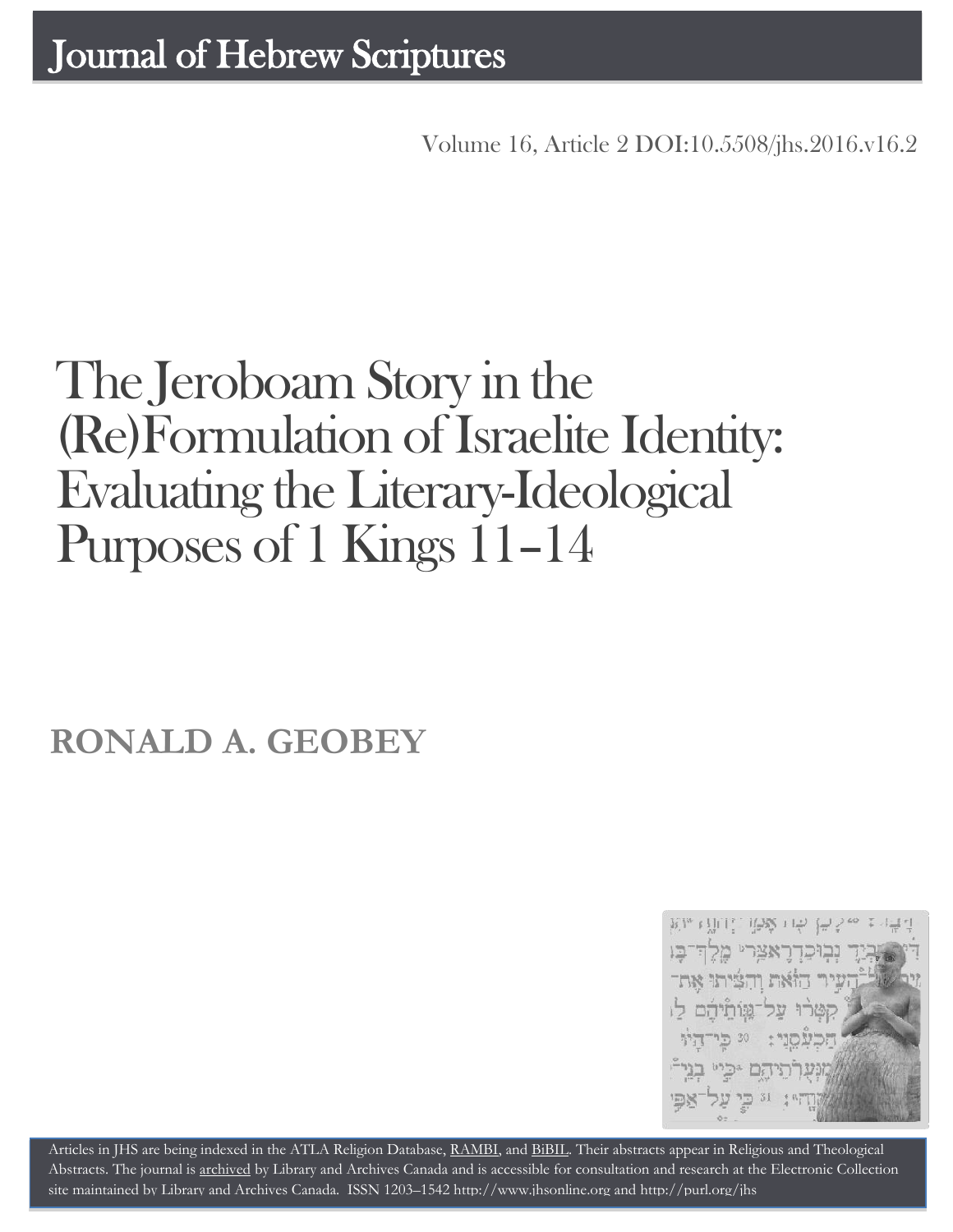# Journal of Hebrew Scriptures

Volume 16, Article 2 DOI:10.5508/jhs.2016.v16.2

# The Jeroboam Story in the (Re)Formulation of Israelite Identity: Evaluating the Literary-Ideological Purposes of 1 Kings 11–14

## RONALD A. GEOBEY

Articles in JHS are being indexed in the ATLA Religion Database, RAMBI, and BiBIL. Their abstracts appear in Religious and Theological Abstracts. The journal is archived by Library and Archives Canada and is accessible for consultation and research at the Electronic Collection site maintained by Library and Archives Canada. ISSN 1203–1542 http://www.jhsonline.org and http://purl.org/jhs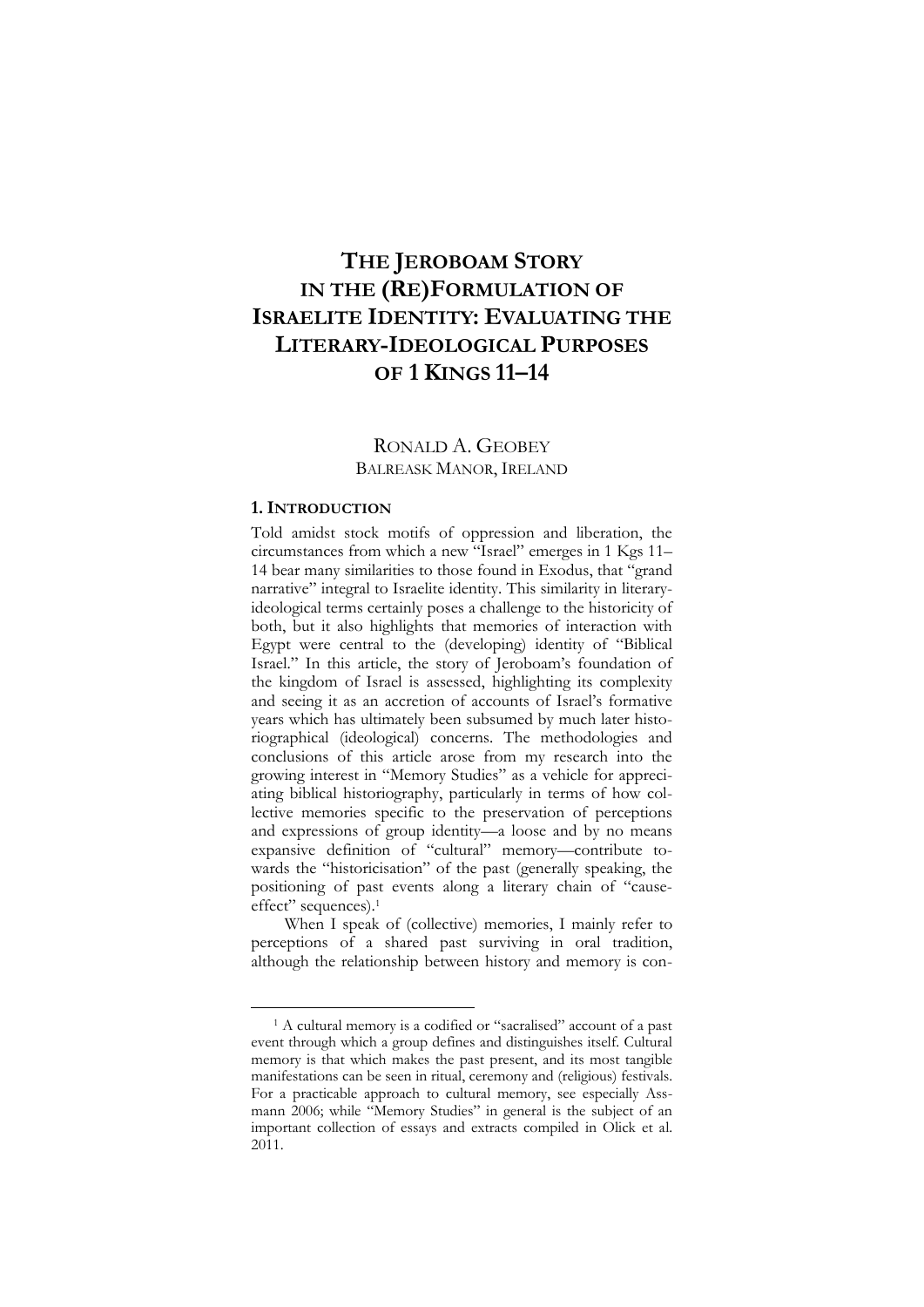# The Jeroboam Story in the (Re)Formulation of Israelite Identity: Evaluating the Literary-Ideological Purposes of 1 Kings 11–14

RONALD A. GEOBEY
BALREASK MANOR, IRELAND

## 1. Introduction

Told amidst stock motifs of oppression and liberation, the circumstances from which a new "Israel" emerges in 1 Kgs 11–14 bear many similarities to those found in Exodus, that "grand narrative" integral to Israelite identity. This similarity in literary-ideological terms certainly poses a challenge to the historicity of both, but it also highlights that memories of interaction with Egypt were central to the (developing) identity of "Biblical Israel." In this article, the story of Jeroboam's foundation of the kingdom of Israel is assessed, highlighting its complexity and seeing it as an accretion of accounts of Israel's formative years which has ultimately been subsumed by much later historiographical (ideological) concerns. The methodologies and conclusions of this article arose from my research into the growing interest in "Memory Studies" as a vehicle for appreciating biblical historiography, particularly in terms of how collective memories specific to the preservation of perceptions and expressions of group identity—a loose and by no means expansive definition of "cultural" memory—contribute towards the "historicisation" of the past (generally speaking, the positioning of past events along a literary chain of "cause-effect" sequences).[1]

When I speak of (collective) memories, I mainly refer to perceptions of a shared past surviving in oral tradition, although the relationship between history and memory is con-

[1] A cultural memory is a codified or "sacralised" account of a past event through which a group defines and distinguishes itself. Cultural memory is that which makes the past present, and its most tangible manifestations can be seen in ritual, ceremony and (religious) festivals. For a practicable approach to cultural memory, see especially Assmann 2006; while "Memory Studies" in general is the subject of an important collection of essays and extracts compiled in Olick et al. 2011.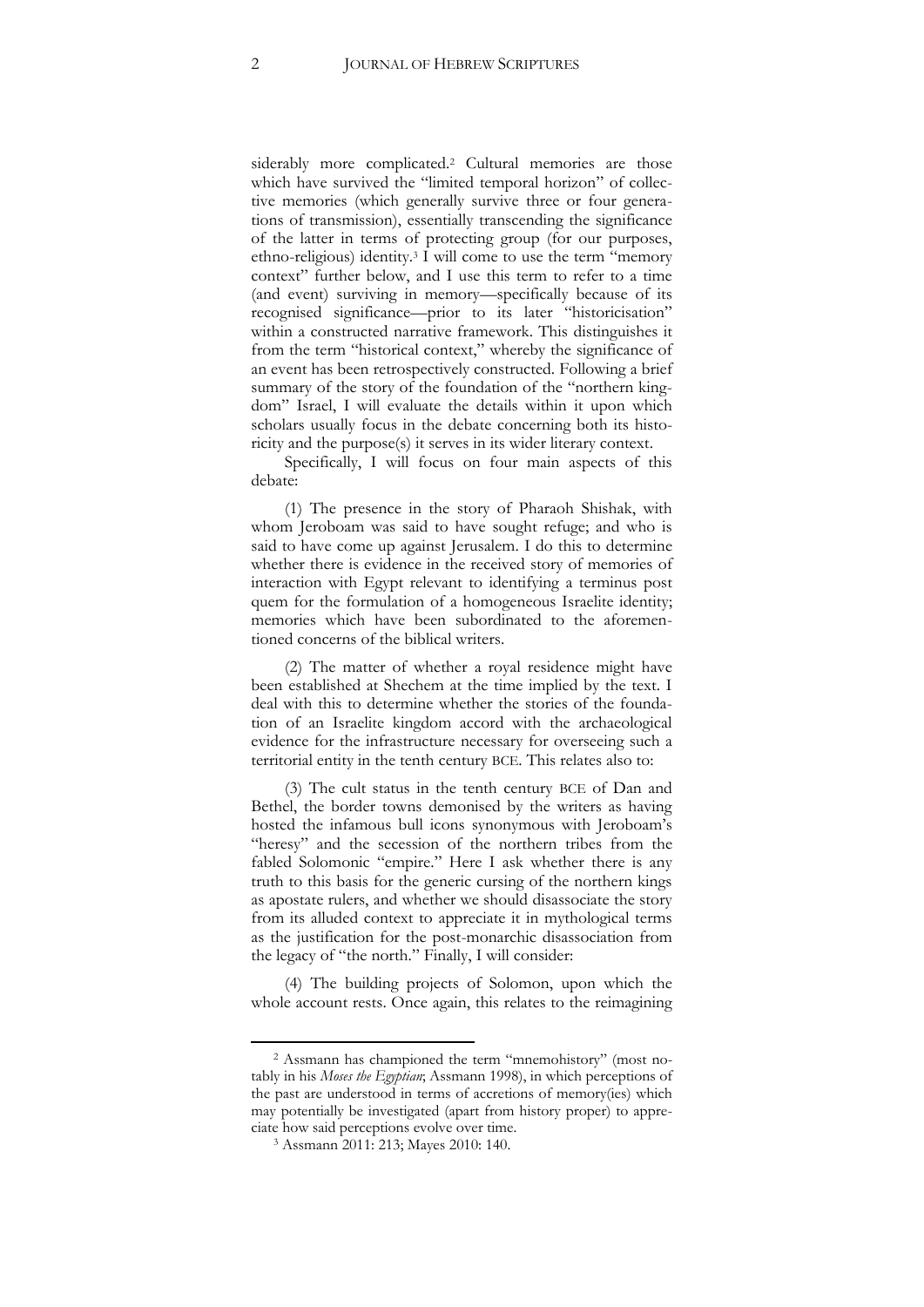siderably more complicated.[2] Cultural memories are those which have survived the "limited temporal horizon" of collective memories (which generally survive three or four generations of transmission), essentially transcending the significance of the latter in terms of protecting group (for our purposes, ethno-religious) identity.[3] I will come to use the term "memory context" further below, and I use this term to refer to a time (and event) surviving in memory—specifically because of its recognised significance—prior to its later "historicisation" within a constructed narrative framework. This distinguishes it from the term "historical context," whereby the significance of an event has been retrospectively constructed. Following a brief summary of the story of the foundation of the "northern kingdom" Israel, I will evaluate the details within it upon which scholars usually focus in the debate concerning both its historicity and the purpose(s) it serves in its wider literary context.

Specifically, I will focus on four main aspects of this debate:

(1) The presence in the story of Pharaoh Shishak, with whom Jeroboam was said to have sought refuge; and who is said to have come up against Jerusalem. I do this to determine whether there is evidence in the received story of memories of interaction with Egypt relevant to identifying a terminus post quem for the formulation of a homogeneous Israelite identity; memories which have been subordinated to the aforementioned concerns of the biblical writers.

(2) The matter of whether a royal residence might have been established at Shechem at the time implied by the text. I deal with this to determine whether the stories of the foundation of an Israelite kingdom accord with the archaeological evidence for the infrastructure necessary for overseeing such a territorial entity in the tenth century BCE. This relates also to:

(3) The cult status in the tenth century BCE of Dan and Bethel, the border towns demonised by the writers as having hosted the infamous bull icons synonymous with Jeroboam's "heresy" and the secession of the northern tribes from the fabled Solomonic "empire." Here I ask whether there is any truth to this basis for the generic cursing of the northern kings as apostate rulers, and whether we should disassociate the story from its alluded context to appreciate it in mythological terms as the justification for the post-monarchic disassociation from the legacy of "the north." Finally, I will consider:

(4) The building projects of Solomon, upon which the whole account rests. Once again, this relates to the reimagining

---

[2] Assmann has championed the term "mnemohistory" (most notably in his *Moses the Egyptian*; Assmann 1998), in which perceptions of the past are understood in terms of accretions of memory(ies) which may potentially be investigated (apart from history proper) to appreciate how said perceptions evolve over time.

[3] Assmann 2011: 213; Mayes 2010: 140.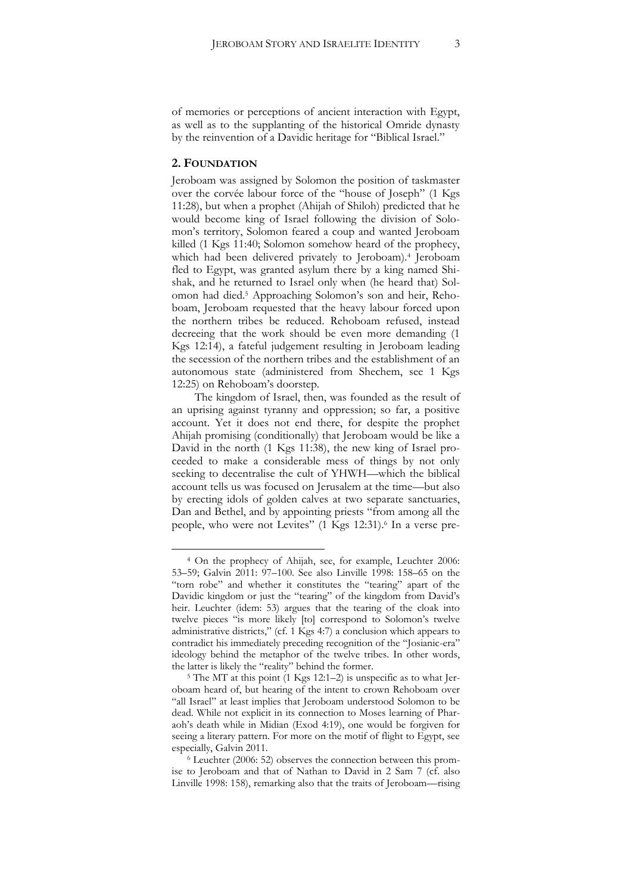of memories or perceptions of ancient interaction with Egypt, as well as to the supplanting of the historical Omride dynasty by the reinvention of a Davidic heritage for "Biblical Israel."

## 2. Foundation

Jeroboam was assigned by Solomon the position of taskmaster over the corvée labour force of the "house of Joseph" (1 Kgs 11:28), but when a prophet (Ahijah of Shiloh) predicted that he would become king of Israel following the division of Solomon's territory, Solomon feared a coup and wanted Jeroboam killed (1 Kgs 11:40; Solomon somehow heard of the prophecy, which had been delivered privately to Jeroboam).[4] Jeroboam fled to Egypt, was granted asylum there by a king named Shishak, and he returned to Israel only when (he heard that) Solomon had died.[5] Approaching Solomon's son and heir, Rehoboam, Jeroboam requested that the heavy labour forced upon the northern tribes be reduced. Rehoboam refused, instead decreeing that the work should be even more demanding (1 Kgs 12:14), a fateful judgement resulting in Jeroboam leading the secession of the northern tribes and the establishment of an autonomous state (administered from Shechem, see 1 Kgs 12:25) on Rehoboam's doorstep.

The kingdom of Israel, then, was founded as the result of an uprising against tyranny and oppression; so far, a positive account. Yet it does not end there, for despite the prophet Ahijah promising (conditionally) that Jeroboam would be like a David in the north (1 Kgs 11:38), the new king of Israel proceeded to make a considerable mess of things by not only seeking to decentralise the cult of YHWH—which the biblical account tells us was focused on Jerusalem at the time—but also by erecting idols of golden calves at two separate sanctuaries, Dan and Bethel, and by appointing priests "from among all the people, who were not Levites" (1 Kgs 12:31).[6] In a verse pre-

---

[4] On the prophecy of Ahijah, see, for example, Leuchter 2006: 53–59; Galvin 2011: 97–100. See also Linville 1998: 158–65 on the "torn robe" and whether it constitutes the "tearing" apart of the Davidic kingdom or just the "tearing" of the kingdom from David's heir. Leuchter (idem: 53) argues that the tearing of the cloak into twelve pieces "is more likely [to] correspond to Solomon's twelve administrative districts," (cf. 1 Kgs 4:7) a conclusion which appears to contradict his immediately preceding recognition of the "Josianic-era" ideology behind the metaphor of the twelve tribes. In other words, the latter is likely the "reality" behind the former.

[5] The MT at this point (1 Kgs 12:1–2) is unspecific as to what Jeroboam heard of, but hearing of the intent to crown Rehoboam over "all Israel" at least implies that Jeroboam understood Solomon to be dead. While not explicit in its connection to Moses learning of Pharaoh's death while in Midian (Exod 4:19), one would be forgiven for seeing a literary pattern. For more on the motif of flight to Egypt, see especially, Galvin 2011.

[6] Leuchter (2006: 52) observes the connection between this promise to Jeroboam and that of Nathan to David in 2 Sam 7 (cf. also Linville 1998: 158), remarking also that the traits of Jeroboam—rising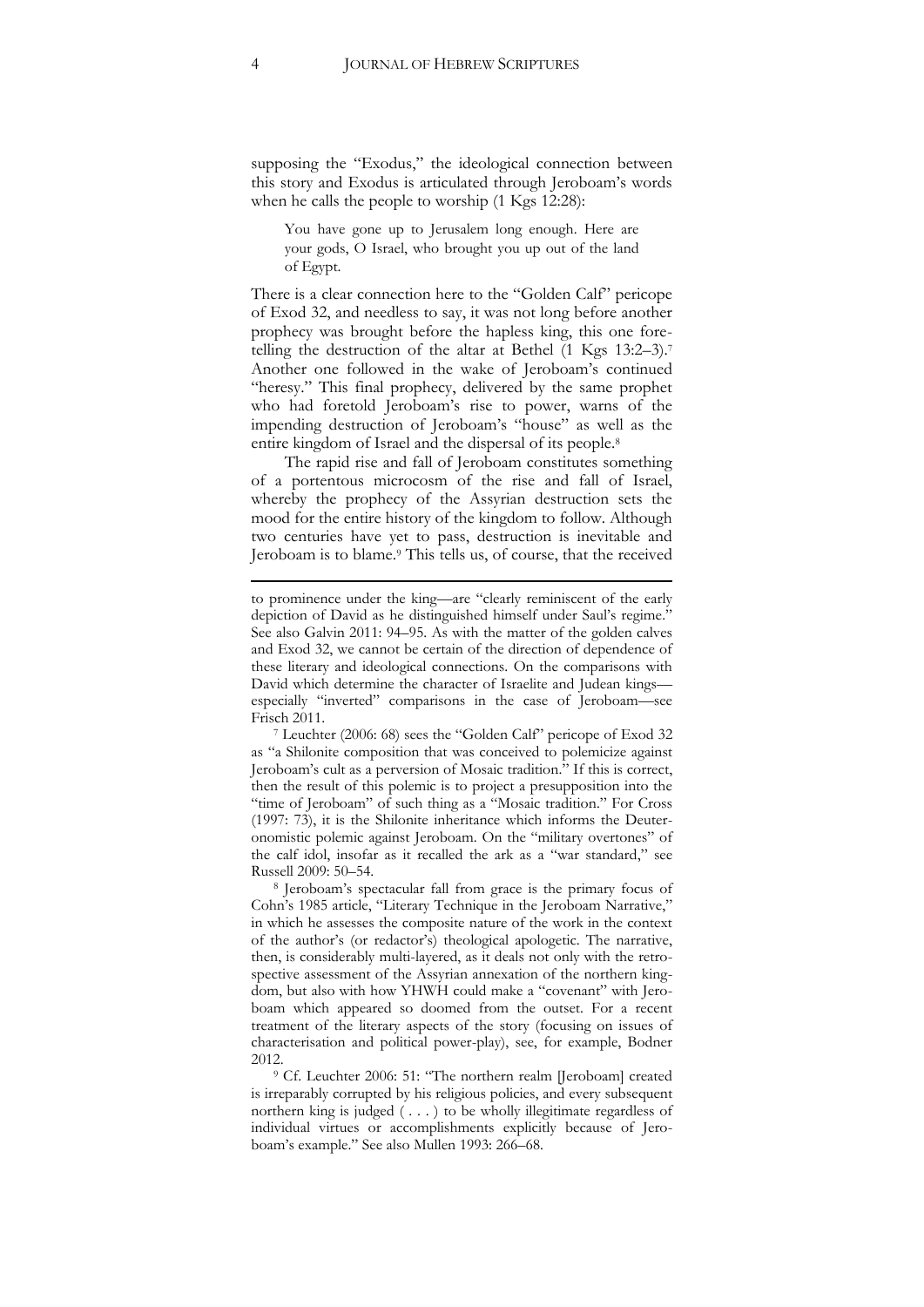supposing the "Exodus," the ideological connection between this story and Exodus is articulated through Jeroboam's words when he calls the people to worship (1 Kgs 12:28):

> You have gone up to Jerusalem long enough. Here are your gods, O Israel, who brought you up out of the land of Egypt.

There is a clear connection here to the "Golden Calf" pericope of Exod 32, and needless to say, it was not long before another prophecy was brought before the hapless king, this one foretelling the destruction of the altar at Bethel (1 Kgs 13:2–3).[7] Another one followed in the wake of Jeroboam's continued "heresy." This final prophecy, delivered by the same prophet who had foretold Jeroboam's rise to power, warns of the impending destruction of Jeroboam's "house" as well as the entire kingdom of Israel and the dispersal of its people.[8]

The rapid rise and fall of Jeroboam constitutes something of a portentous microcosm of the rise and fall of Israel, whereby the prophecy of the Assyrian destruction sets the mood for the entire history of the kingdom to follow. Although two centuries have yet to pass, destruction is inevitable and Jeroboam is to blame.[9] This tells us, of course, that the received

---

to prominence under the king—are "clearly reminiscent of the early depiction of David as he distinguished himself under Saul's regime." See also Galvin 2011: 94–95. As with the matter of the golden calves and Exod 32, we cannot be certain of the direction of dependence of these literary and ideological connections. On the comparisons with David which determine the character of Israelite and Judean kings—especially "inverted" comparisons in the case of Jeroboam—see Frisch 2011.

[7] Leuchter (2006: 68) sees the "Golden Calf" pericope of Exod 32 as "a Shilonite composition that was conceived to polemicize against Jeroboam's cult as a perversion of Mosaic tradition." If this is correct, then the result of this polemic is to project a presupposition into the "time of Jeroboam" of such thing as a "Mosaic tradition." For Cross (1997: 73), it is the Shilonite inheritance which informs the Deuteronomistic polemic against Jeroboam. On the "military overtones" of the calf idol, insofar as it recalled the ark as a "war standard," see Russell 2009: 50–54.

[8] Jeroboam's spectacular fall from grace is the primary focus of Cohn's 1985 article, "Literary Technique in the Jeroboam Narrative," in which he assesses the composite nature of the work in the context of the author's (or redactor's) theological apologetic. The narrative, then, is considerably multi-layered, as it deals not only with the retrospective assessment of the Assyrian annexation of the northern kingdom, but also with how YHWH could make a "covenant" with Jeroboam which appeared so doomed from the outset. For a recent treatment of the literary aspects of the story (focusing on issues of characterisation and political power-play), see, for example, Bodner 2012.

[9] Cf. Leuchter 2006: 51: "The northern realm [Jeroboam] created is irreparably corrupted by his religious policies, and every subsequent northern king is judged ( . . . ) to be wholly illegitimate regardless of individual virtues or accomplishments explicitly because of Jeroboam's example." See also Mullen 1993: 266–68.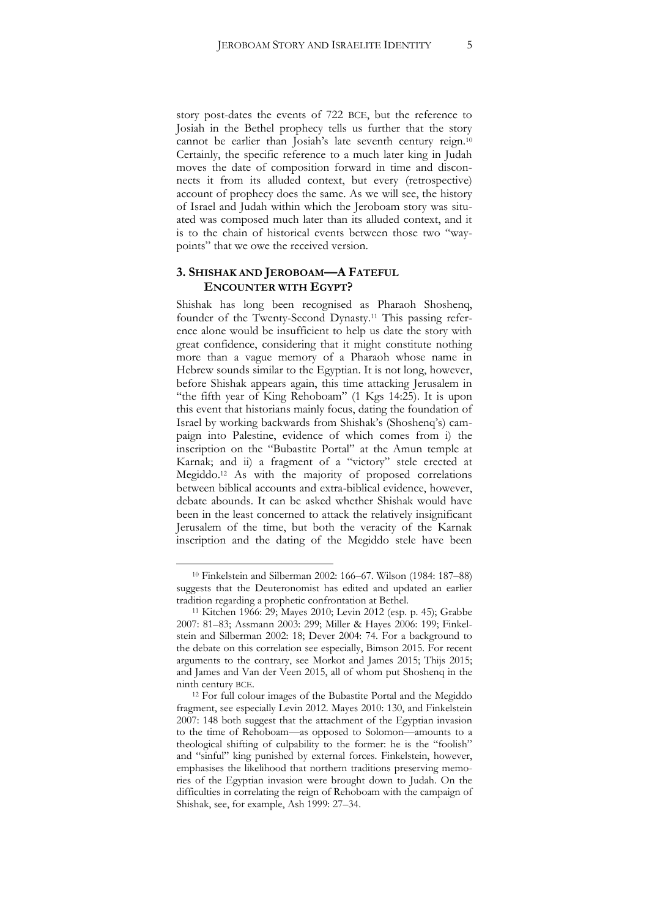story post-dates the events of 722 BCE, but the reference to Josiah in the Bethel prophecy tells us further that the story cannot be earlier than Josiah's late seventh century reign.[10] Certainly, the specific reference to a much later king in Judah moves the date of composition forward in time and disconnects it from its alluded context, but every (retrospective) account of prophecy does the same. As we will see, the history of Israel and Judah within which the Jeroboam story was situated was composed much later than its alluded context, and it is to the chain of historical events between those two "way-points" that we owe the received version.

## 3. Shishak and Jeroboam—A Fateful Encounter with Egypt?

Shishak has long been recognised as Pharaoh Shoshenq, founder of the Twenty-Second Dynasty.[11] This passing reference alone would be insufficient to help us date the story with great confidence, considering that it might constitute nothing more than a vague memory of a Pharaoh whose name in Hebrew sounds similar to the Egyptian. It is not long, however, before Shishak appears again, this time attacking Jerusalem in "the fifth year of King Rehoboam" (1 Kgs 14:25). It is upon this event that historians mainly focus, dating the foundation of Israel by working backwards from Shishak's (Shoshenq's) campaign into Palestine, evidence of which comes from i) the inscription on the "Bubastite Portal" at the Amun temple at Karnak; and ii) a fragment of a "victory" stele erected at Megiddo.[12] As with the majority of proposed correlations between biblical accounts and extra-biblical evidence, however, debate abounds. It can be asked whether Shishak would have been in the least concerned to attack the relatively insignificant Jerusalem of the time, but both the veracity of the Karnak inscription and the dating of the Megiddo stele have been

---

[10] Finkelstein and Silberman 2002: 166–67. Wilson (1984: 187–88) suggests that the Deuteronomist has edited and updated an earlier tradition regarding a prophetic confrontation at Bethel.

[11] Kitchen 1966: 29; Mayes 2010; Levin 2012 (esp. p. 45); Grabbe 2007: 81–83; Assmann 2003: 299; Miller & Hayes 2006: 199; Finkelstein and Silberman 2002: 18; Dever 2004: 74. For a background to the debate on this correlation see especially, Bimson 2015. For recent arguments to the contrary, see Morkot and James 2015; Thijs 2015; and James and Van der Veen 2015, all of whom put Shoshenq in the ninth century BCE.

[12] For full colour images of the Bubastite Portal and the Megiddo fragment, see especially Levin 2012. Mayes 2010: 130, and Finkelstein 2007: 148 both suggest that the attachment of the Egyptian invasion to the time of Rehoboam—as opposed to Solomon—amounts to a theological shifting of culpability to the former: he is the "foolish" and "sinful" king punished by external forces. Finkelstein, however, emphasises the likelihood that northern traditions preserving memories of the Egyptian invasion were brought down to Judah. On the difficulties in correlating the reign of Rehoboam with the campaign of Shishak, see, for example, Ash 1999: 27–34.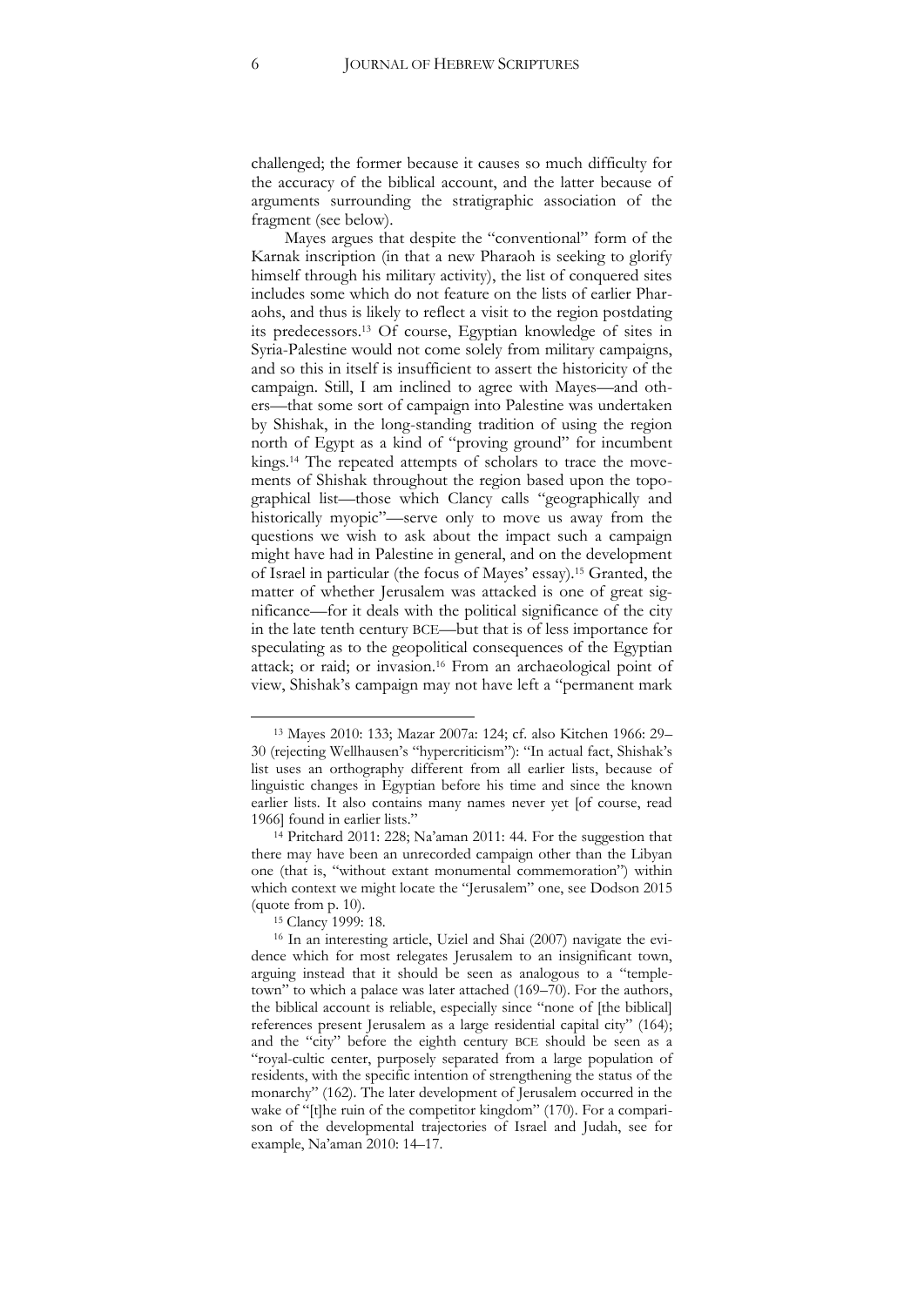challenged; the former because it causes so much difficulty for the accuracy of the biblical account, and the latter because of arguments surrounding the stratigraphic association of the fragment (see below).

Mayes argues that despite the "conventional" form of the Karnak inscription (in that a new Pharaoh is seeking to glorify himself through his military activity), the list of conquered sites includes some which do not feature on the lists of earlier Pharaohs, and thus is likely to reflect a visit to the region postdating its predecessors.[13] Of course, Egyptian knowledge of sites in Syria-Palestine would not come solely from military campaigns, and so this in itself is insufficient to assert the historicity of the campaign. Still, I am inclined to agree with Mayes—and others—that some sort of campaign into Palestine was undertaken by Shishak, in the long-standing tradition of using the region north of Egypt as a kind of "proving ground" for incumbent kings.[14] The repeated attempts of scholars to trace the movements of Shishak throughout the region based upon the topographical list—those which Clancy calls "geographically and historically myopic"—serve only to move us away from the questions we wish to ask about the impact such a campaign might have had in Palestine in general, and on the development of Israel in particular (the focus of Mayes' essay).[15] Granted, the matter of whether Jerusalem was attacked is one of great significance—for it deals with the political significance of the city in the late tenth century BCE—but that is of less importance for speculating as to the geopolitical consequences of the Egyptian attack; or raid; or invasion.[16] From an archaeological point of view, Shishak's campaign may not have left a "permanent mark

---

[13] Mayes 2010: 133; Mazar 2007a: 124; cf. also Kitchen 1966: 29–30 (rejecting Wellhausen's "hypercriticism"): "In actual fact, Shishak's list uses an orthography different from all earlier lists, because of linguistic changes in Egyptian before his time and since the known earlier lists. It also contains many names never yet [of course, read 1966] found in earlier lists."

[14] Pritchard 2011: 228; Na'aman 2011: 44. For the suggestion that there may have been an unrecorded campaign other than the Libyan one (that is, "without extant monumental commemoration") within which context we might locate the "Jerusalem" one, see Dodson 2015 (quote from p. 10).

[15] Clancy 1999: 18.

[16] In an interesting article, Uziel and Shai (2007) navigate the evidence which for most relegates Jerusalem to an insignificant town, arguing instead that it should be seen as analogous to a "temple-town" to which a palace was later attached (169–70). For the authors, the biblical account is reliable, especially since "none of [the biblical] references present Jerusalem as a large residential capital city" (164); and the "city" before the eighth century BCE should be seen as a "royal-cultic center, purposely separated from a large population of residents, with the specific intention of strengthening the status of the monarchy" (162). The later development of Jerusalem occurred in the wake of "[t]he ruin of the competitor kingdom" (170). For a comparison of the developmental trajectories of Israel and Judah, see for example, Na'aman 2010: 14–17.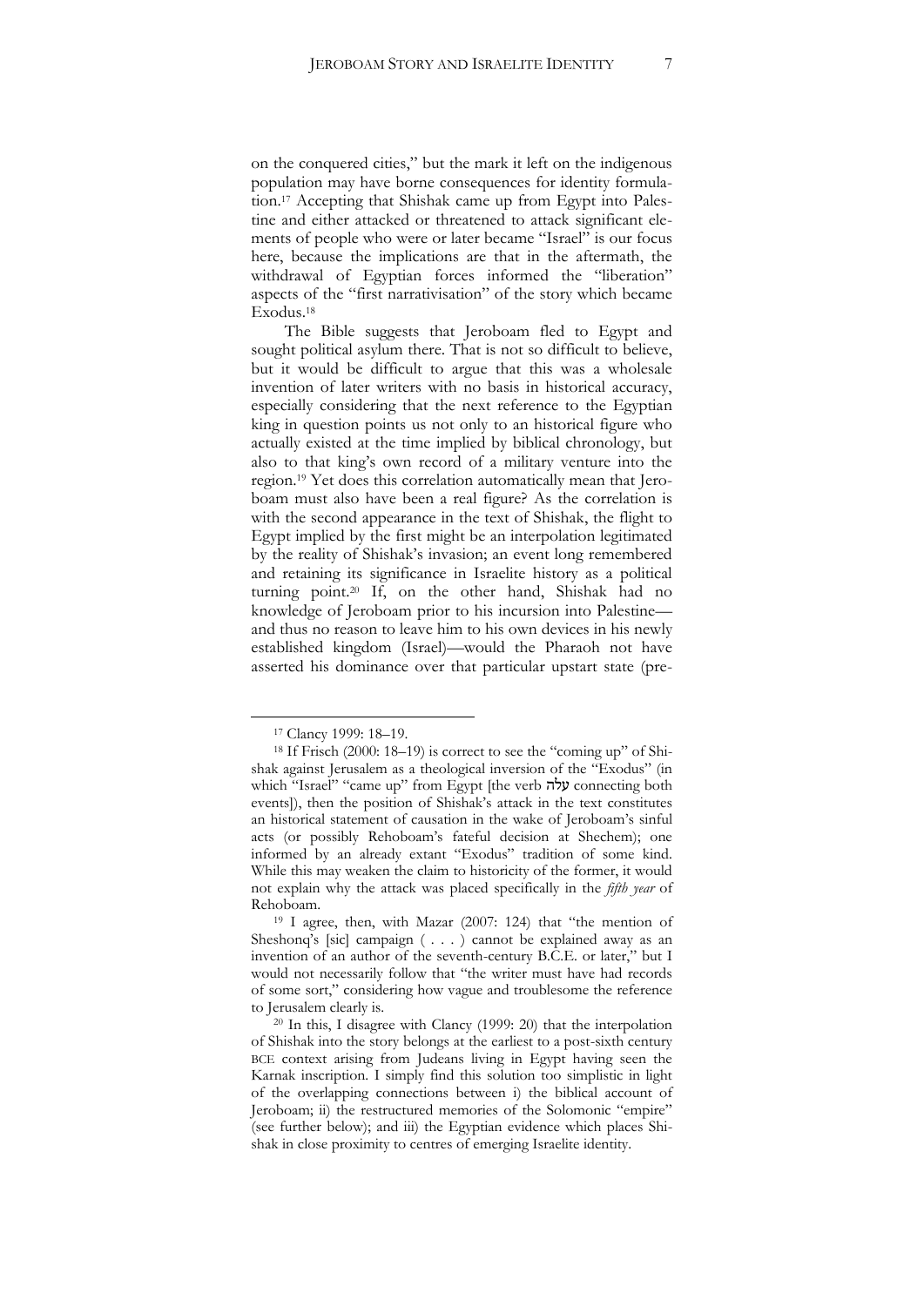on the conquered cities," but the mark it left on the indigenous population may have borne consequences for identity formulation.[17] Accepting that Shishak came up from Egypt into Palestine and either attacked or threatened to attack significant elements of people who were or later became "Israel" is our focus here, because the implications are that in the aftermath, the withdrawal of Egyptian forces informed the "liberation" aspects of the "first narrativisation" of the story which became Exodus.[18]

The Bible suggests that Jeroboam fled to Egypt and sought political asylum there. That is not so difficult to believe, but it would be difficult to argue that this was a wholesale invention of later writers with no basis in historical accuracy, especially considering that the next reference to the Egyptian king in question points us not only to an historical figure who actually existed at the time implied by biblical chronology, but also to that king's own record of a military venture into the region.[19] Yet does this correlation automatically mean that Jeroboam must also have been a real figure? As the correlation is with the second appearance in the text of Shishak, the flight to Egypt implied by the first might be an interpolation legitimated by the reality of Shishak's invasion; an event long remembered and retaining its significance in Israelite history as a political turning point.[20] If, on the other hand, Shishak had no knowledge of Jeroboam prior to his incursion into Palestine—and thus no reason to leave him to his own devices in his newly established kingdom (Israel)—would the Pharaoh not have asserted his dominance over that particular upstart state (pre-

---

[17] Clancy 1999: 18–19.

[18] If Frisch (2000: 18–19) is correct to see the "coming up" of Shishak against Jerusalem as a theological inversion of the "Exodus" (in which "Israel" "came up" from Egypt [the verb עלה connecting both events]), then the position of Shishak's attack in the text constitutes an historical statement of causation in the wake of Jeroboam's sinful acts (or possibly Rehoboam's fateful decision at Shechem); one informed by an already extant "Exodus" tradition of some kind. While this may weaken the claim to historicity of the former, it would not explain why the attack was placed specifically in the *fifth year* of Rehoboam.

[19] I agree, then, with Mazar (2007: 124) that "the mention of Sheshonq's [sic] campaign ( . . . ) cannot be explained away as an invention of an author of the seventh-century B.C.E. or later," but I would not necessarily follow that "the writer must have had records of some sort," considering how vague and troublesome the reference to Jerusalem clearly is.

[20] In this, I disagree with Clancy (1999: 20) that the interpolation of Shishak into the story belongs at the earliest to a post-sixth century BCE context arising from Judeans living in Egypt having seen the Karnak inscription. I simply find this solution too simplistic in light of the overlapping connections between i) the biblical account of Jeroboam; ii) the restructured memories of the Solomonic "empire" (see further below); and iii) the Egyptian evidence which places Shishak in close proximity to centres of emerging Israelite identity.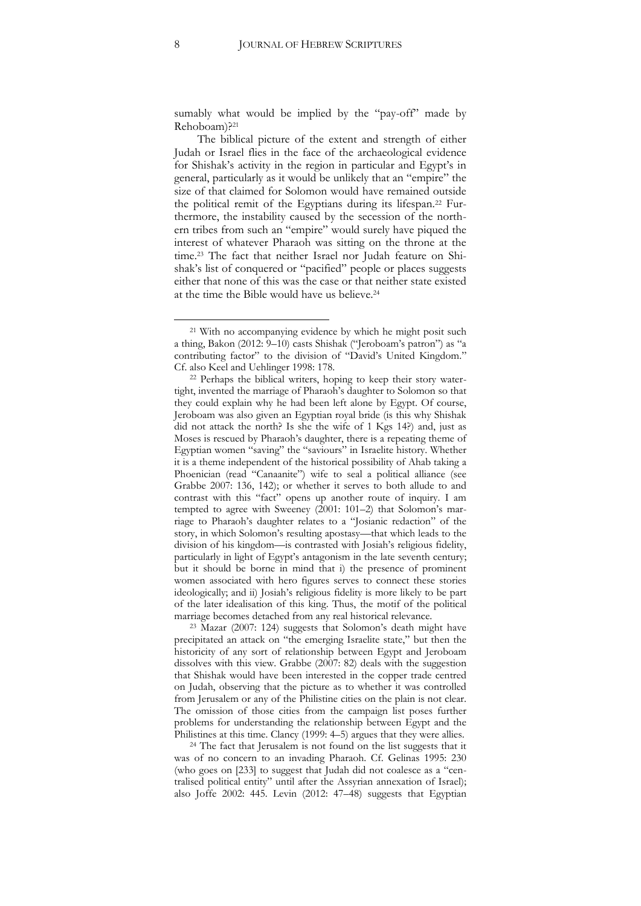sumably what would be implied by the "pay-off" made by Rehoboam)?[21]

The biblical picture of the extent and strength of either Judah or Israel flies in the face of the archaeological evidence for Shishak's activity in the region in particular and Egypt's in general, particularly as it would be unlikely that an "empire" the size of that claimed for Solomon would have remained outside the political remit of the Egyptians during its lifespan.[22] Furthermore, the instability caused by the secession of the northern tribes from such an "empire" would surely have piqued the interest of whatever Pharaoh was sitting on the throne at the time.[23] The fact that neither Israel nor Judah feature on Shishak's list of conquered or "pacified" people or places suggests either that none of this was the case or that neither state existed at the time the Bible would have us believe.[24]

---

[21] With no accompanying evidence by which he might posit such a thing, Bakon (2012: 9–10) casts Shishak ("Jeroboam's patron") as "a contributing factor" to the division of "David's United Kingdom." Cf. also Keel and Uehlinger 1998: 178.

[22] Perhaps the biblical writers, hoping to keep their story watertight, invented the marriage of Pharaoh's daughter to Solomon so that they could explain why he had been left alone by Egypt. Of course, Jeroboam was also given an Egyptian royal bride (is this why Shishak did not attack the north? Is she the wife of 1 Kgs 14?) and, just as Moses is rescued by Pharaoh's daughter, there is a repeating theme of Egyptian women "saving" the "saviours" in Israelite history. Whether it is a theme independent of the historical possibility of Ahab taking a Phoenician (read "Canaanite") wife to seal a political alliance (see Grabbe 2007: 136, 142); or whether it serves to both allude to and contrast with this "fact" opens up another route of inquiry. I am tempted to agree with Sweeney (2001: 101–2) that Solomon's marriage to Pharaoh's daughter relates to a "Josianic redaction" of the story, in which Solomon's resulting apostasy—that which leads to the division of his kingdom—is contrasted with Josiah's religious fidelity, particularly in light of Egypt's antagonism in the late seventh century; but it should be borne in mind that i) the presence of prominent women associated with hero figures serves to connect these stories ideologically; and ii) Josiah's religious fidelity is more likely to be part of the later idealisation of this king. Thus, the motif of the political marriage becomes detached from any real historical relevance.

[23] Mazar (2007: 124) suggests that Solomon's death might have precipitated an attack on "the emerging Israelite state," but then the historicity of any sort of relationship between Egypt and Jeroboam dissolves with this view. Grabbe (2007: 82) deals with the suggestion that Shishak would have been interested in the copper trade centred on Judah, observing that the picture as to whether it was controlled from Jerusalem or any of the Philistine cities on the plain is not clear. The omission of those cities from the campaign list poses further problems for understanding the relationship between Egypt and the Philistines at this time. Clancy (1999: 4–5) argues that they were allies.

[24] The fact that Jerusalem is not found on the list suggests that it was of no concern to an invading Pharaoh. Cf. Gelinas 1995: 230 (who goes on [233] to suggest that Judah did not coalesce as a "centralised political entity" until after the Assyrian annexation of Israel); also Joffe 2002: 445. Levin (2012: 47–48) suggests that Egyptian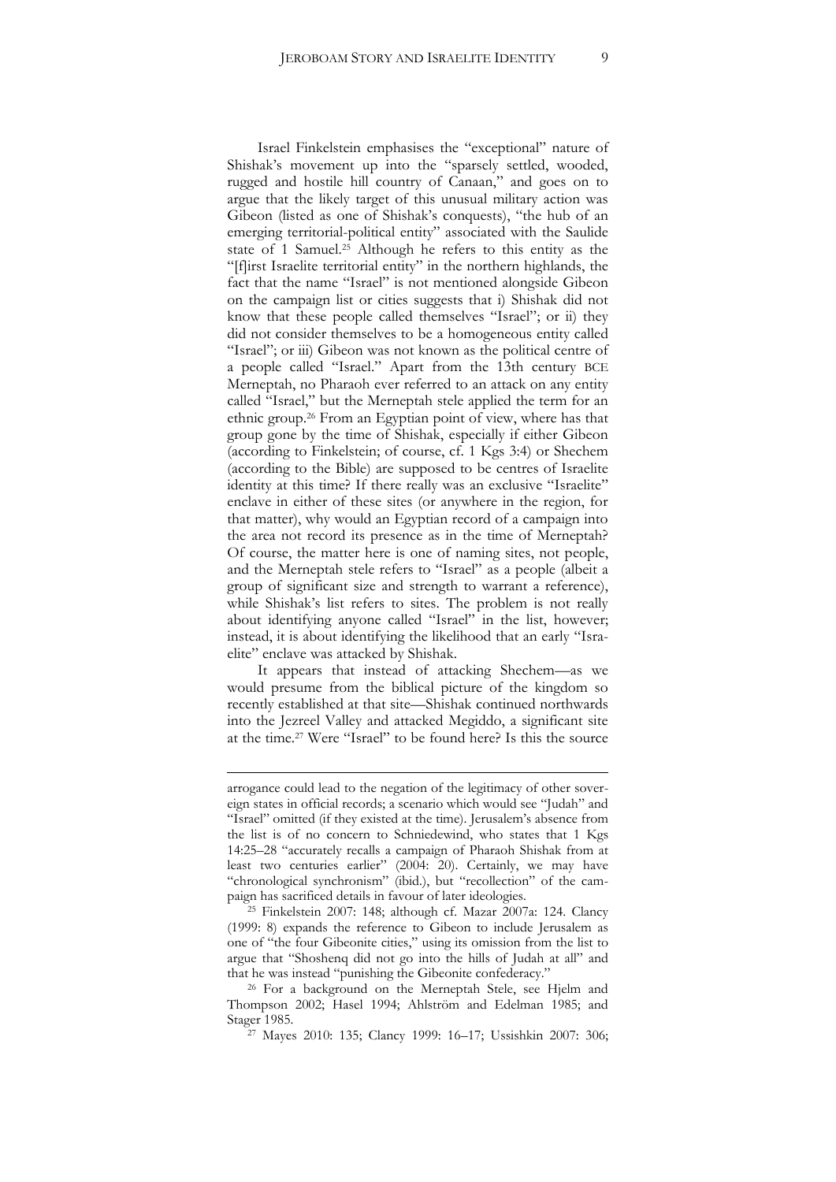Israel Finkelstein emphasises the "exceptional" nature of Shishak's movement up into the "sparsely settled, wooded, rugged and hostile hill country of Canaan," and goes on to argue that the likely target of this unusual military action was Gibeon (listed as one of Shishak's conquests), "the hub of an emerging territorial-political entity" associated with the Saulide state of 1 Samuel.[25] Although he refers to this entity as the "[f]irst Israelite territorial entity" in the northern highlands, the fact that the name "Israel" is not mentioned alongside Gibeon on the campaign list or cities suggests that i) Shishak did not know that these people called themselves "Israel"; or ii) they did not consider themselves to be a homogeneous entity called "Israel"; or iii) Gibeon was not known as the political centre of a people called "Israel." Apart from the 13th century BCE Merneptah, no Pharaoh ever referred to an attack on any entity called "Israel," but the Merneptah stele applied the term for an ethnic group.[26] From an Egyptian point of view, where has that group gone by the time of Shishak, especially if either Gibeon (according to Finkelstein; of course, cf. 1 Kgs 3:4) or Shechem (according to the Bible) are supposed to be centres of Israelite identity at this time? If there really was an exclusive "Israelite" enclave in either of these sites (or anywhere in the region, for that matter), why would an Egyptian record of a campaign into the area not record its presence as in the time of Merneptah? Of course, the matter here is one of naming sites, not people, and the Merneptah stele refers to "Israel" as a people (albeit a group of significant size and strength to warrant a reference), while Shishak's list refers to sites. The problem is not really about identifying anyone called "Israel" in the list, however; instead, it is about identifying the likelihood that an early "Israelite" enclave was attacked by Shishak.

It appears that instead of attacking Shechem—as we would presume from the biblical picture of the kingdom so recently established at that site—Shishak continued northwards into the Jezreel Valley and attacked Megiddo, a significant site at the time.[27] Were "Israel" to be found here? Is this the source

---

arrogance could lead to the negation of the legitimacy of other sovereign states in official records; a scenario which would see "Judah" and "Israel" omitted (if they existed at the time). Jerusalem's absence from the list is of no concern to Schniedewind, who states that 1 Kgs 14:25–28 "accurately recalls a campaign of Pharaoh Shishak from at least two centuries earlier" (2004: 20). Certainly, we may have "chronological synchronism" (ibid.), but "recollection" of the campaign has sacrificed details in favour of later ideologies.

[25] Finkelstein 2007: 148; although cf. Mazar 2007a: 124. Clancy (1999: 8) expands the reference to Gibeon to include Jerusalem as one of "the four Gibeonite cities," using its omission from the list to argue that "Shoshenq did not go into the hills of Judah at all" and that he was instead "punishing the Gibeonite confederacy."

[26] For a background on the Merneptah Stele, see Hjelm and Thompson 2002; Hasel 1994; Ahlström and Edelman 1985; and Stager 1985.

[27] Mayes 2010: 135; Clancy 1999: 16–17; Ussishkin 2007: 306;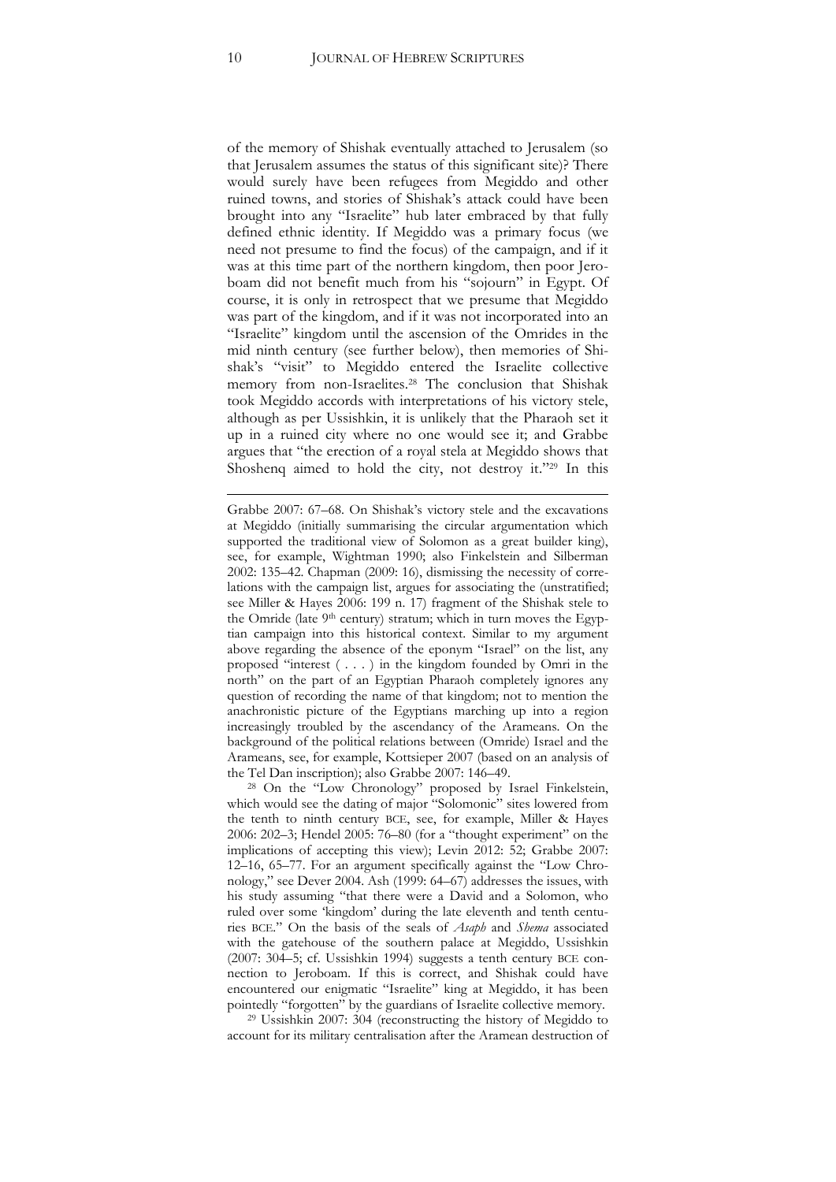of the memory of Shishak eventually attached to Jerusalem (so that Jerusalem assumes the status of this significant site)? There would surely have been refugees from Megiddo and other ruined towns, and stories of Shishak's attack could have been brought into any "Israelite" hub later embraced by that fully defined ethnic identity. If Megiddo was a primary focus (we need not presume to find the focus) of the campaign, and if it was at this time part of the northern kingdom, then poor Jeroboam did not benefit much from his "sojourn" in Egypt. Of course, it is only in retrospect that we presume that Megiddo was part of the kingdom, and if it was not incorporated into an "Israelite" kingdom until the ascension of the Omrides in the mid ninth century (see further below), then memories of Shishak's "visit" to Megiddo entered the Israelite collective memory from non-Israelites.[28] The conclusion that Shishak took Megiddo accords with interpretations of his victory stele, although as per Ussishkin, it is unlikely that the Pharaoh set it up in a ruined city where no one would see it; and Grabbe argues that "the erection of a royal stela at Megiddo shows that Shoshenq aimed to hold the city, not destroy it."[29] In this

---

Grabbe 2007: 67–68. On Shishak's victory stele and the excavations at Megiddo (initially summarising the circular argumentation which supported the traditional view of Solomon as a great builder king), see, for example, Wightman 1990; also Finkelstein and Silberman 2002: 135–42. Chapman (2009: 16), dismissing the necessity of correlations with the campaign list, argues for associating the (unstratified; see Miller & Hayes 2006: 199 n. 17) fragment of the Shishak stele to the Omride (late 9th century) stratum; which in turn moves the Egyptian campaign into this historical context. Similar to my argument above regarding the absence of the eponym "Israel" on the list, any proposed "interest ( . . . ) in the kingdom founded by Omri in the north" on the part of an Egyptian Pharaoh completely ignores any question of recording the name of that kingdom; not to mention the anachronistic picture of the Egyptians marching up into a region increasingly troubled by the ascendancy of the Arameans. On the background of the political relations between (Omride) Israel and the Arameans, see, for example, Kottsieper 2007 (based on an analysis of the Tel Dan inscription); also Grabbe 2007: 146–49.

[28] On the "Low Chronology" proposed by Israel Finkelstein, which would see the dating of major "Solomonic" sites lowered from the tenth to ninth century BCE, see, for example, Miller & Hayes 2006: 202–3; Hendel 2005: 76–80 (for a "thought experiment" on the implications of accepting this view); Levin 2012: 52; Grabbe 2007: 12–16, 65–77. For an argument specifically against the "Low Chronology," see Dever 2004. Ash (1999: 64–67) addresses the issues, with his study assuming "that there were a David and a Solomon, who ruled over some 'kingdom' during the late eleventh and tenth centuries BCE." On the basis of the seals of *Asaph* and *Shema* associated with the gatehouse of the southern palace at Megiddo, Ussishkin (2007: 304–5; cf. Ussishkin 1994) suggests a tenth century BCE connection to Jeroboam. If this is correct, and Shishak could have encountered our enigmatic "Israelite" king at Megiddo, it has been pointedly "forgotten" by the guardians of Israelite collective memory.

[29] Ussishkin 2007: 304 (reconstructing the history of Megiddo to account for its military centralisation after the Aramean destruction of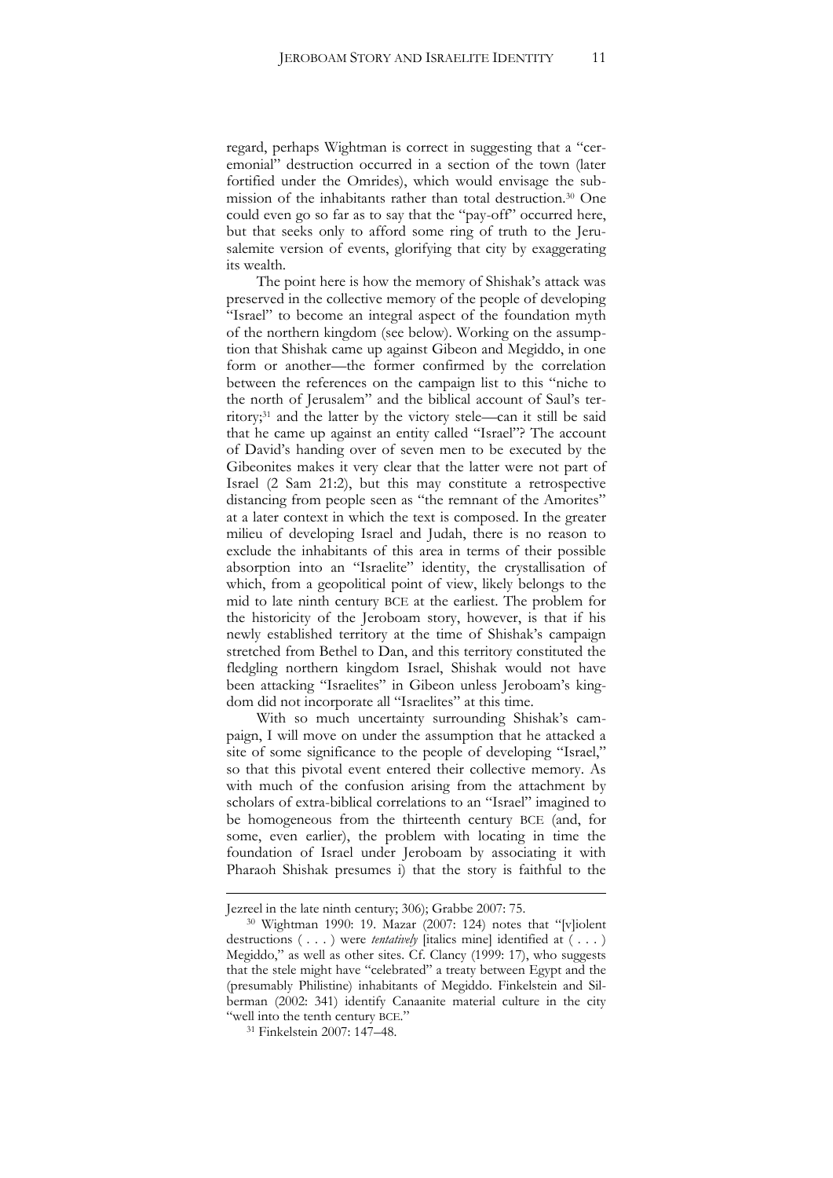regard, perhaps Wightman is correct in suggesting that a "ceremonial" destruction occurred in a section of the town (later fortified under the Omrides), which would envisage the submission of the inhabitants rather than total destruction.[30] One could even go so far as to say that the "pay-off" occurred here, but that seeks only to afford some ring of truth to the Jerusalemite version of events, glorifying that city by exaggerating its wealth.

The point here is how the memory of Shishak's attack was preserved in the collective memory of the people of developing "Israel" to become an integral aspect of the foundation myth of the northern kingdom (see below). Working on the assumption that Shishak came up against Gibeon and Megiddo, in one form or another—the former confirmed by the correlation between the references on the campaign list to this "niche to the north of Jerusalem" and the biblical account of Saul's territory;[31] and the latter by the victory stele—can it still be said that he came up against an entity called "Israel"? The account of David's handing over of seven men to be executed by the Gibeonites makes it very clear that the latter were not part of Israel (2 Sam 21:2), but this may constitute a retrospective distancing from people seen as "the remnant of the Amorites" at a later context in which the text is composed. In the greater milieu of developing Israel and Judah, there is no reason to exclude the inhabitants of this area in terms of their possible absorption into an "Israelite" identity, the crystallisation of which, from a geopolitical point of view, likely belongs to the mid to late ninth century BCE at the earliest. The problem for the historicity of the Jeroboam story, however, is that if his newly established territory at the time of Shishak's campaign stretched from Bethel to Dan, and this territory constituted the fledgling northern kingdom Israel, Shishak would not have been attacking "Israelites" in Gibeon unless Jeroboam's kingdom did not incorporate all "Israelites" at this time.

With so much uncertainty surrounding Shishak's campaign, I will move on under the assumption that he attacked a site of some significance to the people of developing "Israel," so that this pivotal event entered their collective memory. As with much of the confusion arising from the attachment by scholars of extra-biblical correlations to an "Israel" imagined to be homogeneous from the thirteenth century BCE (and, for some, even earlier), the problem with locating in time the foundation of Israel under Jeroboam by associating it with Pharaoh Shishak presumes i) that the story is faithful to the

---

Jezreel in the late ninth century; 306); Grabbe 2007: 75.

[30] Wightman 1990: 19. Mazar (2007: 124) notes that "[v]iolent destructions ( . . . ) were *tentatively* [italics mine] identified at ( . . . ) Megiddo," as well as other sites. Cf. Clancy (1999: 17), who suggests that the stele might have "celebrated" a treaty between Egypt and the (presumably Philistine) inhabitants of Megiddo. Finkelstein and Silberman (2002: 341) identify Canaanite material culture in the city "well into the tenth century BCE."

[31] Finkelstein 2007: 147–48.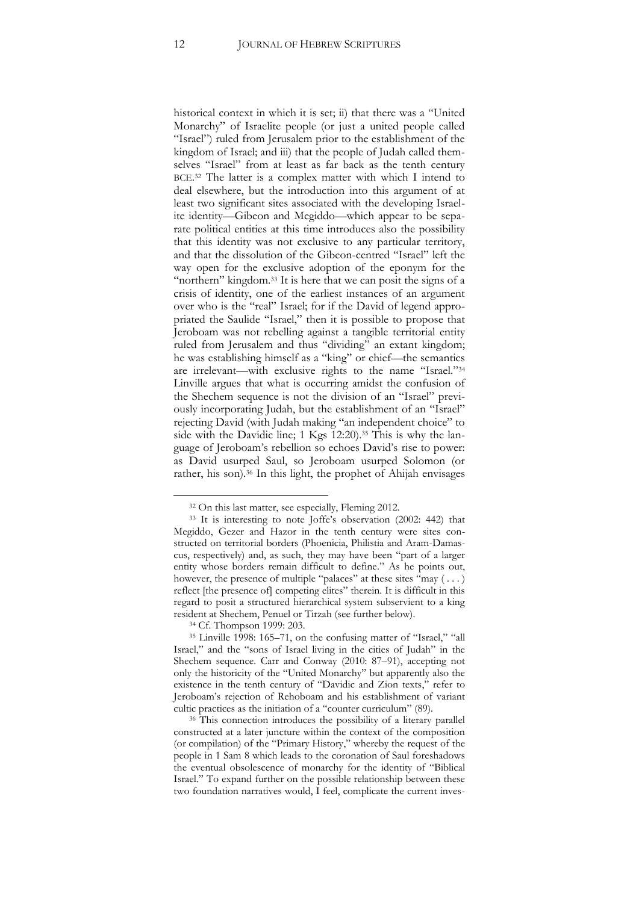historical context in which it is set; ii) that there was a "United Monarchy" of Israelite people (or just a united people called "Israel") ruled from Jerusalem prior to the establishment of the kingdom of Israel; and iii) that the people of Judah called themselves "Israel" from at least as far back as the tenth century BCE.[32] The latter is a complex matter with which I intend to deal elsewhere, but the introduction into this argument of at least two significant sites associated with the developing Israelite identity—Gibeon and Megiddo—which appear to be separate political entities at this time introduces also the possibility that this identity was not exclusive to any particular territory, and that the dissolution of the Gibeon-centred "Israel" left the way open for the exclusive adoption of the eponym for the "northern" kingdom.[33] It is here that we can posit the signs of a crisis of identity, one of the earliest instances of an argument over who is the "real" Israel; for if the David of legend appropriated the Saulide "Israel," then it is possible to propose that Jeroboam was not rebelling against a tangible territorial entity ruled from Jerusalem and thus "dividing" an extant kingdom; he was establishing himself as a "king" or chief—the semantics are irrelevant—with exclusive rights to the name "Israel."[34] Linville argues that what is occurring amidst the confusion of the Shechem sequence is not the division of an "Israel" previously incorporating Judah, but the establishment of an "Israel" rejecting David (with Judah making "an independent choice" to side with the Davidic line; 1 Kgs 12:20).[35] This is why the language of Jeroboam's rebellion so echoes David's rise to power: as David usurped Saul, so Jeroboam usurped Solomon (or rather, his son).[36] In this light, the prophet of Ahijah envisages

---

[32] On this last matter, see especially, Fleming 2012.

[33] It is interesting to note Joffe's observation (2002: 442) that Megiddo, Gezer and Hazor in the tenth century were sites constructed on territorial borders (Phoenicia, Philistia and Aram-Damascus, respectively) and, as such, they may have been "part of a larger entity whose borders remain difficult to define." As he points out, however, the presence of multiple "palaces" at these sites "may ( . . . ) reflect [the presence of] competing elites" therein. It is difficult in this regard to posit a structured hierarchical system subservient to a king resident at Shechem, Penuel or Tirzah (see further below).

[34] Cf. Thompson 1999: 203.

[35] Linville 1998: 165–71, on the confusing matter of "Israel," "all Israel," and the "sons of Israel living in the cities of Judah" in the Shechem sequence. Carr and Conway (2010: 87–91), accepting not only the historicity of the "United Monarchy" but apparently also the existence in the tenth century of "Davidic and Zion texts," refer to Jeroboam's rejection of Rehoboam and his establishment of variant cultic practices as the initiation of a "counter curriculum" (89).

[36] This connection introduces the possibility of a literary parallel constructed at a later juncture within the context of the composition (or compilation) of the "Primary History," whereby the request of the people in 1 Sam 8 which leads to the coronation of Saul foreshadows the eventual obsolescence of monarchy for the identity of "Biblical Israel." To expand further on the possible relationship between these two foundation narratives would, I feel, complicate the current inves-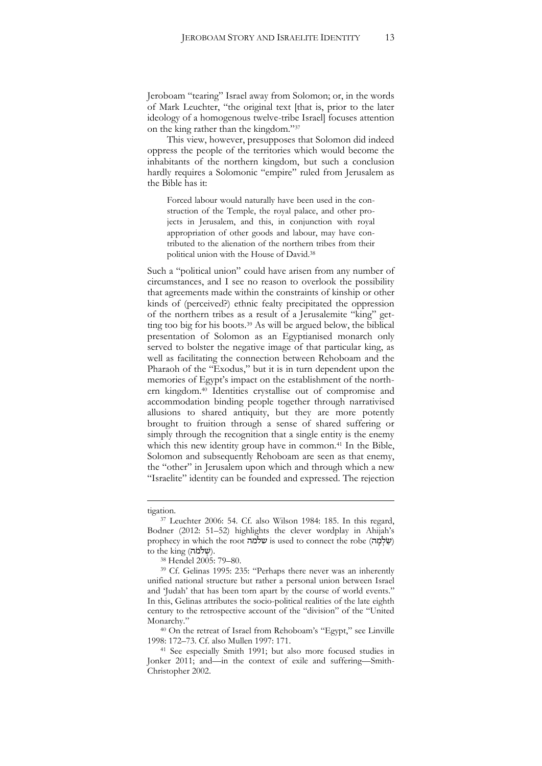Jeroboam "tearing" Israel away from Solomon; or, in the words of Mark Leuchter, "the original text [that is, prior to the later ideology of a homogenous twelve-tribe Israel] focuses attention on the king rather than the kingdom."[37]

This view, however, presupposes that Solomon did indeed oppress the people of the territories which would become the inhabitants of the northern kingdom, but such a conclusion hardly requires a Solomonic "empire" ruled from Jerusalem as the Bible has it:

> Forced labour would naturally have been used in the construction of the Temple, the royal palace, and other projects in Jerusalem, and this, in conjunction with royal appropriation of other goods and labour, may have contributed to the alienation of the northern tribes from their political union with the House of David.[38]

Such a "political union" could have arisen from any number of circumstances, and I see no reason to overlook the possibility that agreements made within the constraints of kinship or other kinds of (perceived?) ethnic fealty precipitated the oppression of the northern tribes as a result of a Jerusalemite "king" getting too big for his boots.[39] As will be argued below, the biblical presentation of Solomon as an Egyptianised monarch only served to bolster the negative image of that particular king, as well as facilitating the connection between Rehoboam and the Pharaoh of the "Exodus," but it is in turn dependent upon the memories of Egypt's impact on the establishment of the northern kingdom.[40] Identities crystallise out of compromise and accommodation binding people together through narrativised allusions to shared antiquity, but they are more potently brought to fruition through a sense of shared suffering or simply through the recognition that a single entity is the enemy which this new identity group have in common.[41] In the Bible, Solomon and subsequently Rehoboam are seen as that enemy, the "other" in Jerusalem upon which and through which a new "Israelite" identity can be founded and expressed. The rejection

---

tigation.

[37] Leuchter 2006: 54. Cf. also Wilson 1984: 185. In this regard, Bodner (2012: 51–52) highlights the clever wordplay in Ahijah's prophecy in which the root שלמה is used to connect the robe (שַׂלְמָה) to the king (שְׁלֹמֹה).

[38] Hendel 2005: 79–80.

[39] Cf. Gelinas 1995: 235: "Perhaps there never was an inherently unified national structure but rather a personal union between Israel and 'Judah' that has been torn apart by the course of world events." In this, Gelinas attributes the socio-political realities of the late eighth century to the retrospective account of the "division" of the "United Monarchy."

[40] On the retreat of Israel from Rehoboam's "Egypt," see Linville 1998: 172–73. Cf. also Mullen 1997: 171.

[41] See especially Smith 1991; but also more focused studies in Jonker 2011; and—in the context of exile and suffering—Smith-Christopher 2002.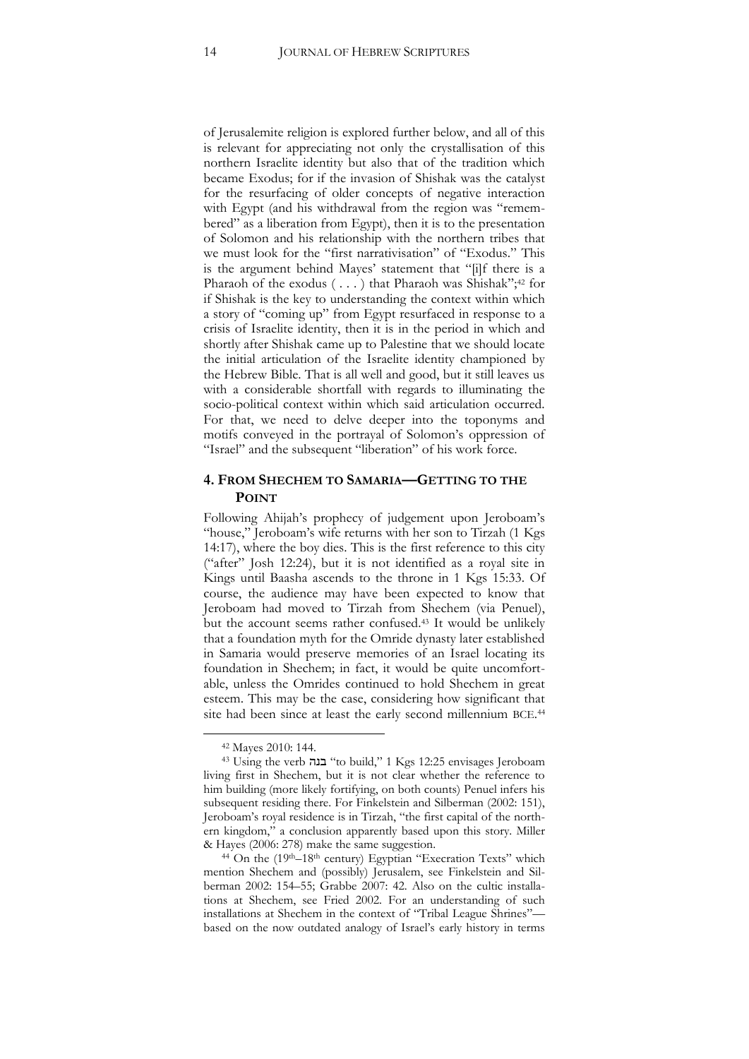of Jerusalemite religion is explored further below, and all of this is relevant for appreciating not only the crystallisation of this northern Israelite identity but also that of the tradition which became Exodus; for if the invasion of Shishak was the catalyst for the resurfacing of older concepts of negative interaction with Egypt (and his withdrawal from the region was "remembered" as a liberation from Egypt), then it is to the presentation of Solomon and his relationship with the northern tribes that we must look for the "first narrativisation" of "Exodus." This is the argument behind Mayes' statement that "[i]f there is a Pharaoh of the exodus ( . . . ) that Pharaoh was Shishak";[42] for if Shishak is the key to understanding the context within which a story of "coming up" from Egypt resurfaced in response to a crisis of Israelite identity, then it is in the period in which and shortly after Shishak came up to Palestine that we should locate the initial articulation of the Israelite identity championed by the Hebrew Bible. That is all well and good, but it still leaves us with a considerable shortfall with regards to illuminating the socio-political context within which said articulation occurred. For that, we need to delve deeper into the toponyms and motifs conveyed in the portrayal of Solomon's oppression of "Israel" and the subsequent "liberation" of his work force.

## 4. From Shechem to Samaria—Getting to the Point

Following Ahijah's prophecy of judgement upon Jeroboam's "house," Jeroboam's wife returns with her son to Tirzah (1 Kgs 14:17), where the boy dies. This is the first reference to this city ("after" Josh 12:24), but it is not identified as a royal site in Kings until Baasha ascends to the throne in 1 Kgs 15:33. Of course, the audience may have been expected to know that Jeroboam had moved to Tirzah from Shechem (via Penuel), but the account seems rather confused.[43] It would be unlikely that a foundation myth for the Omride dynasty later established in Samaria would preserve memories of an Israel locating its foundation in Shechem; in fact, it would be quite uncomfortable, unless the Omrides continued to hold Shechem in great esteem. This may be the case, considering how significant that site had been since at least the early second millennium BCE.[44]

---

[42] Mayes 2010: 144.

[43] Using the verb בנה "to build," 1 Kgs 12:25 envisages Jeroboam living first in Shechem, but it is not clear whether the reference to him building (more likely fortifying, on both counts) Penuel infers his subsequent residing there. For Finkelstein and Silberman (2002: 151), Jeroboam's royal residence is in Tirzah, "the first capital of the northern kingdom," a conclusion apparently based upon this story. Miller & Hayes (2006: 278) make the same suggestion.

[44] On the (19th–18th century) Egyptian "Execration Texts" which mention Shechem and (possibly) Jerusalem, see Finkelstein and Silberman 2002: 154–55; Grabbe 2007: 42. Also on the cultic installations at Shechem, see Fried 2002. For an understanding of such installations at Shechem in the context of "Tribal League Shrines"—based on the now outdated analogy of Israel's early history in terms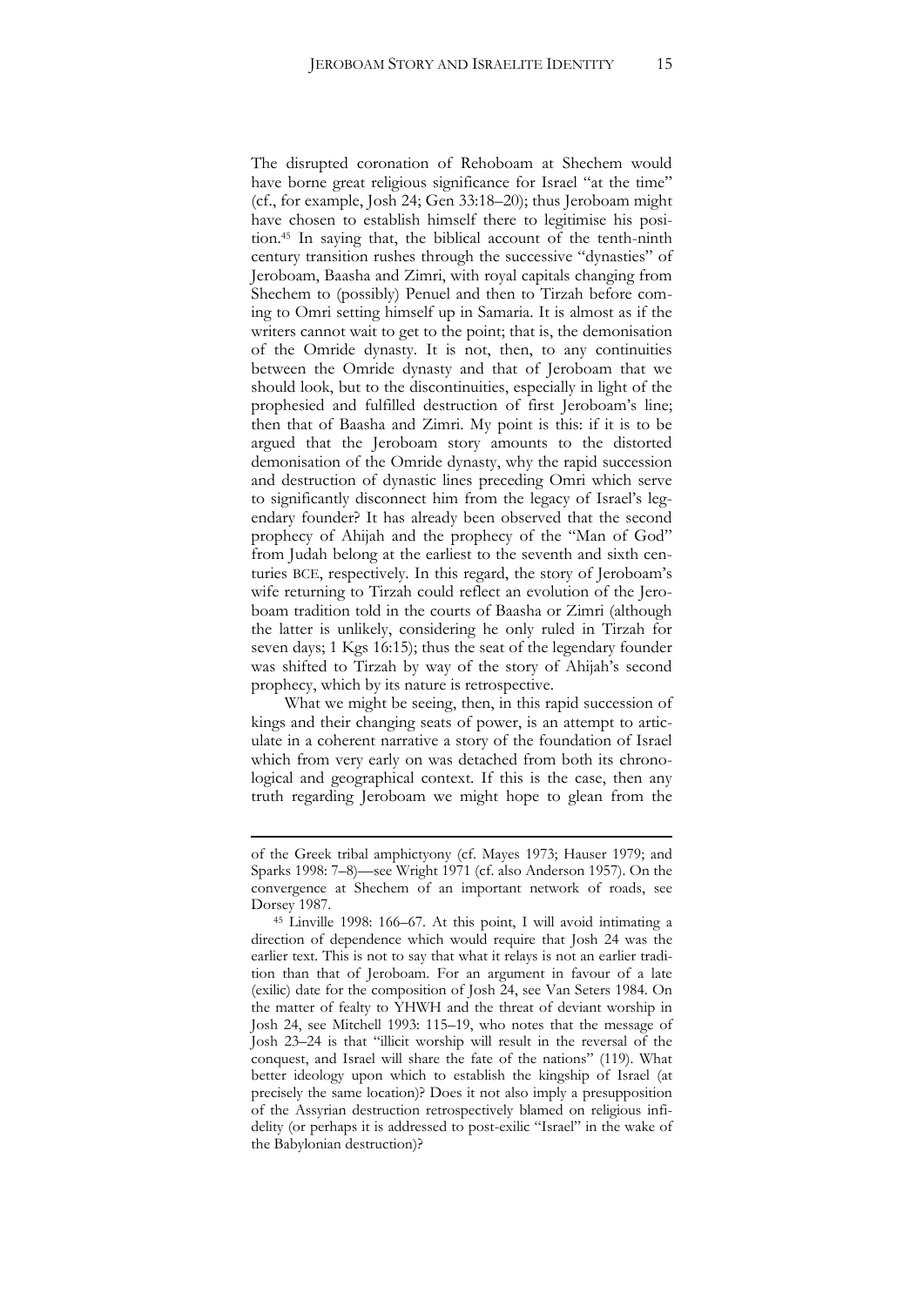The disrupted coronation of Rehoboam at Shechem would have borne great religious significance for Israel "at the time" (cf., for example, Josh 24; Gen 33:18–20); thus Jeroboam might have chosen to establish himself there to legitimise his position.[45] In saying that, the biblical account of the tenth-ninth century transition rushes through the successive "dynasties" of Jeroboam, Baasha and Zimri, with royal capitals changing from Shechem to (possibly) Penuel and then to Tirzah before coming to Omri setting himself up in Samaria. It is almost as if the writers cannot wait to get to the point; that is, the demonisation of the Omride dynasty. It is not, then, to any continuities between the Omride dynasty and that of Jeroboam that we should look, but to the discontinuities, especially in light of the prophesied and fulfilled destruction of first Jeroboam's line; then that of Baasha and Zimri. My point is this: if it is to be argued that the Jeroboam story amounts to the distorted demonisation of the Omride dynasty, why the rapid succession and destruction of dynastic lines preceding Omri which serve to significantly disconnect him from the legacy of Israel's legendary founder? It has already been observed that the second prophecy of Ahijah and the prophecy of the "Man of God" from Judah belong at the earliest to the seventh and sixth centuries BCE, respectively. In this regard, the story of Jeroboam's wife returning to Tirzah could reflect an evolution of the Jeroboam tradition told in the courts of Baasha or Zimri (although the latter is unlikely, considering he only ruled in Tirzah for seven days; 1 Kgs 16:15); thus the seat of the legendary founder was shifted to Tirzah by way of the story of Ahijah's second prophecy, which by its nature is retrospective.

What we might be seeing, then, in this rapid succession of kings and their changing seats of power, is an attempt to articulate in a coherent narrative a story of the foundation of Israel which from very early on was detached from both its chronological and geographical context. If this is the case, then any truth regarding Jeroboam we might hope to glean from the

---

of the Greek tribal amphictyony (cf. Mayes 1973; Hauser 1979; and Sparks 1998: 7–8)—see Wright 1971 (cf. also Anderson 1957). On the convergence at Shechem of an important network of roads, see Dorsey 1987.

[45] Linville 1998: 166–67. At this point, I will avoid intimating a direction of dependence which would require that Josh 24 was the earlier text. This is not to say that what it relays is not an earlier tradition than that of Jeroboam. For an argument in favour of a late (exilic) date for the composition of Josh 24, see Van Seters 1984. On the matter of fealty to YHWH and the threat of deviant worship in Josh 24, see Mitchell 1993: 115–19, who notes that the message of Josh 23–24 is that "illicit worship will result in the reversal of the conquest, and Israel will share the fate of the nations" (119). What better ideology upon which to establish the kingship of Israel (at precisely the same location)? Does it not also imply a presupposition of the Assyrian destruction retrospectively blamed on religious infidelity (or perhaps it is addressed to post-exilic "Israel" in the wake of the Babylonian destruction)?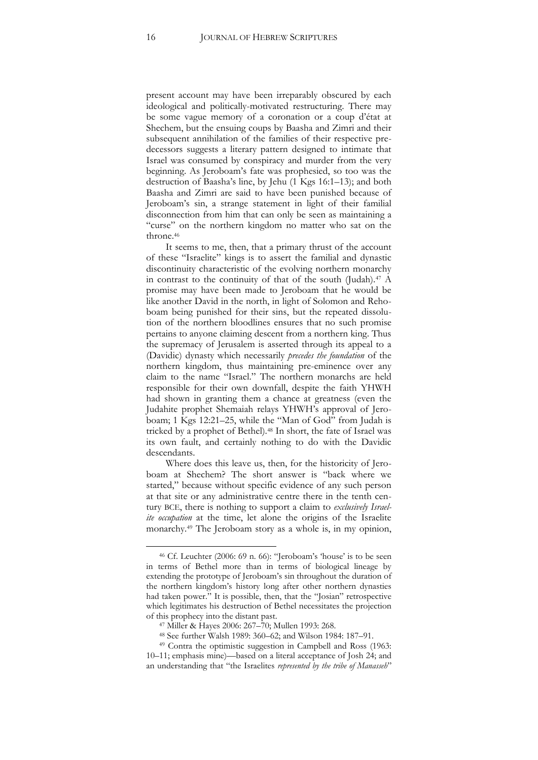present account may have been irreparably obscured by each ideological and politically-motivated restructuring. There may be some vague memory of a coronation or a coup d'état at Shechem, but the ensuing coups by Baasha and Zimri and their subsequent annihilation of the families of their respective predecessors suggests a literary pattern designed to intimate that Israel was consumed by conspiracy and murder from the very beginning. As Jeroboam's fate was prophesied, so too was the destruction of Baasha's line, by Jehu (1 Kgs 16:1–13); and both Baasha and Zimri are said to have been punished because of Jeroboam's sin, a strange statement in light of their familial disconnection from him that can only be seen as maintaining a "curse" on the northern kingdom no matter who sat on the throne.[46]

It seems to me, then, that a primary thrust of the account of these "Israelite" kings is to assert the familial and dynastic discontinuity characteristic of the evolving northern monarchy in contrast to the continuity of that of the south (Judah).[47] A promise may have been made to Jeroboam that he would be like another David in the north, in light of Solomon and Rehoboam being punished for their sins, but the repeated dissolution of the northern bloodlines ensures that no such promise pertains to anyone claiming descent from a northern king. Thus the supremacy of Jerusalem is asserted through its appeal to a (Davidic) dynasty which necessarily *precedes the foundation* of the northern kingdom, thus maintaining pre-eminence over any claim to the name "Israel." The northern monarchs are held responsible for their own downfall, despite the faith YHWH had shown in granting them a chance at greatness (even the Judahite prophet Shemaiah relays YHWH's approval of Jeroboam; 1 Kgs 12:21–25, while the "Man of God" from Judah is tricked by a prophet of Bethel).[48] In short, the fate of Israel was its own fault, and certainly nothing to do with the Davidic descendants.

Where does this leave us, then, for the historicity of Jeroboam at Shechem? The short answer is "back where we started," because without specific evidence of any such person at that site or any administrative centre there in the tenth century BCE, there is nothing to support a claim to *exclusively Israelite occupation* at the time, let alone the origins of the Israelite monarchy.[49] The Jeroboam story as a whole is, in my opinion,

---

[46] Cf. Leuchter (2006: 69 n. 66): "Jeroboam's 'house' is to be seen in terms of Bethel more than in terms of biological lineage by extending the prototype of Jeroboam's sin throughout the duration of the northern kingdom's history long after other northern dynasties had taken power." It is possible, then, that the "Josian" retrospective which legitimates his destruction of Bethel necessitates the projection of this prophecy into the distant past.

[47] Miller & Hayes 2006: 267–70; Mullen 1993: 268.

[48] See further Walsh 1989: 360–62; and Wilson 1984: 187–91.

[49] Contra the optimistic suggestion in Campbell and Ross (1963: 10–11; emphasis mine)—based on a literal acceptance of Josh 24; and an understanding that "the Israelites *represented by the tribe of Manasseh*"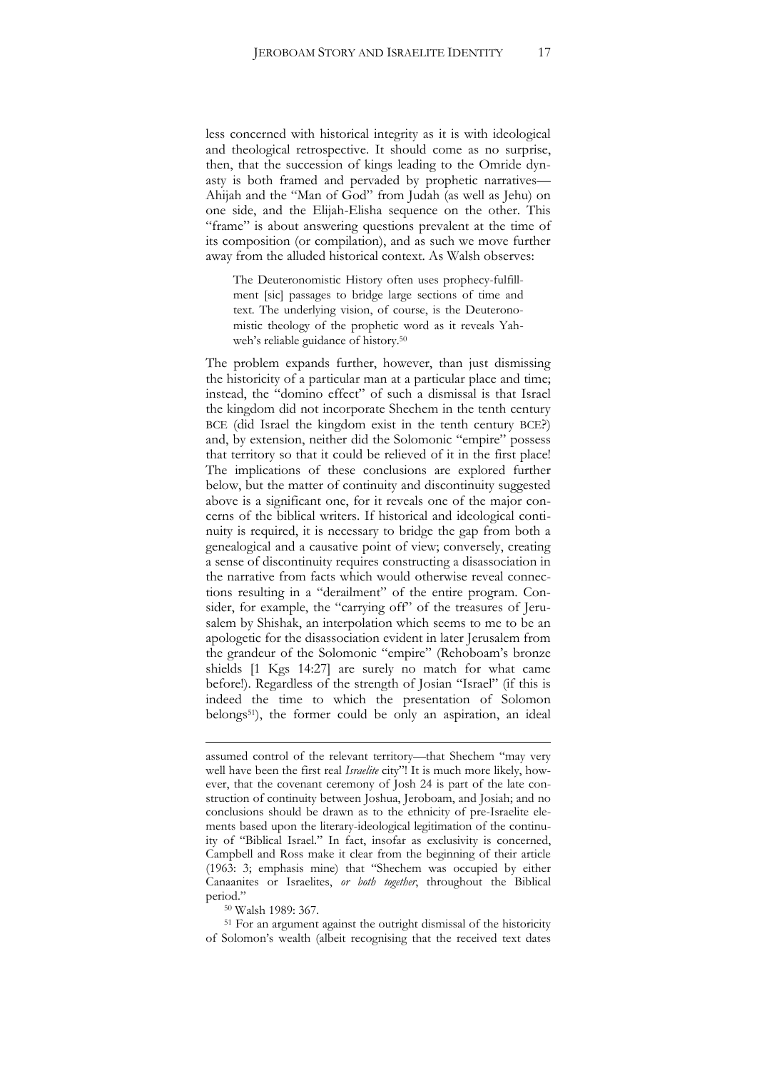less concerned with historical integrity as it is with ideological and theological retrospective. It should come as no surprise, then, that the succession of kings leading to the Omride dynasty is both framed and pervaded by prophetic narratives—Ahijah and the "Man of God" from Judah (as well as Jehu) on one side, and the Elijah-Elisha sequence on the other. This "frame" is about answering questions prevalent at the time of its composition (or compilation), and as such we move further away from the alluded historical context. As Walsh observes:

> The Deuteronomistic History often uses prophecy-fulfillment [sic] passages to bridge large sections of time and text. The underlying vision, of course, is the Deuteronomistic theology of the prophetic word as it reveals Yahweh's reliable guidance of history.[50]

The problem expands further, however, than just dismissing the historicity of a particular man at a particular place and time; instead, the "domino effect" of such a dismissal is that Israel the kingdom did not incorporate Shechem in the tenth century BCE (did Israel the kingdom exist in the tenth century BCE?) and, by extension, neither did the Solomonic "empire" possess that territory so that it could be relieved of it in the first place! The implications of these conclusions are explored further below, but the matter of continuity and discontinuity suggested above is a significant one, for it reveals one of the major concerns of the biblical writers. If historical and ideological continuity is required, it is necessary to bridge the gap from both a genealogical and a causative point of view; conversely, creating a sense of discontinuity requires constructing a disassociation in the narrative from facts which would otherwise reveal connections resulting in a "derailment" of the entire program. Consider, for example, the "carrying off" of the treasures of Jerusalem by Shishak, an interpolation which seems to me to be an apologetic for the disassociation evident in later Jerusalem from the grandeur of the Solomonic "empire" (Rehoboam's bronze shields [1 Kgs 14:27] are surely no match for what came before!). Regardless of the strength of Josian "Israel" (if this is indeed the time to which the presentation of Solomon belongs[51]), the former could be only an aspiration, an ideal

---

assumed control of the relevant territory—that Shechem "may very well have been the first real *Israelite* city"! It is much more likely, however, that the covenant ceremony of Josh 24 is part of the late construction of continuity between Joshua, Jeroboam, and Josiah; and no conclusions should be drawn as to the ethnicity of pre-Israelite elements based upon the literary-ideological legitimation of the continuity of "Biblical Israel." In fact, insofar as exclusivity is concerned, Campbell and Ross make it clear from the beginning of their article (1963: 3; emphasis mine) that "Shechem was occupied by either Canaanites or Israelites, *or both together*, throughout the Biblical period."

[50] Walsh 1989: 367.

[51] For an argument against the outright dismissal of the historicity of Solomon's wealth (albeit recognising that the received text dates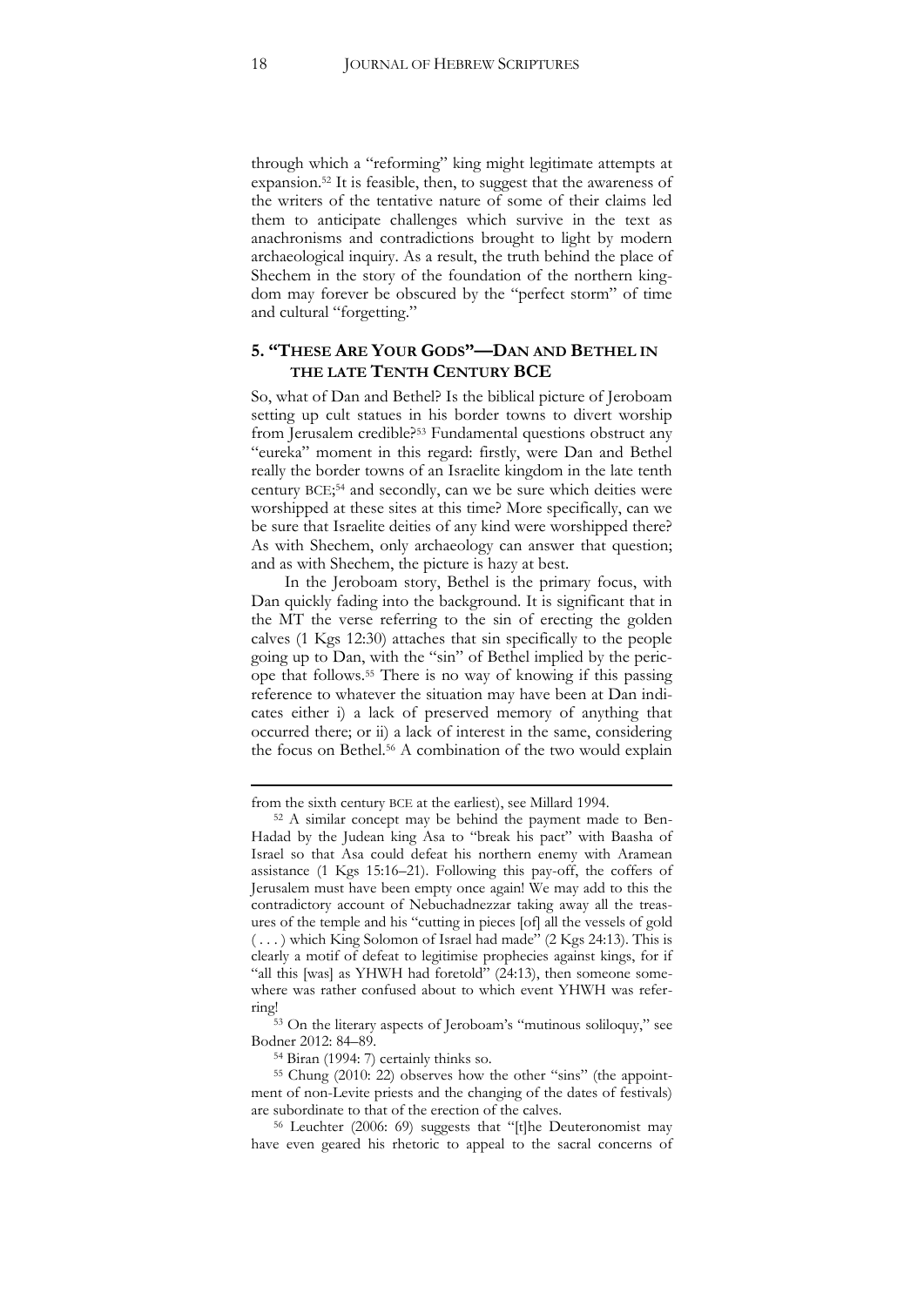through which a "reforming" king might legitimate attempts at expansion.[52] It is feasible, then, to suggest that the awareness of the writers of the tentative nature of some of their claims led them to anticipate challenges which survive in the text as anachronisms and contradictions brought to light by modern archaeological inquiry. As a result, the truth behind the place of Shechem in the story of the foundation of the northern kingdom may forever be obscured by the "perfect storm" of time and cultural "forgetting."

## 5. "These Are Your Gods"—Dan and Bethel in the Late Tenth Century BCE

So, what of Dan and Bethel? Is the biblical picture of Jeroboam setting up cult statues in his border towns to divert worship from Jerusalem credible?[53] Fundamental questions obstruct any "eureka" moment in this regard: firstly, were Dan and Bethel really the border towns of an Israelite kingdom in the late tenth century BCE;[54] and secondly, can we be sure which deities were worshipped at these sites at this time? More specifically, can we be sure that Israelite deities of any kind were worshipped there? As with Shechem, only archaeology can answer that question; and as with Shechem, the picture is hazy at best.

In the Jeroboam story, Bethel is the primary focus, with Dan quickly fading into the background. It is significant that in the MT the verse referring to the sin of erecting the golden calves (1 Kgs 12:30) attaches that sin specifically to the people going up to Dan, with the "sin" of Bethel implied by the pericope that follows.[55] There is no way of knowing if this passing reference to whatever the situation may have been at Dan indicates either i) a lack of preserved memory of anything that occurred there; or ii) a lack of interest in the same, considering the focus on Bethel.[56] A combination of the two would explain

---

from the sixth century BCE at the earliest), see Millard 1994.

[52] A similar concept may be behind the payment made to Ben-Hadad by the Judean king Asa to "break his pact" with Baasha of Israel so that Asa could defeat his northern enemy with Aramean assistance (1 Kgs 15:16–21). Following this pay-off, the coffers of Jerusalem must have been empty once again! We may add to this the contradictory account of Nebuchadnezzar taking away all the treasures of the temple and his "cutting in pieces [of] all the vessels of gold ( . . . ) which King Solomon of Israel had made" (2 Kgs 24:13). This is clearly a motif of defeat to legitimise prophecies against kings, for if "all this [was] as YHWH had foretold" (24:13), then someone somewhere was rather confused about to which event YHWH was referring!

[53] On the literary aspects of Jeroboam's "mutinous soliloquy," see Bodner 2012: 84–89.

[54] Biran (1994: 7) certainly thinks so.

[55] Chung (2010: 22) observes how the other "sins" (the appointment of non-Levite priests and the changing of the dates of festivals) are subordinate to that of the erection of the calves.

[56] Leuchter (2006: 69) suggests that "[t]he Deuteronomist may have even geared his rhetoric to appeal to the sacral concerns of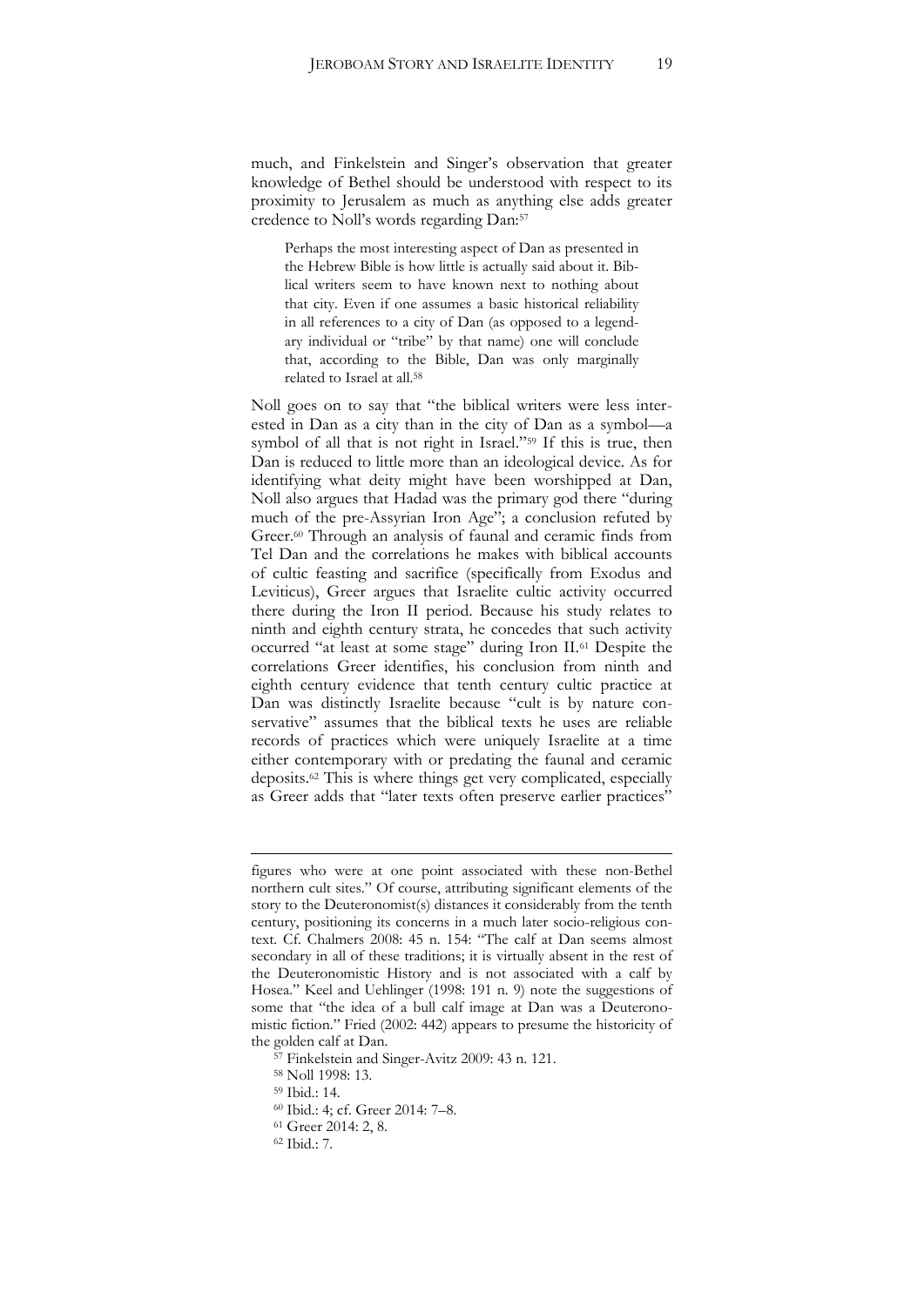much, and Finkelstein and Singer's observation that greater knowledge of Bethel should be understood with respect to its proximity to Jerusalem as much as anything else adds greater credence to Noll's words regarding Dan:[57]

> Perhaps the most interesting aspect of Dan as presented in the Hebrew Bible is how little is actually said about it. Biblical writers seem to have known next to nothing about that city. Even if one assumes a basic historical reliability in all references to a city of Dan (as opposed to a legendary individual or "tribe" by that name) one will conclude that, according to the Bible, Dan was only marginally related to Israel at all.[58]

Noll goes on to say that "the biblical writers were less interested in Dan as a city than in the city of Dan as a symbol—a symbol of all that is not right in Israel."[59] If this is true, then Dan is reduced to little more than an ideological device. As for identifying what deity might have been worshipped at Dan, Noll also argues that Hadad was the primary god there "during much of the pre-Assyrian Iron Age"; a conclusion refuted by Greer.[60] Through an analysis of faunal and ceramic finds from Tel Dan and the correlations he makes with biblical accounts of cultic feasting and sacrifice (specifically from Exodus and Leviticus), Greer argues that Israelite cultic activity occurred there during the Iron II period. Because his study relates to ninth and eighth century strata, he concedes that such activity occurred "at least at some stage" during Iron II.[61] Despite the correlations Greer identifies, his conclusion from ninth and eighth century evidence that tenth century cultic practice at Dan was distinctly Israelite because "cult is by nature conservative" assumes that the biblical texts he uses are reliable records of practices which were uniquely Israelite at a time either contemporary with or predating the faunal and ceramic deposits.[62] This is where things get very complicated, especially as Greer adds that "later texts often preserve earlier practices"

---

figures who were at one point associated with these non-Bethel northern cult sites." Of course, attributing significant elements of the story to the Deuteronomist(s) distances it considerably from the tenth century, positioning its concerns in a much later socio-religious context. Cf. Chalmers 2008: 45 n. 154: "The calf at Dan seems almost secondary in all of these traditions; it is virtually absent in the rest of the Deuteronomistic History and is not associated with a calf by Hosea." Keel and Uehlinger (1998: 191 n. 9) note the suggestions of some that "the idea of a bull calf image at Dan was a Deuteronomistic fiction." Fried (2002: 442) appears to presume the historicity of the golden calf at Dan.

[57] Finkelstein and Singer-Avitz 2009: 43 n. 121.

[58] Noll 1998: 13.

[59] Ibid.: 14.

[60] Ibid.: 4; cf. Greer 2014: 7–8.

[61] Greer 2014: 2, 8.

[62] Ibid.: 7.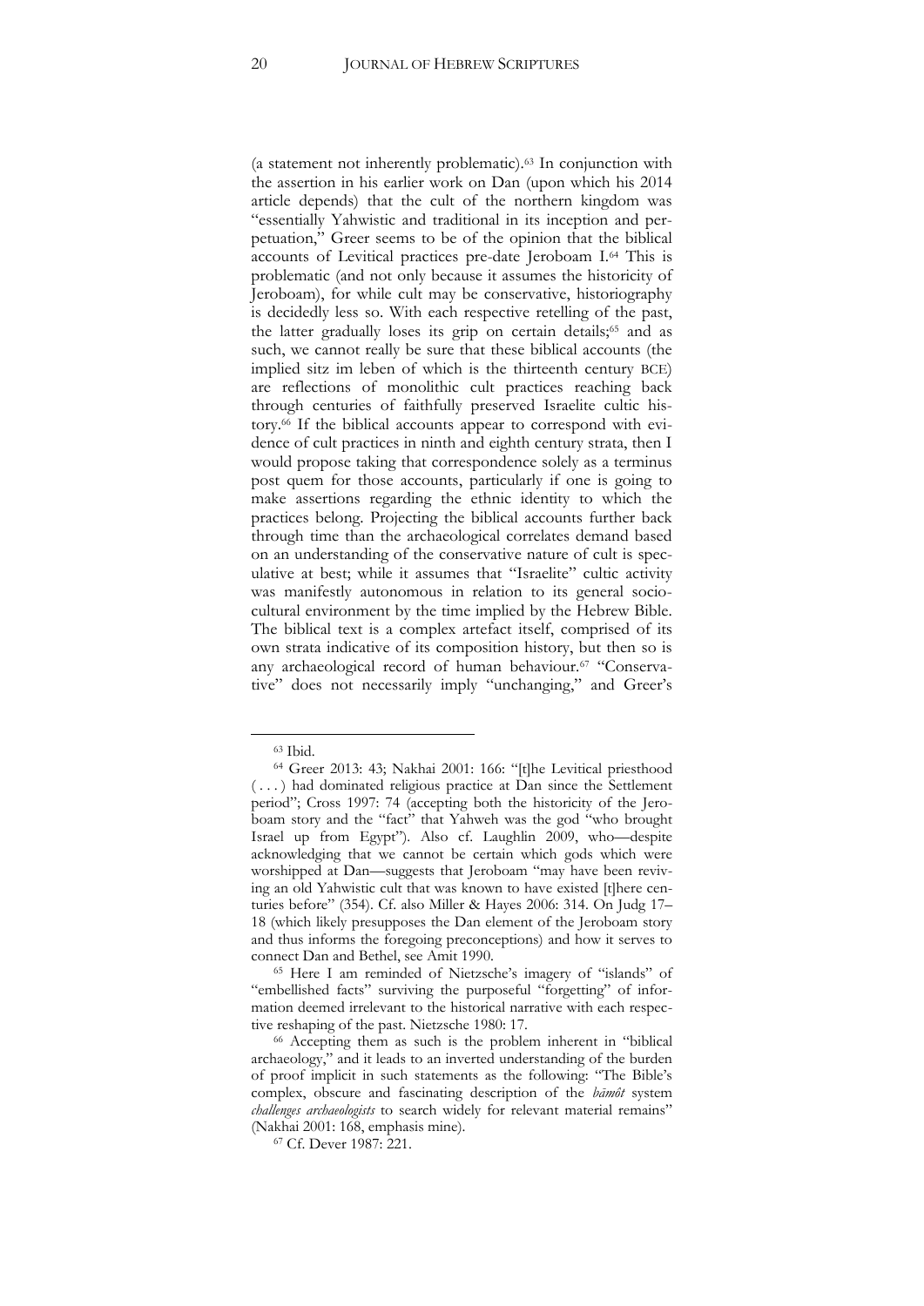(a statement not inherently problematic).[63] In conjunction with the assertion in his earlier work on Dan (upon which his 2014 article depends) that the cult of the northern kingdom was "essentially Yahwistic and traditional in its inception and perpetuation," Greer seems to be of the opinion that the biblical accounts of Levitical practices pre-date Jeroboam I.[64] This is problematic (and not only because it assumes the historicity of Jeroboam), for while cult may be conservative, historiography is decidedly less so. With each respective retelling of the past, the latter gradually loses its grip on certain details;[65] and as such, we cannot really be sure that these biblical accounts (the implied sitz im leben of which is the thirteenth century BCE) are reflections of monolithic cult practices reaching back through centuries of faithfully preserved Israelite cultic history.[66] If the biblical accounts appear to correspond with evidence of cult practices in ninth and eighth century strata, then I would propose taking that correspondence solely as a terminus post quem for those accounts, particularly if one is going to make assertions regarding the ethnic identity to which the practices belong. Projecting the biblical accounts further back through time than the archaeological correlates demand based on an understanding of the conservative nature of cult is speculative at best; while it assumes that "Israelite" cultic activity was manifestly autonomous in relation to its general sociocultural environment by the time implied by the Hebrew Bible. The biblical text is a complex artefact itself, comprised of its own strata indicative of its composition history, but then so is any archaeological record of human behaviour.[67] "Conservative" does not necessarily imply "unchanging," and Greer's

---

[63] Ibid.

[64] Greer 2013: 43; Nakhai 2001: 166: "[t]he Levitical priesthood ( . . . ) had dominated religious practice at Dan since the Settlement period"; Cross 1997: 74 (accepting both the historicity of the Jeroboam story and the "fact" that Yahweh was the god "who brought Israel up from Egypt"). Also cf. Laughlin 2009, who—despite acknowledging that we cannot be certain which gods which were worshipped at Dan—suggests that Jeroboam "may have been reviving an old Yahwistic cult that was known to have existed [t]here centuries before" (354). Cf. also Miller & Hayes 2006: 314. On Judg 17–18 (which likely presupposes the Dan element of the Jeroboam story and thus informs the foregoing preconceptions) and how it serves to connect Dan and Bethel, see Amit 1990.

[65] Here I am reminded of Nietzsche's imagery of "islands" of "embellished facts" surviving the purposeful "forgetting" of information deemed irrelevant to the historical narrative with each respective reshaping of the past. Nietzsche 1980: 17.

[66] Accepting them as such is the problem inherent in "biblical archaeology," and it leads to an inverted understanding of the burden of proof implicit in such statements as the following: "The Bible's complex, obscure and fascinating description of the *bāmôt* system *challenges archaeologists* to search widely for relevant material remains" (Nakhai 2001: 168, emphasis mine).

[67] Cf. Dever 1987: 221.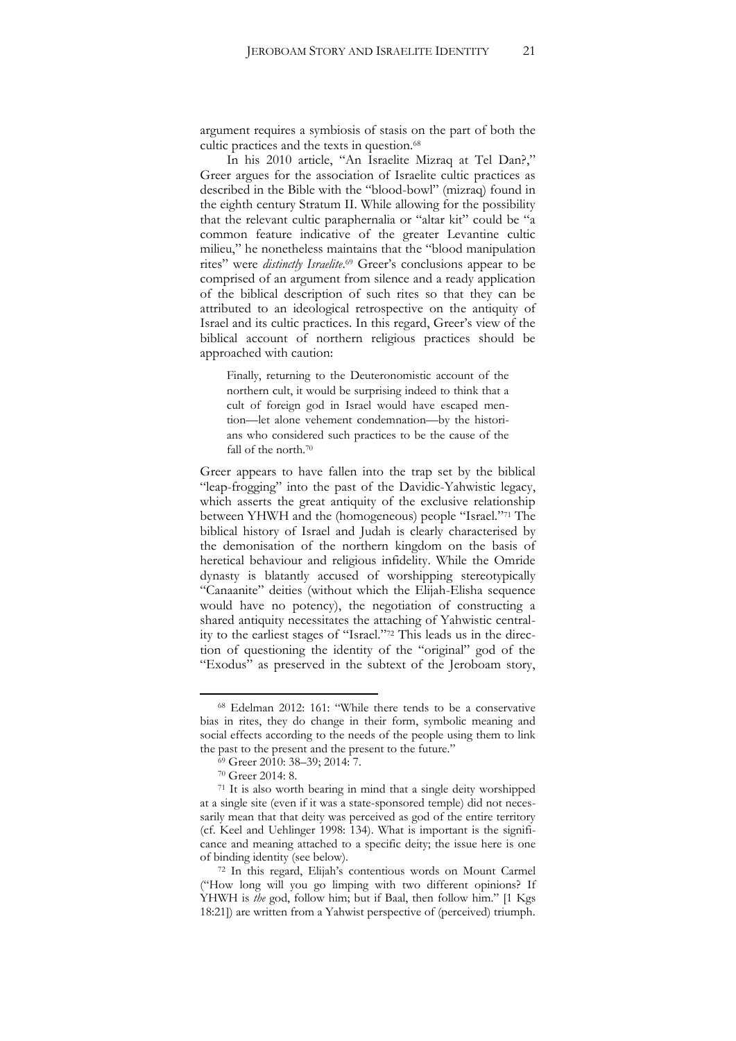argument requires a symbiosis of stasis on the part of both the cultic practices and the texts in question.[68]

In his 2010 article, "An Israelite Mizraq at Tel Dan?," Greer argues for the association of Israelite cultic practices as described in the Bible with the "blood-bowl" (mizraq) found in the eighth century Stratum II. While allowing for the possibility that the relevant cultic paraphernalia or "altar kit" could be "a common feature indicative of the greater Levantine cultic milieu," he nonetheless maintains that the "blood manipulation rites" were *distinctly Israelite*.[69] Greer's conclusions appear to be comprised of an argument from silence and a ready application of the biblical description of such rites so that they can be attributed to an ideological retrospective on the antiquity of Israel and its cultic practices. In this regard, Greer's view of the biblical account of northern religious practices should be approached with caution:

> Finally, returning to the Deuteronomistic account of the northern cult, it would be surprising indeed to think that a cult of foreign god in Israel would have escaped mention—let alone vehement condemnation—by the historians who considered such practices to be the cause of the fall of the north.[70]

Greer appears to have fallen into the trap set by the biblical "leap-frogging" into the past of the Davidic-Yahwistic legacy, which asserts the great antiquity of the exclusive relationship between YHWH and the (homogeneous) people "Israel."[71] The biblical history of Israel and Judah is clearly characterised by the demonisation of the northern kingdom on the basis of heretical behaviour and religious infidelity. While the Omride dynasty is blatantly accused of worshipping stereotypically "Canaanite" deities (without which the Elijah-Elisha sequence would have no potency), the negotiation of constructing a shared antiquity necessitates the attaching of Yahwistic centrality to the earliest stages of "Israel."[72] This leads us in the direction of questioning the identity of the "original" god of the "Exodus" as preserved in the subtext of the Jeroboam story,

---

[68] Edelman 2012: 161: "While there tends to be a conservative bias in rites, they do change in their form, symbolic meaning and social effects according to the needs of the people using them to link the past to the present and the present to the future."

[69] Greer 2010: 38–39; 2014: 7.

[70] Greer 2014: 8.

[71] It is also worth bearing in mind that a single deity worshipped at a single site (even if it was a state-sponsored temple) did not necessarily mean that that deity was perceived as god of the entire territory (cf. Keel and Uehlinger 1998: 134). What is important is the significance and meaning attached to a specific deity; the issue here is one of binding identity (see below).

[72] In this regard, Elijah's contentious words on Mount Carmel ("How long will you go limping with two different opinions? If YHWH is *the* god, follow him; but if Baal, then follow him." [1 Kgs 18:21]) are written from a Yahwist perspective of (perceived) triumph.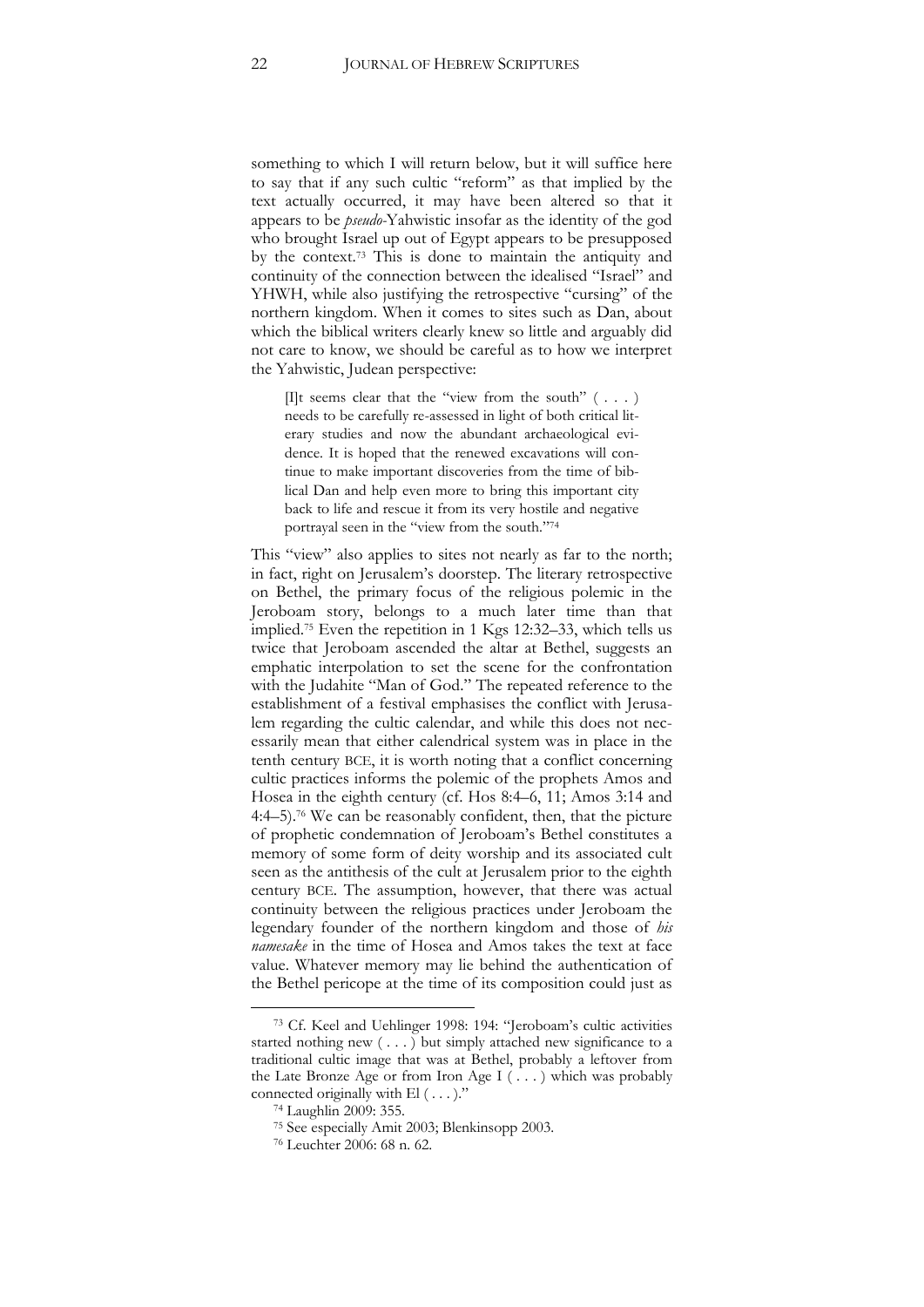something to which I will return below, but it will suffice here to say that if any such cultic "reform" as that implied by the text actually occurred, it may have been altered so that it appears to be *pseudo*-Yahwistic insofar as the identity of the god who brought Israel up out of Egypt appears to be presupposed by the context.[73] This is done to maintain the antiquity and continuity of the connection between the idealised "Israel" and YHWH, while also justifying the retrospective "cursing" of the northern kingdom. When it comes to sites such as Dan, about which the biblical writers clearly knew so little and arguably did not care to know, we should be careful as to how we interpret the Yahwistic, Judean perspective:

> [I]t seems clear that the "view from the south" ( . . . ) needs to be carefully re-assessed in light of both critical literary studies and now the abundant archaeological evidence. It is hoped that the renewed excavations will continue to make important discoveries from the time of biblical Dan and help even more to bring this important city back to life and rescue it from its very hostile and negative portrayal seen in the "view from the south."[74]

This "view" also applies to sites not nearly as far to the north; in fact, right on Jerusalem's doorstep. The literary retrospective on Bethel, the primary focus of the religious polemic in the Jeroboam story, belongs to a much later time than that implied.[75] Even the repetition in 1 Kgs 12:32–33, which tells us twice that Jeroboam ascended the altar at Bethel, suggests an emphatic interpolation to set the scene for the confrontation with the Judahite "Man of God." The repeated reference to the establishment of a festival emphasises the conflict with Jerusalem regarding the cultic calendar, and while this does not necessarily mean that either calendrical system was in place in the tenth century BCE, it is worth noting that a conflict concerning cultic practices informs the polemic of the prophets Amos and Hosea in the eighth century (cf. Hos 8:4–6, 11; Amos 3:14 and 4:4–5).[76] We can be reasonably confident, then, that the picture of prophetic condemnation of Jeroboam's Bethel constitutes a memory of some form of deity worship and its associated cult seen as the antithesis of the cult at Jerusalem prior to the eighth century BCE. The assumption, however, that there was actual continuity between the religious practices under Jeroboam the legendary founder of the northern kingdom and those of *his namesake* in the time of Hosea and Amos takes the text at face value. Whatever memory may lie behind the authentication of the Bethel pericope at the time of its composition could just as

---

[73] Cf. Keel and Uehlinger 1998: 194: "Jeroboam's cultic activities started nothing new ( . . . ) but simply attached new significance to a traditional cultic image that was at Bethel, probably a leftover from the Late Bronze Age or from Iron Age I ( . . . ) which was probably connected originally with El ( . . . )."

[74] Laughlin 2009: 355.

[75] See especially Amit 2003; Blenkinsopp 2003.

[76] Leuchter 2006: 68 n. 62.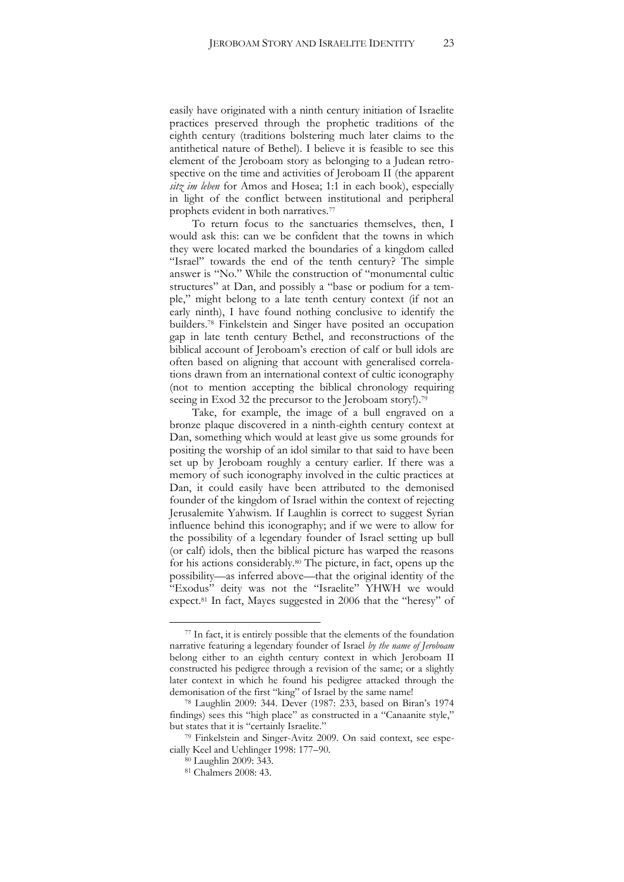easily have originated with a ninth century initiation of Israelite practices preserved through the prophetic traditions of the eighth century (traditions bolstering much later claims to the antithetical nature of Bethel). I believe it is feasible to see this element of the Jeroboam story as belonging to a Judean retrospective on the time and activities of Jeroboam II (the apparent *sitz im leben* for Amos and Hosea; 1:1 in each book), especially in light of the conflict between institutional and peripheral prophets evident in both narratives.[77]

To return focus to the sanctuaries themselves, then, I would ask this: can we be confident that the towns in which they were located marked the boundaries of a kingdom called "Israel" towards the end of the tenth century? The simple answer is "No." While the construction of "monumental cultic structures" at Dan, and possibly a "base or podium for a temple," might belong to a late tenth century context (if not an early ninth), I have found nothing conclusive to identify the builders.[78] Finkelstein and Singer have posited an occupation gap in late tenth century Bethel, and reconstructions of the biblical account of Jeroboam's erection of calf or bull idols are often based on aligning that account with generalised correlations drawn from an international context of cultic iconography (not to mention accepting the biblical chronology requiring seeing in Exod 32 the precursor to the Jeroboam story!).[79]

Take, for example, the image of a bull engraved on a bronze plaque discovered in a ninth-eighth century context at Dan, something which would at least give us some grounds for positing the worship of an idol similar to that said to have been set up by Jeroboam roughly a century earlier. If there was a memory of such iconography involved in the cultic practices at Dan, it could easily have been attributed to the demonised founder of the kingdom of Israel within the context of rejecting Jerusalemite Yahwism. If Laughlin is correct to suggest Syrian influence behind this iconography; and if we were to allow for the possibility of a legendary founder of Israel setting up bull (or calf) idols, then the biblical picture has warped the reasons for his actions considerably.[80] The picture, in fact, opens up the possibility—as inferred above—that the original identity of the "Exodus" deity was not the "Israelite" YHWH we would expect.[81] In fact, Mayes suggested in 2006 that the "heresy" of

---

[77] In fact, it is entirely possible that the elements of the foundation narrative featuring a legendary founder of Israel *by the name of Jeroboam* belong either to an eighth century context in which Jeroboam II constructed his pedigree through a revision of the same; or a slightly later context in which he found his pedigree attacked through the demonisation of the first "king" of Israel by the same name!

[78] Laughlin 2009: 344. Dever (1987: 233, based on Biran's 1974 findings) sees this "high place" as constructed in a "Canaanite style," but states that it is "certainly Israelite."

[79] Finkelstein and Singer-Avitz 2009. On said context, see especially Keel and Uehlinger 1998: 177–90.

[80] Laughlin 2009: 343.

[81] Chalmers 2008: 43.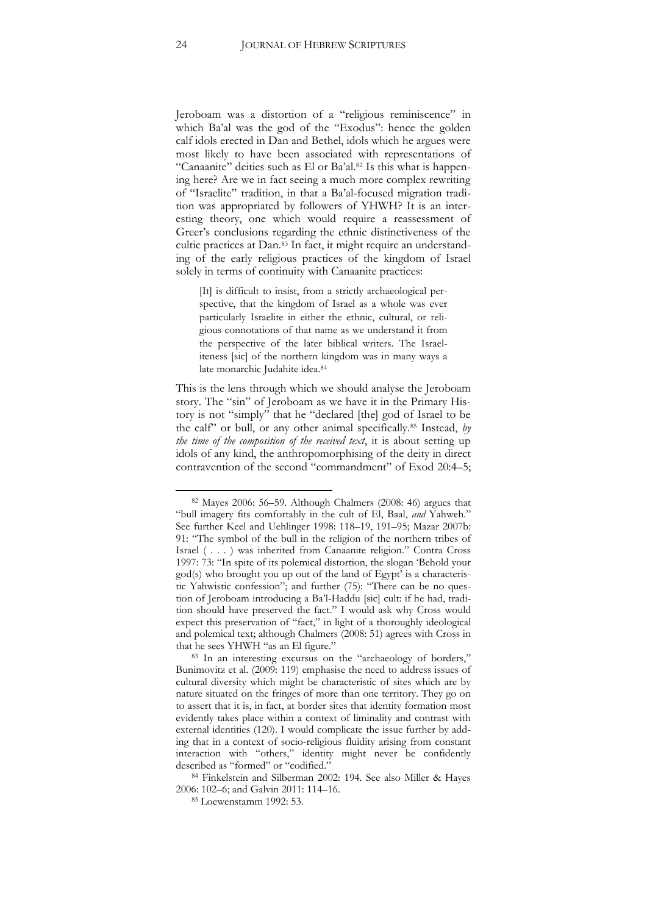Jeroboam was a distortion of a "religious reminiscence" in which Ba'al was the god of the "Exodus": hence the golden calf idols erected in Dan and Bethel, idols which he argues were most likely to have been associated with representations of "Canaanite" deities such as El or Ba'al.[82] Is this what is happening here? Are we in fact seeing a much more complex rewriting of "Israelite" tradition, in that a Ba'al-focused migration tradition was appropriated by followers of YHWH? It is an interesting theory, one which would require a reassessment of Greer's conclusions regarding the ethnic distinctiveness of the cultic practices at Dan.[83] In fact, it might require an understanding of the early religious practices of the kingdom of Israel solely in terms of continuity with Canaanite practices:

> [It] is difficult to insist, from a strictly archaeological perspective, that the kingdom of Israel as a whole was ever particularly Israelite in either the ethnic, cultural, or religious connotations of that name as we understand it from the perspective of the later biblical writers. The Israeliteness [sic] of the northern kingdom was in many ways a late monarchic Judahite idea.[84]

This is the lens through which we should analyse the Jeroboam story. The "sin" of Jeroboam as we have it in the Primary History is not "simply" that he "declared [the] god of Israel to be the calf" or bull, or any other animal specifically.[85] Instead, *by the time of the composition of the received text*, it is about setting up idols of any kind, the anthropomorphising of the deity in direct contravention of the second "commandment" of Exod 20:4–5;

---

[82] Mayes 2006: 56–59. Although Chalmers (2008: 46) argues that "bull imagery fits comfortably in the cult of El, Baal, *and* Yahweh." See further Keel and Uehlinger 1998: 118–19, 191–95; Mazar 2007b: 91: "The symbol of the bull in the religion of the northern tribes of Israel ( . . . ) was inherited from Canaanite religion." Contra Cross 1997: 73: "In spite of its polemical distortion, the slogan 'Behold your god(s) who brought you up out of the land of Egypt' is a characteristic Yahwistic confession"; and further (75): "There can be no question of Jeroboam introducing a Ba'l-Haddu [sic] cult: if he had, tradition should have preserved the fact." I would ask why Cross would expect this preservation of "fact," in light of a thoroughly ideological and polemical text; although Chalmers (2008: 51) agrees with Cross in that he sees YHWH "as an El figure."

[83] In an interesting excursus on the "archaeology of borders," Bunimovitz et al. (2009: 119) emphasise the need to address issues of cultural diversity which might be characteristic of sites which are by nature situated on the fringes of more than one territory. They go on to assert that it is, in fact, at border sites that identity formation most evidently takes place within a context of liminality and contrast with external identities (120). I would complicate the issue further by adding that in a context of socio-religious fluidity arising from constant interaction with "others," identity might never be confidently described as "formed" or "codified."

[84] Finkelstein and Silberman 2002: 194. See also Miller & Hayes 2006: 102–6; and Galvin 2011: 114–16.

[85] Loewenstamm 1992: 53.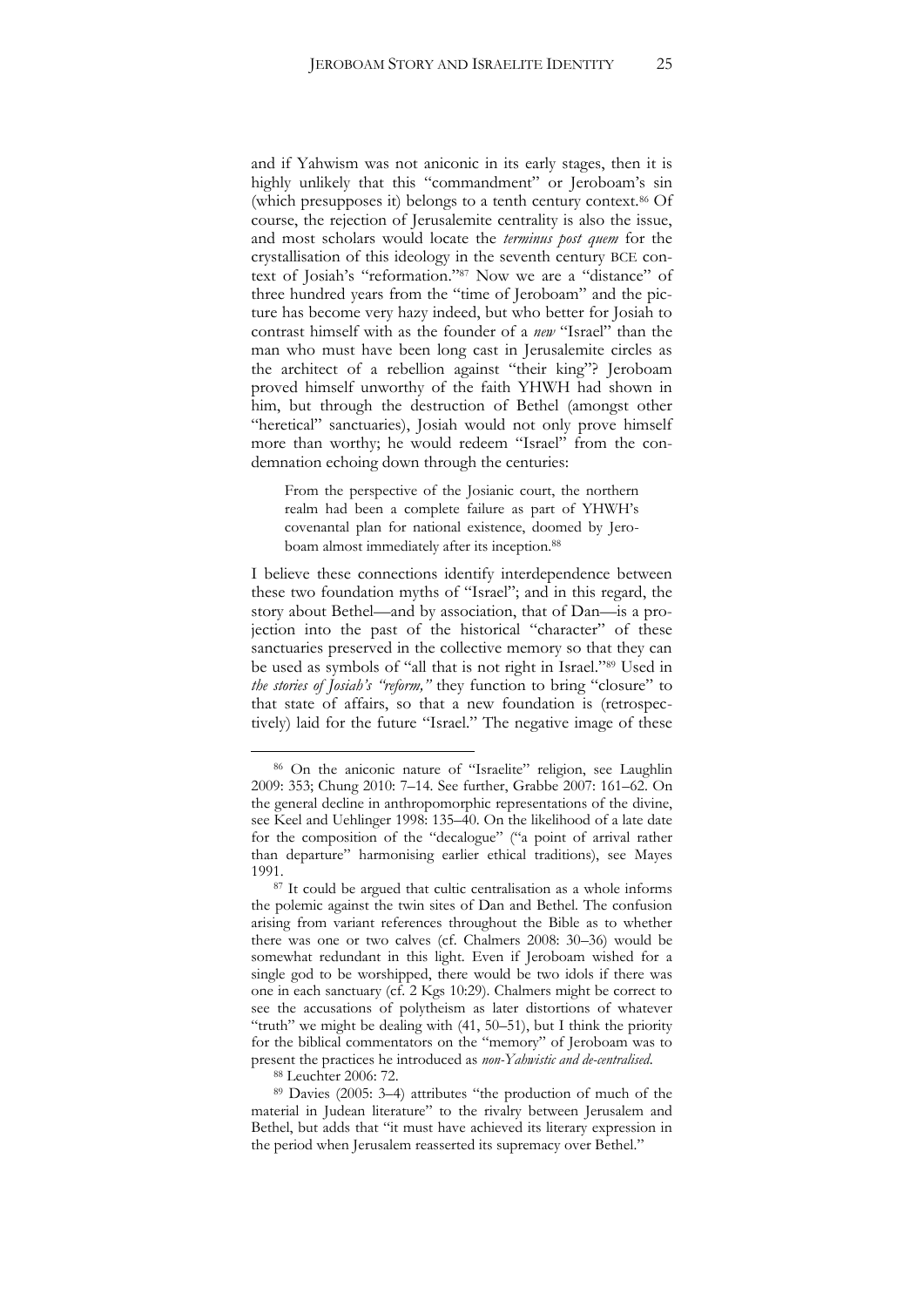and if Yahwism was not aniconic in its early stages, then it is highly unlikely that this "commandment" or Jeroboam's sin (which presupposes it) belongs to a tenth century context.[86] Of course, the rejection of Jerusalemite centrality is also the issue, and most scholars would locate the *terminus post quem* for the crystallisation of this ideology in the seventh century BCE context of Josiah's "reformation."[87] Now we are a "distance" of three hundred years from the "time of Jeroboam" and the picture has become very hazy indeed, but who better for Josiah to contrast himself with as the founder of a *new* "Israel" than the man who must have been long cast in Jerusalemite circles as the architect of a rebellion against "their king"? Jeroboam proved himself unworthy of the faith YHWH had shown in him, but through the destruction of Bethel (amongst other "heretical" sanctuaries), Josiah would not only prove himself more than worthy; he would redeem "Israel" from the condemnation echoing down through the centuries:

> From the perspective of the Josianic court, the northern realm had been a complete failure as part of YHWH's covenantal plan for national existence, doomed by Jeroboam almost immediately after its inception.[88]

I believe these connections identify interdependence between these two foundation myths of "Israel"; and in this regard, the story about Bethel—and by association, that of Dan—is a projection into the past of the historical "character" of these sanctuaries preserved in the collective memory so that they can be used as symbols of "all that is not right in Israel."[89] Used in *the stories of Josiah's "reform,"* they function to bring "closure" to that state of affairs, so that a new foundation is (retrospectively) laid for the future "Israel." The negative image of these

---

[86] On the aniconic nature of "Israelite" religion, see Laughlin 2009: 353; Chung 2010: 7–14. See further, Grabbe 2007: 161–62. On the general decline in anthropomorphic representations of the divine, see Keel and Uehlinger 1998: 135–40. On the likelihood of a late date for the composition of the "decalogue" ("a point of arrival rather than departure" harmonising earlier ethical traditions), see Mayes 1991.

[87] It could be argued that cultic centralisation as a whole informs the polemic against the twin sites of Dan and Bethel. The confusion arising from variant references throughout the Bible as to whether there was one or two calves (cf. Chalmers 2008: 30–36) would be somewhat redundant in this light. Even if Jeroboam wished for a single god to be worshipped, there would be two idols if there was one in each sanctuary (cf. 2 Kgs 10:29). Chalmers might be correct to see the accusations of polytheism as later distortions of whatever "truth" we might be dealing with (41, 50–51), but I think the priority for the biblical commentators on the "memory" of Jeroboam was to present the practices he introduced as *non-Yahwistic and de-centralised*.

[88] Leuchter 2006: 72.

[89] Davies (2005: 3–4) attributes "the production of much of the material in Judean literature" to the rivalry between Jerusalem and Bethel, but adds that "it must have achieved its literary expression in the period when Jerusalem reasserted its supremacy over Bethel."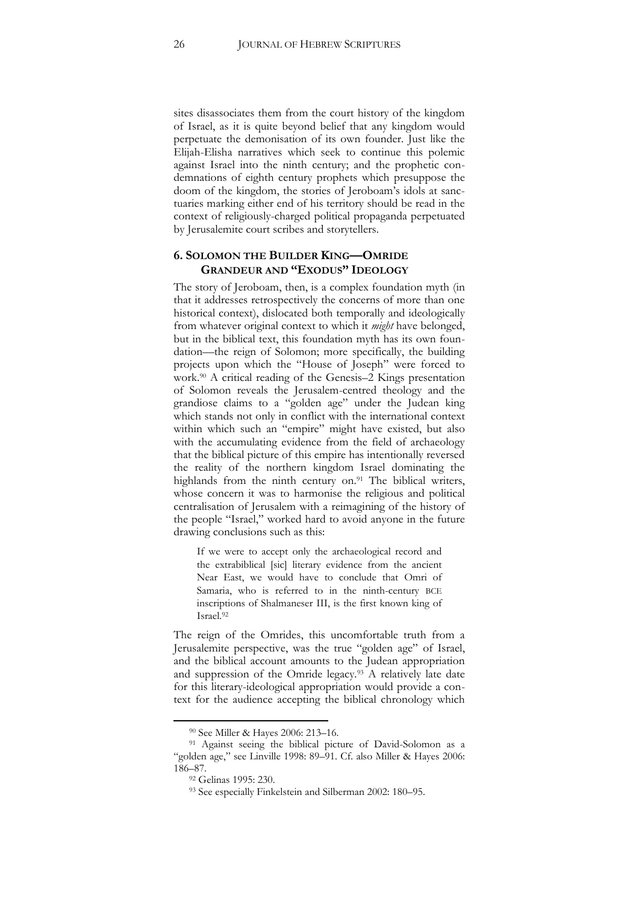sites disassociates them from the court history of the kingdom of Israel, as it is quite beyond belief that any kingdom would perpetuate the demonisation of its own founder. Just like the Elijah-Elisha narratives which seek to continue this polemic against Israel into the ninth century; and the prophetic condemnations of eighth century prophets which presuppose the doom of the kingdom, the stories of Jeroboam's idols at sanctuaries marking either end of his territory should be read in the context of religiously-charged political propaganda perpetuated by Jerusalemite court scribes and storytellers.

## 6. SOLOMON THE BUILDER KING—OMRIDE GRANDEUR AND "EXODUS" IDEOLOGY

The story of Jeroboam, then, is a complex foundation myth (in that it addresses retrospectively the concerns of more than one historical context), dislocated both temporally and ideologically from whatever original context to which it *might* have belonged, but in the biblical text, this foundation myth has its own foundation—the reign of Solomon; more specifically, the building projects upon which the "House of Joseph" were forced to work.[90] A critical reading of the Genesis–2 Kings presentation of Solomon reveals the Jerusalem-centred theology and the grandiose claims to a "golden age" under the Judean king which stands not only in conflict with the international context within which such an "empire" might have existed, but also with the accumulating evidence from the field of archaeology that the biblical picture of this empire has intentionally reversed the reality of the northern kingdom Israel dominating the highlands from the ninth century on.[91] The biblical writers, whose concern it was to harmonise the religious and political centralisation of Jerusalem with a reimagining of the history of the people "Israel," worked hard to avoid anyone in the future drawing conclusions such as this:

> If we were to accept only the archaeological record and the extrabiblical [sic] literary evidence from the ancient Near East, we would have to conclude that Omri of Samaria, who is referred to in the ninth-century BCE inscriptions of Shalmaneser III, is the first known king of Israel.[92]

The reign of the Omrides, this uncomfortable truth from a Jerusalemite perspective, was the true "golden age" of Israel, and the biblical account amounts to the Judean appropriation and suppression of the Omride legacy.[93] A relatively late date for this literary-ideological appropriation would provide a context for the audience accepting the biblical chronology which

---

[90] See Miller & Hayes 2006: 213–16.

[91] Against seeing the biblical picture of David-Solomon as a "golden age," see Linville 1998: 89–91. Cf. also Miller & Hayes 2006: 186–87.

[92] Gelinas 1995: 230.

[93] See especially Finkelstein and Silberman 2002: 180–95.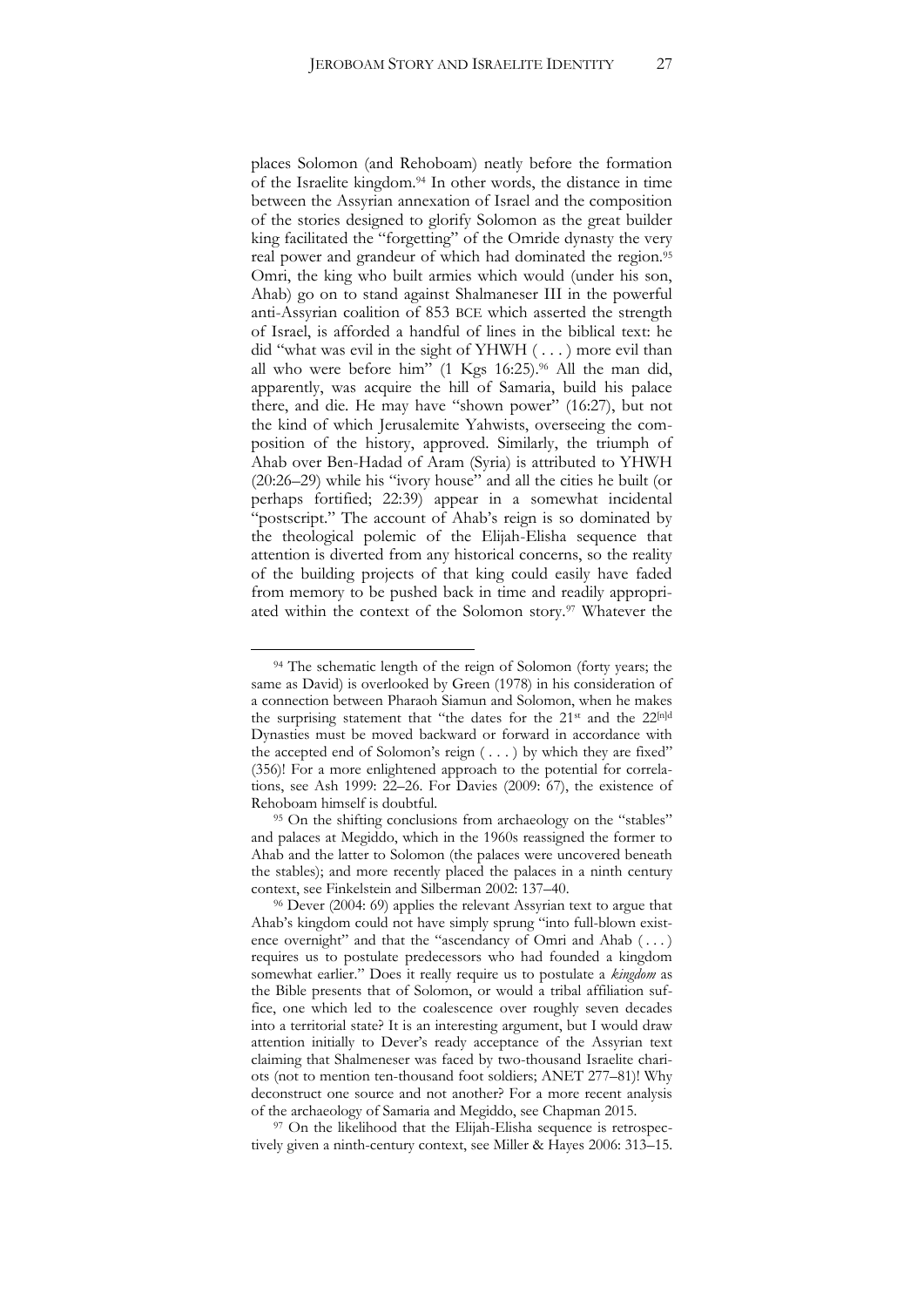places Solomon (and Rehoboam) neatly before the formation of the Israelite kingdom.[94] In other words, the distance in time between the Assyrian annexation of Israel and the composition of the stories designed to glorify Solomon as the great builder king facilitated the "forgetting" of the Omride dynasty the very real power and grandeur of which had dominated the region.[95] Omri, the king who built armies which would (under his son, Ahab) go on to stand against Shalmaneser III in the powerful anti-Assyrian coalition of 853 BCE which asserted the strength of Israel, is afforded a handful of lines in the biblical text: he did "what was evil in the sight of YHWH ( . . . ) more evil than all who were before him" (1 Kgs 16:25).[96] All the man did, apparently, was acquire the hill of Samaria, build his palace there, and die. He may have "shown power" (16:27), but not the kind of which Jerusalemite Yahwists, overseeing the composition of the history, approved. Similarly, the triumph of Ahab over Ben-Hadad of Aram (Syria) is attributed to YHWH (20:26–29) while his "ivory house" and all the cities he built (or perhaps fortified; 22:39) appear in a somewhat incidental "postscript." The account of Ahab's reign is so dominated by the theological polemic of the Elijah-Elisha sequence that attention is diverted from any historical concerns, so the reality of the building projects of that king could easily have faded from memory to be pushed back in time and readily appropriated within the context of the Solomon story.[97] Whatever the

---

[94] The schematic length of the reign of Solomon (forty years; the same as David) is overlooked by Green (1978) in his consideration of a connection between Pharaoh Siamun and Solomon, when he makes the surprising statement that "the dates for the 21st and the 22[n]d Dynasties must be moved backward or forward in accordance with the accepted end of Solomon's reign ( . . . ) by which they are fixed" (356)! For a more enlightened approach to the potential for correlations, see Ash 1999: 22–26. For Davies (2009: 67), the existence of Rehoboam himself is doubtful.

[95] On the shifting conclusions from archaeology on the "stables" and palaces at Megiddo, which in the 1960s reassigned the former to Ahab and the latter to Solomon (the palaces were uncovered beneath the stables); and more recently placed the palaces in a ninth century context, see Finkelstein and Silberman 2002: 137–40.

[96] Dever (2004: 69) applies the relevant Assyrian text to argue that Ahab's kingdom could not have simply sprung "into full-blown existence overnight" and that the "ascendancy of Omri and Ahab ( . . . ) requires us to postulate predecessors who had founded a kingdom somewhat earlier." Does it really require us to postulate a *kingdom* as the Bible presents that of Solomon, or would a tribal affiliation suffice, one which led to the coalescence over roughly seven decades into a territorial state? It is an interesting argument, but I would draw attention initially to Dever's ready acceptance of the Assyrian text claiming that Shalmeneser was faced by two-thousand Israelite chariots (not to mention ten-thousand foot soldiers; ANET 277–81)! Why deconstruct one source and not another? For a more recent analysis of the archaeology of Samaria and Megiddo, see Chapman 2015.

[97] On the likelihood that the Elijah-Elisha sequence is retrospectively given a ninth-century context, see Miller & Hayes 2006: 313–15.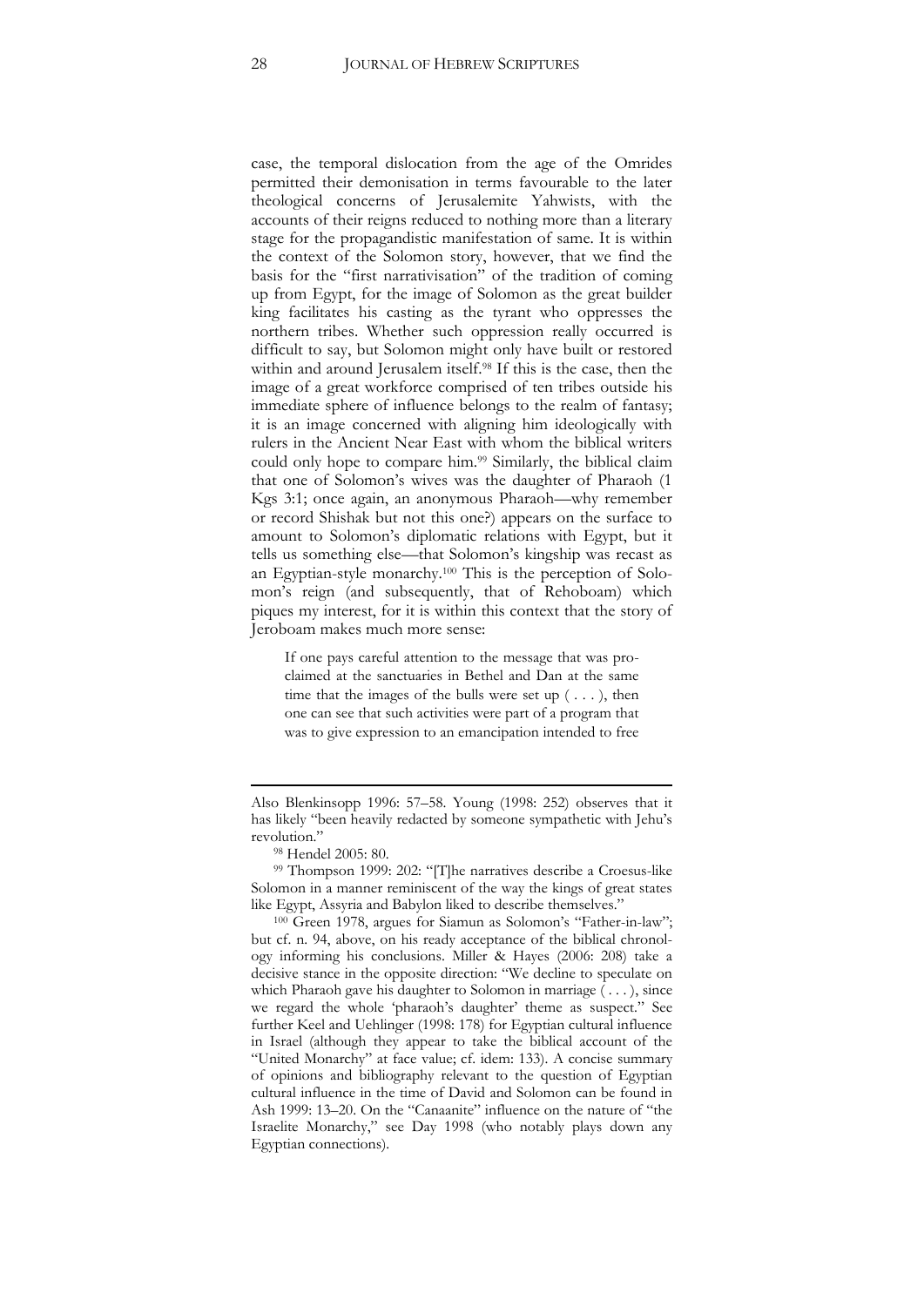case, the temporal dislocation from the age of the Omrides permitted their demonisation in terms favourable to the later theological concerns of Jerusalemite Yahwists, with the accounts of their reigns reduced to nothing more than a literary stage for the propagandistic manifestation of same. It is within the context of the Solomon story, however, that we find the basis for the "first narrativisation" of the tradition of coming up from Egypt, for the image of Solomon as the great builder king facilitates his casting as the tyrant who oppresses the northern tribes. Whether such oppression really occurred is difficult to say, but Solomon might only have built or restored within and around Jerusalem itself.[98] If this is the case, then the image of a great workforce comprised of ten tribes outside his immediate sphere of influence belongs to the realm of fantasy; it is an image concerned with aligning him ideologically with rulers in the Ancient Near East with whom the biblical writers could only hope to compare him.[99] Similarly, the biblical claim that one of Solomon's wives was the daughter of Pharaoh (1 Kgs 3:1; once again, an anonymous Pharaoh—why remember or record Shishak but not this one?) appears on the surface to amount to Solomon's diplomatic relations with Egypt, but it tells us something else—that Solomon's kingship was recast as an Egyptian-style monarchy.[100] This is the perception of Solomon's reign (and subsequently, that of Rehoboam) which piques my interest, for it is within this context that the story of Jeroboam makes much more sense:

> If one pays careful attention to the message that was proclaimed at the sanctuaries in Bethel and Dan at the same time that the images of the bulls were set up ( . . . ), then one can see that such activities were part of a program that was to give expression to an emancipation intended to free

---

Also Blenkinsopp 1996: 57–58. Young (1998: 252) observes that it has likely "been heavily redacted by someone sympathetic with Jehu's revolution."

[98] Hendel 2005: 80.

[99] Thompson 1999: 202: "[T]he narratives describe a Croesus-like Solomon in a manner reminiscent of the way the kings of great states like Egypt, Assyria and Babylon liked to describe themselves."

[100] Green 1978, argues for Siamun as Solomon's "Father-in-law"; but cf. n. 94, above, on his ready acceptance of the biblical chronology informing his conclusions. Miller & Hayes (2006: 208) take a decisive stance in the opposite direction: "We decline to speculate on which Pharaoh gave his daughter to Solomon in marriage ( . . . ), since we regard the whole 'pharaoh's daughter' theme as suspect." See further Keel and Uehlinger (1998: 178) for Egyptian cultural influence in Israel (although they appear to take the biblical account of the "United Monarchy" at face value; cf. idem: 133). A concise summary of opinions and bibliography relevant to the question of Egyptian cultural influence in the time of David and Solomon can be found in Ash 1999: 13–20. On the "Canaanite" influence on the nature of "the Israelite Monarchy," see Day 1998 (who notably plays down any Egyptian connections).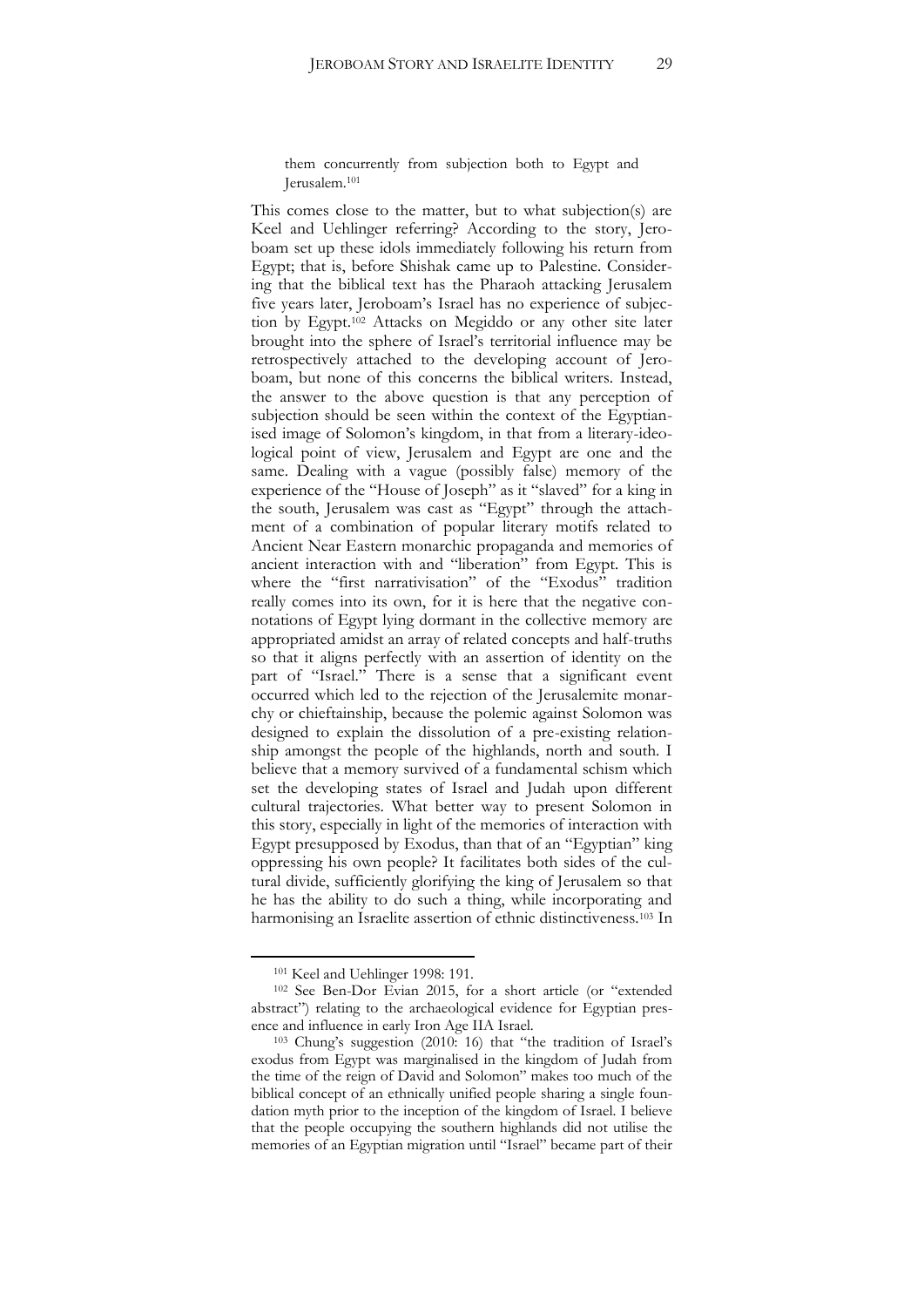> them concurrently from subjection both to Egypt and Jerusalem.[101]

This comes close to the matter, but to what subjection(s) are Keel and Uehlinger referring? According to the story, Jeroboam set up these idols immediately following his return from Egypt; that is, before Shishak came up to Palestine. Considering that the biblical text has the Pharaoh attacking Jerusalem five years later, Jeroboam's Israel has no experience of subjection by Egypt.[102] Attacks on Megiddo or any other site later brought into the sphere of Israel's territorial influence may be retrospectively attached to the developing account of Jeroboam, but none of this concerns the biblical writers. Instead, the answer to the above question is that any perception of subjection should be seen within the context of the Egyptianised image of Solomon's kingdom, in that from a literary-ideological point of view, Jerusalem and Egypt are one and the same. Dealing with a vague (possibly false) memory of the experience of the "House of Joseph" as it "slaved" for a king in the south, Jerusalem was cast as "Egypt" through the attachment of a combination of popular literary motifs related to Ancient Near Eastern monarchic propaganda and memories of ancient interaction with and "liberation" from Egypt. This is where the "first narrativisation" of the "Exodus" tradition really comes into its own, for it is here that the negative connotations of Egypt lying dormant in the collective memory are appropriated amidst an array of related concepts and half-truths so that it aligns perfectly with an assertion of identity on the part of "Israel." There is a sense that a significant event occurred which led to the rejection of the Jerusalemite monarchy or chieftainship, because the polemic against Solomon was designed to explain the dissolution of a pre-existing relationship amongst the people of the highlands, north and south. I believe that a memory survived of a fundamental schism which set the developing states of Israel and Judah upon different cultural trajectories. What better way to present Solomon in this story, especially in light of the memories of interaction with Egypt presupposed by Exodus, than that of an "Egyptian" king oppressing his own people? It facilitates both sides of the cultural divide, sufficiently glorifying the king of Jerusalem so that he has the ability to do such a thing, while incorporating and harmonising an Israelite assertion of ethnic distinctiveness.[103] In

---

[101] Keel and Uehlinger 1998: 191.

[102] See Ben-Dor Evian 2015, for a short article (or "extended abstract") relating to the archaeological evidence for Egyptian presence and influence in early Iron Age IIA Israel.

[103] Chung's suggestion (2010: 16) that "the tradition of Israel's exodus from Egypt was marginalised in the kingdom of Judah from the time of the reign of David and Solomon" makes too much of the biblical concept of an ethnically unified people sharing a single foundation myth prior to the inception of the kingdom of Israel. I believe that the people occupying the southern highlands did not utilise the memories of an Egyptian migration until "Israel" became part of their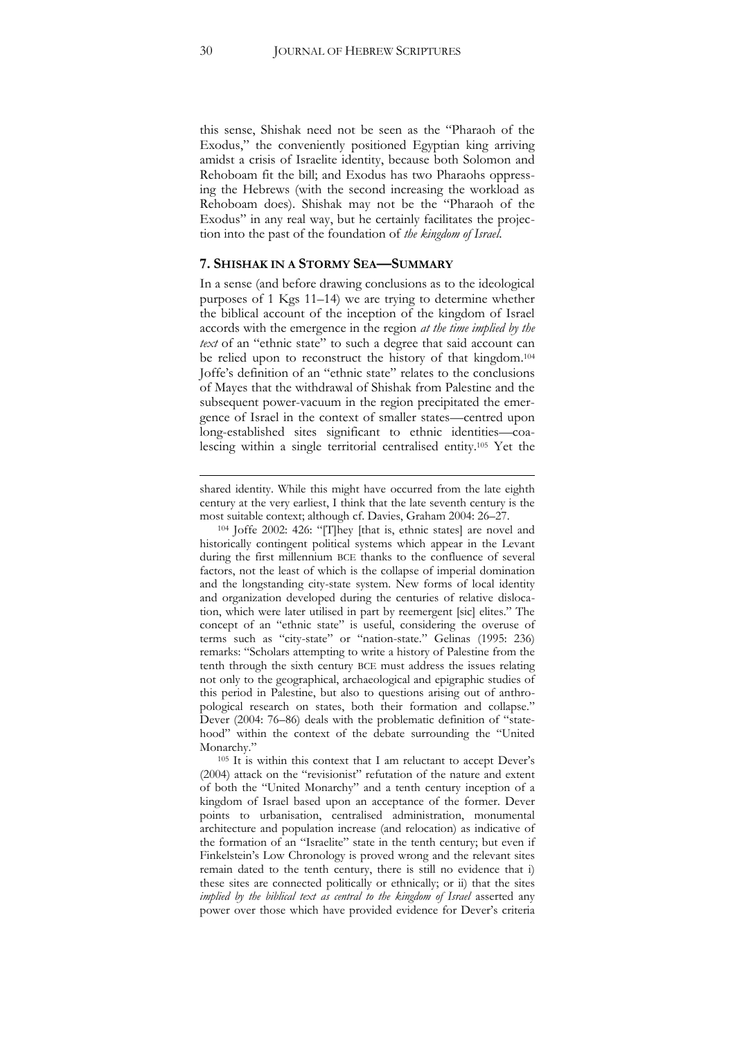this sense, Shishak need not be seen as the "Pharaoh of the Exodus," the conveniently positioned Egyptian king arriving amidst a crisis of Israelite identity, because both Solomon and Rehoboam fit the bill; and Exodus has two Pharaohs oppressing the Hebrews (with the second increasing the workload as Rehoboam does). Shishak may not be the "Pharaoh of the Exodus" in any real way, but he certainly facilitates the projection into the past of the foundation of *the kingdom of Israel*.

## 7. SHISHAK IN A STORMY SEA—SUMMARY

In a sense (and before drawing conclusions as to the ideological purposes of 1 Kgs 11–14) we are trying to determine whether the biblical account of the inception of the kingdom of Israel accords with the emergence in the region *at the time implied by the text* of an "ethnic state" to such a degree that said account can be relied upon to reconstruct the history of that kingdom.[104] Joffe's definition of an "ethnic state" relates to the conclusions of Mayes that the withdrawal of Shishak from Palestine and the subsequent power-vacuum in the region precipitated the emergence of Israel in the context of smaller states—centred upon long-established sites significant to ethnic identities—coalescing within a single territorial centralised entity.[105] Yet the

---

shared identity. While this might have occurred from the late eighth century at the very earliest, I think that the late seventh century is the most suitable context; although cf. Davies, Graham 2004: 26–27.

[104] Joffe 2002: 426: "[T]hey [that is, ethnic states] are novel and historically contingent political systems which appear in the Levant during the first millennium BCE thanks to the confluence of several factors, not the least of which is the collapse of imperial domination and the longstanding city-state system. New forms of local identity and organization developed during the centuries of relative dislocation, which were later utilised in part by reemergent [sic] elites." The concept of an "ethnic state" is useful, considering the overuse of terms such as "city-state" or "nation-state." Gelinas (1995: 236) remarks: "Scholars attempting to write a history of Palestine from the tenth through the sixth century BCE must address the issues relating not only to the geographical, archaeological and epigraphic studies of this period in Palestine, but also to questions arising out of anthropological research on states, both their formation and collapse." Dever (2004: 76–86) deals with the problematic definition of "statehood" within the context of the debate surrounding the "United Monarchy."

[105] It is within this context that I am reluctant to accept Dever's (2004) attack on the "revisionist" refutation of the nature and extent of both the "United Monarchy" and a tenth century inception of a kingdom of Israel based upon an acceptance of the former. Dever points to urbanisation, centralised administration, monumental architecture and population increase (and relocation) as indicative of the formation of an "Israelite" state in the tenth century; but even if Finkelstein's Low Chronology is proved wrong and the relevant sites remain dated to the tenth century, there is still no evidence that i) these sites are connected politically or ethnically; or ii) that the sites *implied by the biblical text as central to the kingdom of Israel* asserted any power over those which have provided evidence for Dever's criteria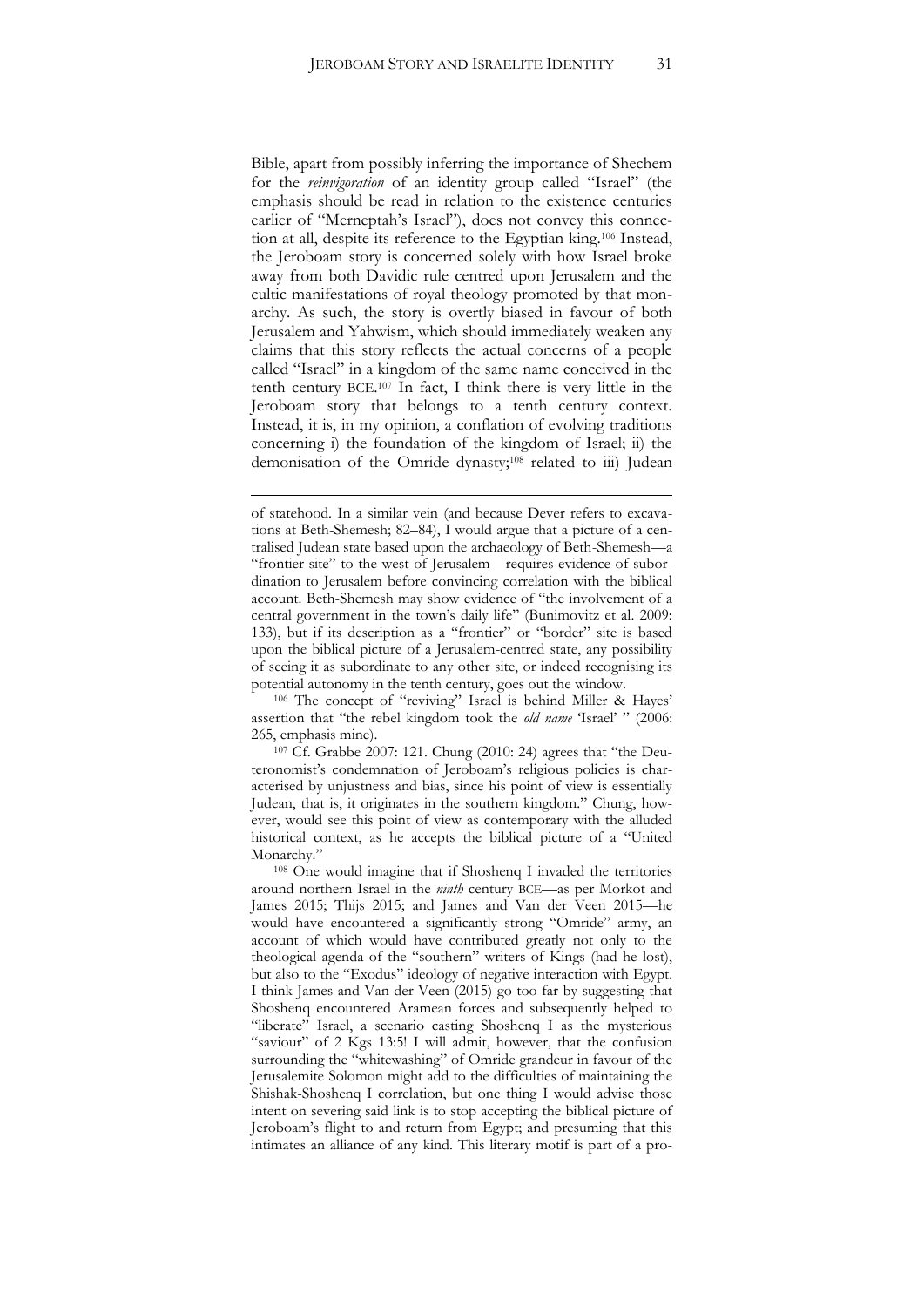Bible, apart from possibly inferring the importance of Shechem for the *reinvigoration* of an identity group called "Israel" (the emphasis should be read in relation to the existence centuries earlier of "Merneptah's Israel"), does not convey this connection at all, despite its reference to the Egyptian king.[106] Instead, the Jeroboam story is concerned solely with how Israel broke away from both Davidic rule centred upon Jerusalem and the cultic manifestations of royal theology promoted by that monarchy. As such, the story is overtly biased in favour of both Jerusalem and Yahwism, which should immediately weaken any claims that this story reflects the actual concerns of a people called "Israel" in a kingdom of the same name conceived in the tenth century BCE.[107] In fact, I think there is very little in the Jeroboam story that belongs to a tenth century context. Instead, it is, in my opinion, a conflation of evolving traditions concerning i) the foundation of the kingdom of Israel; ii) the demonisation of the Omride dynasty;[108] related to iii) Judean

---

of statehood. In a similar vein (and because Dever refers to excavations at Beth-Shemesh; 82–84), I would argue that a picture of a centralised Judean state based upon the archaeology of Beth-Shemesh—a "frontier site" to the west of Jerusalem—requires evidence of subordination to Jerusalem before convincing correlation with the biblical account. Beth-Shemesh may show evidence of "the involvement of a central government in the town's daily life" (Bunimovitz et al. 2009: 133), but if its description as a "frontier" or "border" site is based upon the biblical picture of a Jerusalem-centred state, any possibility of seeing it as subordinate to any other site, or indeed recognising its potential autonomy in the tenth century, goes out the window.

[106] The concept of "reviving" Israel is behind Miller & Hayes' assertion that "the rebel kingdom took the *old name* 'Israel' " (2006: 265, emphasis mine).

[107] Cf. Grabbe 2007: 121. Chung (2010: 24) agrees that "the Deuteronomist's condemnation of Jeroboam's religious policies is characterised by unjustness and bias, since his point of view is essentially Judean, that is, it originates in the southern kingdom." Chung, however, would see this point of view as contemporary with the alluded historical context, as he accepts the biblical picture of a "United Monarchy."

[108] One would imagine that if Shoshenq I invaded the territories around northern Israel in the *ninth* century BCE—as per Morkot and James 2015; Thijs 2015; and James and Van der Veen 2015—he would have encountered a significantly strong "Omride" army, an account of which would have contributed greatly not only to the theological agenda of the "southern" writers of Kings (had he lost), but also to the "Exodus" ideology of negative interaction with Egypt. I think James and Van der Veen (2015) go too far by suggesting that Shoshenq encountered Aramean forces and subsequently helped to "liberate" Israel, a scenario casting Shoshenq I as the mysterious "saviour" of 2 Kgs 13:5! I will admit, however, that the confusion surrounding the "whitewashing" of Omride grandeur in favour of the Jerusalemite Solomon might add to the difficulties of maintaining the Shishak-Shoshenq I correlation, but one thing I would advise those intent on severing said link is to stop accepting the biblical picture of Jeroboam's flight to and return from Egypt; and presuming that this intimates an alliance of any kind. This literary motif is part of a pro-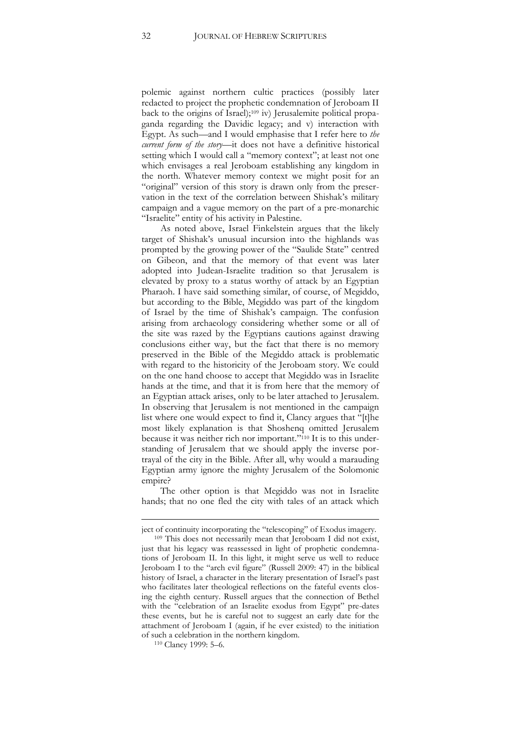polemic against northern cultic practices (possibly later redacted to project the prophetic condemnation of Jeroboam II back to the origins of Israel);[109] iv) Jerusalemite political propaganda regarding the Davidic legacy; and v) interaction with Egypt. As such—and I would emphasise that I refer here to *the current form of the story*—it does not have a definitive historical setting which I would call a "memory context"; at least not one which envisages a real Jeroboam establishing any kingdom in the north. Whatever memory context we might posit for an "original" version of this story is drawn only from the preservation in the text of the correlation between Shishak's military campaign and a vague memory on the part of a pre-monarchic "Israelite" entity of his activity in Palestine.

As noted above, Israel Finkelstein argues that the likely target of Shishak's unusual incursion into the highlands was prompted by the growing power of the "Saulide State" centred on Gibeon, and that the memory of that event was later adopted into Judean-Israelite tradition so that Jerusalem is elevated by proxy to a status worthy of attack by an Egyptian Pharaoh. I have said something similar, of course, of Megiddo, but according to the Bible, Megiddo was part of the kingdom of Israel by the time of Shishak's campaign. The confusion arising from archaeology considering whether some or all of the site was razed by the Egyptians cautions against drawing conclusions either way, but the fact that there is no memory preserved in the Bible of the Megiddo attack is problematic with regard to the historicity of the Jeroboam story. We could on the one hand choose to accept that Megiddo was in Israelite hands at the time, and that it is from here that the memory of an Egyptian attack arises, only to be later attached to Jerusalem. In observing that Jerusalem is not mentioned in the campaign list where one would expect to find it, Clancy argues that "[t]he most likely explanation is that Shoshenq omitted Jerusalem because it was neither rich nor important."[110] It is to this understanding of Jerusalem that we should apply the inverse portrayal of the city in the Bible. After all, why would a marauding Egyptian army ignore the mighty Jerusalem of the Solomonic empire?

The other option is that Megiddo was not in Israelite hands; that no one fled the city with tales of an attack which

---

ject of continuity incorporating the "telescoping" of Exodus imagery.

[109] This does not necessarily mean that Jeroboam I did not exist, just that his legacy was reassessed in light of prophetic condemnations of Jeroboam II. In this light, it might serve us well to reduce Jeroboam I to the "arch evil figure" (Russell 2009: 47) in the biblical history of Israel, a character in the literary presentation of Israel's past who facilitates later theological reflections on the fateful events closing the eighth century. Russell argues that the connection of Bethel with the "celebration of an Israelite exodus from Egypt" pre-dates these events, but he is careful not to suggest an early date for the attachment of Jeroboam I (again, if he ever existed) to the initiation of such a celebration in the northern kingdom.

[110] Clancy 1999: 5–6.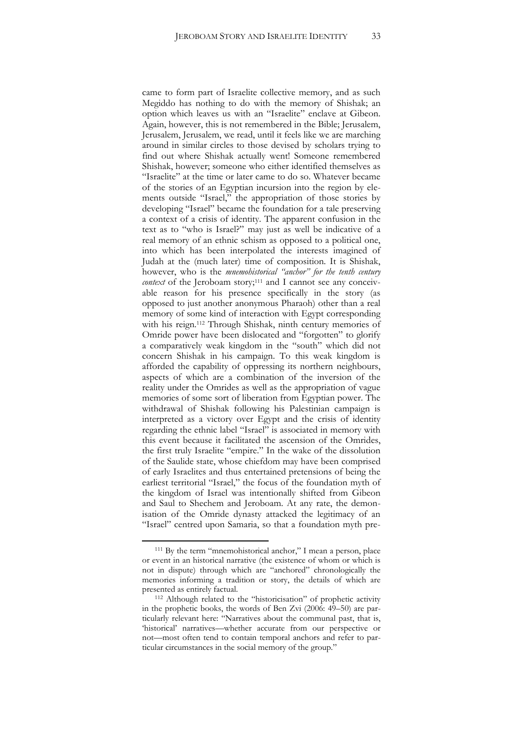came to form part of Israelite collective memory, and as such Megiddo has nothing to do with the memory of Shishak; an option which leaves us with an "Israelite" enclave at Gibeon. Again, however, this is not remembered in the Bible; Jerusalem, Jerusalem, Jerusalem, we read, until it feels like we are marching around in similar circles to those devised by scholars trying to find out where Shishak actually went! Someone remembered Shishak, however; someone who either identified themselves as "Israelite" at the time or later came to do so. Whatever became of the stories of an Egyptian incursion into the region by elements outside "Israel," the appropriation of those stories by developing "Israel" became the foundation for a tale preserving a context of a crisis of identity. The apparent confusion in the text as to "who is Israel?" may just as well be indicative of a real memory of an ethnic schism as opposed to a political one, into which has been interpolated the interests imagined of Judah at the (much later) time of composition. It is Shishak, however, who is the *mnemohistorical "anchor" for the tenth century context* of the Jeroboam story;[111] and I cannot see any conceivable reason for his presence specifically in the story (as opposed to just another anonymous Pharaoh) other than a real memory of some kind of interaction with Egypt corresponding with his reign.[112] Through Shishak, ninth century memories of Omride power have been dislocated and "forgotten" to glorify a comparatively weak kingdom in the "south" which did not concern Shishak in his campaign. To this weak kingdom is afforded the capability of oppressing its northern neighbours, aspects of which are a combination of the inversion of the reality under the Omrides as well as the appropriation of vague memories of some sort of liberation from Egyptian power. The withdrawal of Shishak following his Palestinian campaign is interpreted as a victory over Egypt and the crisis of identity regarding the ethnic label "Israel" is associated in memory with this event because it facilitated the ascension of the Omrides, the first truly Israelite "empire." In the wake of the dissolution of the Saulide state, whose chiefdom may have been comprised of early Israelites and thus entertained pretensions of being the earliest territorial "Israel," the focus of the foundation myth of the kingdom of Israel was intentionally shifted from Gibeon and Saul to Shechem and Jeroboam. At any rate, the demonisation of the Omride dynasty attacked the legitimacy of an "Israel" centred upon Samaria, so that a foundation myth pre-

[111] By the term "mnemohistorical anchor," I mean a person, place or event in an historical narrative (the existence of whom or which is not in dispute) through which are "anchored" chronologically the memories informing a tradition or story, the details of which are presented as entirely factual.

[112] Although related to the "historicisation" of prophetic activity in the prophetic books, the words of Ben Zvi (2006: 49–50) are particularly relevant here: "Narratives about the communal past, that is, 'historical' narratives—whether accurate from our perspective or not—most often tend to contain temporal anchors and refer to particular circumstances in the social memory of the group."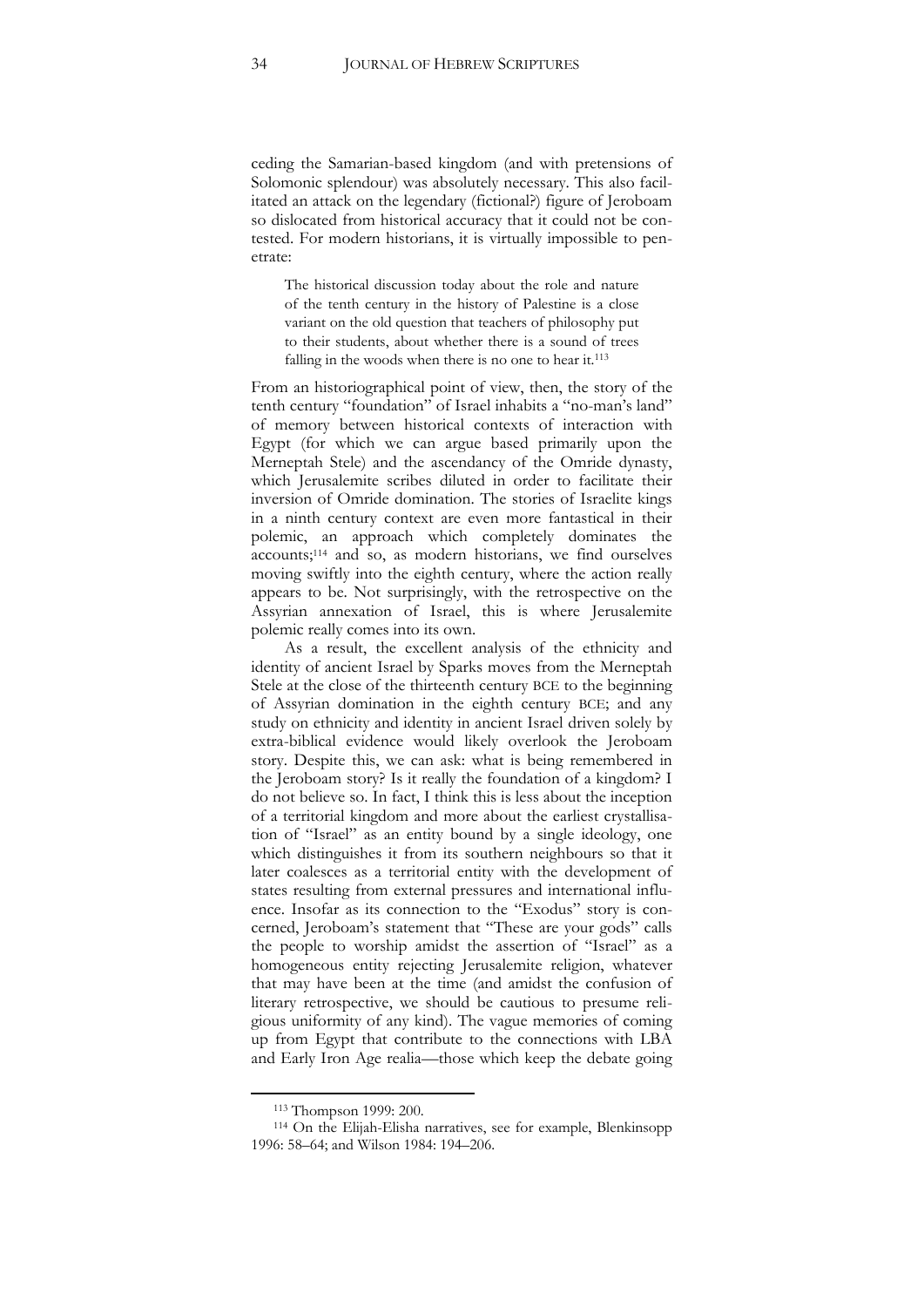ceding the Samarian-based kingdom (and with pretensions of Solomonic splendour) was absolutely necessary. This also facilitated an attack on the legendary (fictional?) figure of Jeroboam so dislocated from historical accuracy that it could not be contested. For modern historians, it is virtually impossible to penetrate:

> The historical discussion today about the role and nature of the tenth century in the history of Palestine is a close variant on the old question that teachers of philosophy put to their students, about whether there is a sound of trees falling in the woods when there is no one to hear it.[113]

From an historiographical point of view, then, the story of the tenth century "foundation" of Israel inhabits a "no-man's land" of memory between historical contexts of interaction with Egypt (for which we can argue based primarily upon the Merneptah Stele) and the ascendancy of the Omride dynasty, which Jerusalemite scribes diluted in order to facilitate their inversion of Omride domination. The stories of Israelite kings in a ninth century context are even more fantastical in their polemic, an approach which completely dominates the accounts;[114] and so, as modern historians, we find ourselves moving swiftly into the eighth century, where the action really appears to be. Not surprisingly, with the retrospective on the Assyrian annexation of Israel, this is where Jerusalemite polemic really comes into its own.

As a result, the excellent analysis of the ethnicity and identity of ancient Israel by Sparks moves from the Merneptah Stele at the close of the thirteenth century BCE to the beginning of Assyrian domination in the eighth century BCE; and any study on ethnicity and identity in ancient Israel driven solely by extra-biblical evidence would likely overlook the Jeroboam story. Despite this, we can ask: what is being remembered in the Jeroboam story? Is it really the foundation of a kingdom? I do not believe so. In fact, I think this is less about the inception of a territorial kingdom and more about the earliest crystallisation of "Israel" as an entity bound by a single ideology, one which distinguishes it from its southern neighbours so that it later coalesces as a territorial entity with the development of states resulting from external pressures and international influence. Insofar as its connection to the "Exodus" story is concerned, Jeroboam's statement that "These are your gods" calls the people to worship amidst the assertion of "Israel" as a homogeneous entity rejecting Jerusalemite religion, whatever that may have been at the time (and amidst the confusion of literary retrospective, we should be cautious to presume religious uniformity of any kind). The vague memories of coming up from Egypt that contribute to the connections with LBA and Early Iron Age realia—those which keep the debate going

---

[113] Thompson 1999: 200.

[114] On the Elijah-Elisha narratives, see for example, Blenkinsopp 1996: 58–64; and Wilson 1984: 194–206.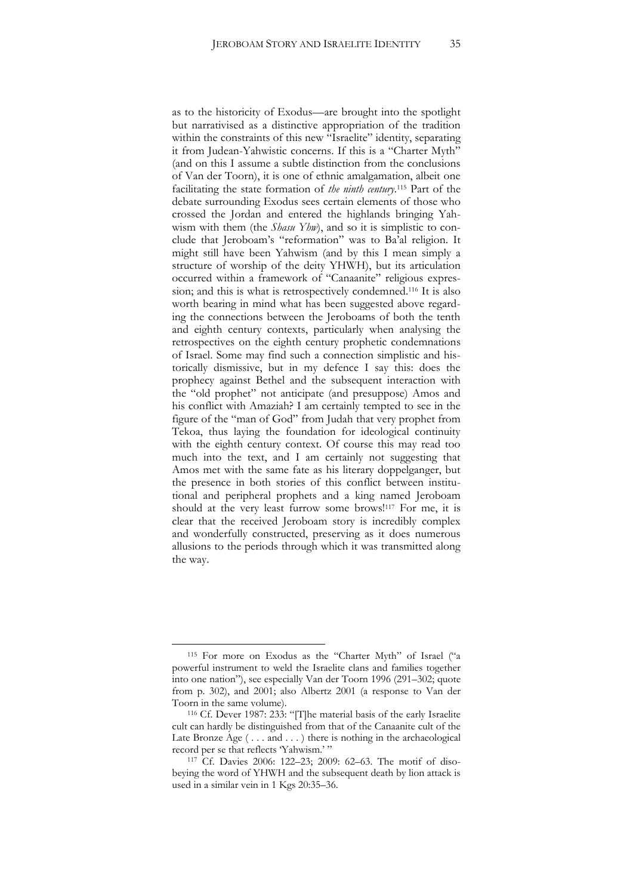as to the historicity of Exodus—are brought into the spotlight but narrativised as a distinctive appropriation of the tradition within the constraints of this new "Israelite" identity, separating it from Judean-Yahwistic concerns. If this is a "Charter Myth" (and on this I assume a subtle distinction from the conclusions of Van der Toorn), it is one of ethnic amalgamation, albeit one facilitating the state formation of *the ninth century*.[115] Part of the debate surrounding Exodus sees certain elements of those who crossed the Jordan and entered the highlands bringing Yahwism with them (the *Shasu Yhw*), and so it is simplistic to conclude that Jeroboam's "reformation" was to Ba'al religion. It might still have been Yahwism (and by this I mean simply a structure of worship of the deity YHWH), but its articulation occurred within a framework of "Canaanite" religious expression; and this is what is retrospectively condemned.[116] It is also worth bearing in mind what has been suggested above regarding the connections between the Jeroboams of both the tenth and eighth century contexts, particularly when analysing the retrospectives on the eighth century prophetic condemnations of Israel. Some may find such a connection simplistic and historically dismissive, but in my defence I say this: does the prophecy against Bethel and the subsequent interaction with the "old prophet" not anticipate (and presuppose) Amos and his conflict with Amaziah? I am certainly tempted to see in the figure of the "man of God" from Judah that very prophet from Tekoa, thus laying the foundation for ideological continuity with the eighth century context. Of course this may read too much into the text, and I am certainly not suggesting that Amos met with the same fate as his literary doppelganger, but the presence in both stories of this conflict between institutional and peripheral prophets and a king named Jeroboam should at the very least furrow some brows![117] For me, it is clear that the received Jeroboam story is incredibly complex and wonderfully constructed, preserving as it does numerous allusions to the periods through which it was transmitted along the way.

---

[115] For more on Exodus as the "Charter Myth" of Israel ("a powerful instrument to weld the Israelite clans and families together into one nation"), see especially Van der Toorn 1996 (291–302; quote from p. 302), and 2001; also Albertz 2001 (a response to Van der Toorn in the same volume).

[116] Cf. Dever 1987: 233: "[T]he material basis of the early Israelite cult can hardly be distinguished from that of the Canaanite cult of the Late Bronze Age ( . . . and . . . ) there is nothing in the archaeological record per se that reflects 'Yahwism.' "

[117] Cf. Davies 2006: 122–23; 2009: 62–63. The motif of disobeying the word of YHWH and the subsequent death by lion attack is used in a similar vein in 1 Kgs 20:35–36.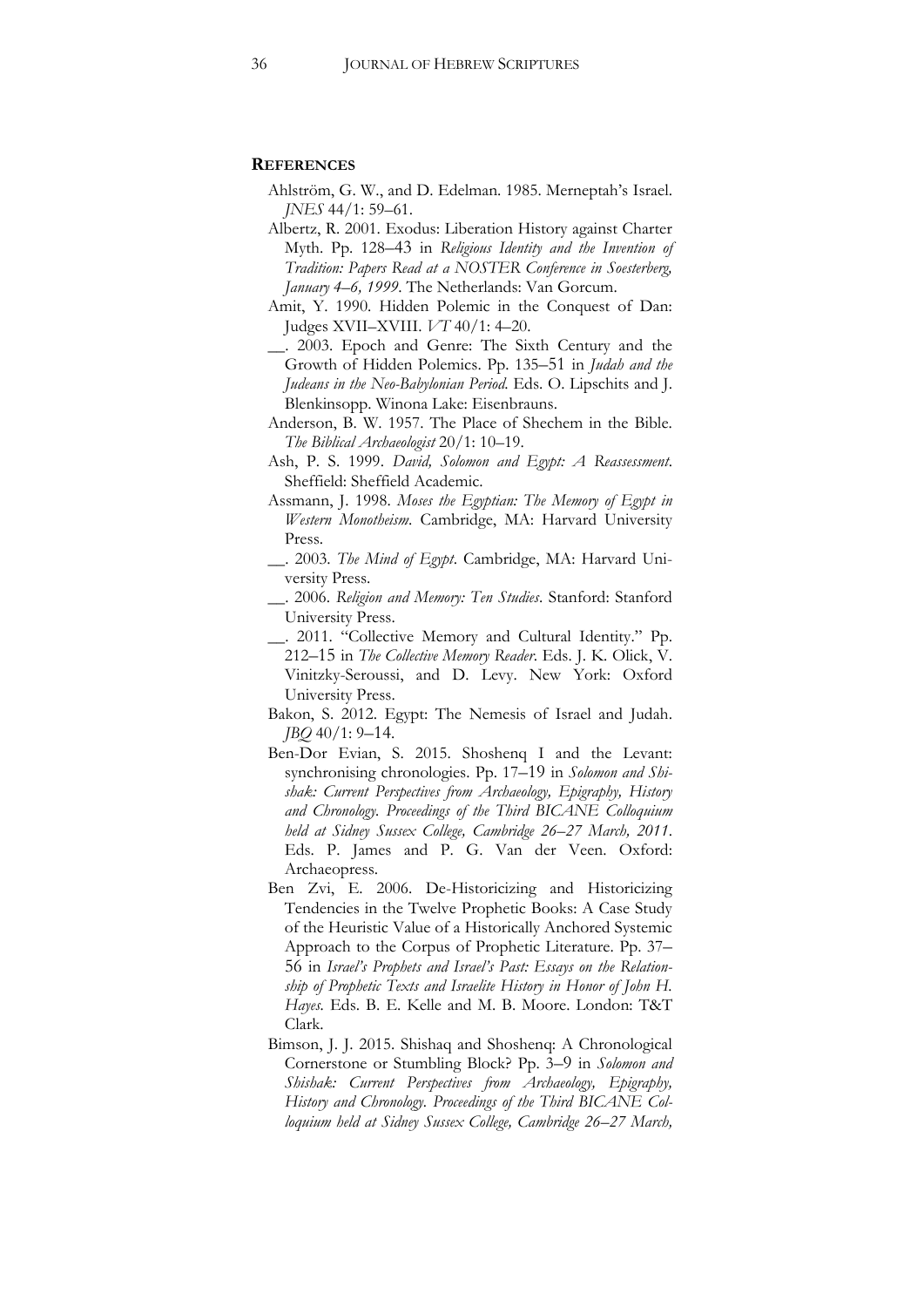## References

Ahlström, G. W., and D. Edelman. 1985. Merneptah's Israel. *JNES* 44/1: 59–61.

Albertz, R. 2001. Exodus: Liberation History against Charter Myth. Pp. 128–43 in *Religious Identity and the Invention of Tradition: Papers Read at a NOSTER Conference in Soesterberg, January 4–6, 1999*. The Netherlands: Van Gorcum.

Amit, Y. 1990. Hidden Polemic in the Conquest of Dan: Judges XVII–XVIII. *VT* 40/1: 4–20.

__. 2003. Epoch and Genre: The Sixth Century and the Growth of Hidden Polemics. Pp. 135–51 in *Judah and the Judeans in the Neo-Babylonian Period*. Eds. O. Lipschits and J. Blenkinsopp. Winona Lake: Eisenbrauns.

Anderson, B. W. 1957. The Place of Shechem in the Bible. *The Biblical Archaeologist* 20/1: 10–19.

Ash, P. S. 1999. *David, Solomon and Egypt: A Reassessment*. Sheffield: Sheffield Academic.

Assmann, J. 1998. *Moses the Egyptian: The Memory of Egypt in Western Monotheism*. Cambridge, MA: Harvard University Press.

__. 2003. *The Mind of Egypt*. Cambridge, MA: Harvard University Press.

__. 2006. *Religion and Memory: Ten Studies*. Stanford: Stanford University Press.

__. 2011. "Collective Memory and Cultural Identity." Pp. 212–15 in *The Collective Memory Reader*. Eds. J. K. Olick, V. Vinitzky-Seroussi, and D. Levy. New York: Oxford University Press.

Bakon, S. 2012. Egypt: The Nemesis of Israel and Judah. *JBQ* 40/1: 9–14.

Ben-Dor Evian, S. 2015. Shoshenq I and the Levant: synchronising chronologies. Pp. 17–19 in *Solomon and Shishak: Current Perspectives from Archaeology, Epigraphy, History and Chronology. Proceedings of the Third BICANE Colloquium held at Sidney Sussex College, Cambridge 26–27 March, 2011*. Eds. P. James and P. G. Van der Veen. Oxford: Archaeopress.

Ben Zvi, E. 2006. De-Historicizing and Historicizing Tendencies in the Twelve Prophetic Books: A Case Study of the Heuristic Value of a Historically Anchored Systemic Approach to the Corpus of Prophetic Literature. Pp. 37–56 in *Israel's Prophets and Israel's Past: Essays on the Relationship of Prophetic Texts and Israelite History in Honor of John H. Hayes*. Eds. B. E. Kelle and M. B. Moore. London: T&T Clark.

Bimson, J. J. 2015. Shishaq and Shoshenq: A Chronological Cornerstone or Stumbling Block? Pp. 3–9 in *Solomon and Shishak: Current Perspectives from Archaeology, Epigraphy, History and Chronology. Proceedings of the Third BICANE Colloquium held at Sidney Sussex College, Cambridge 26–27 March,*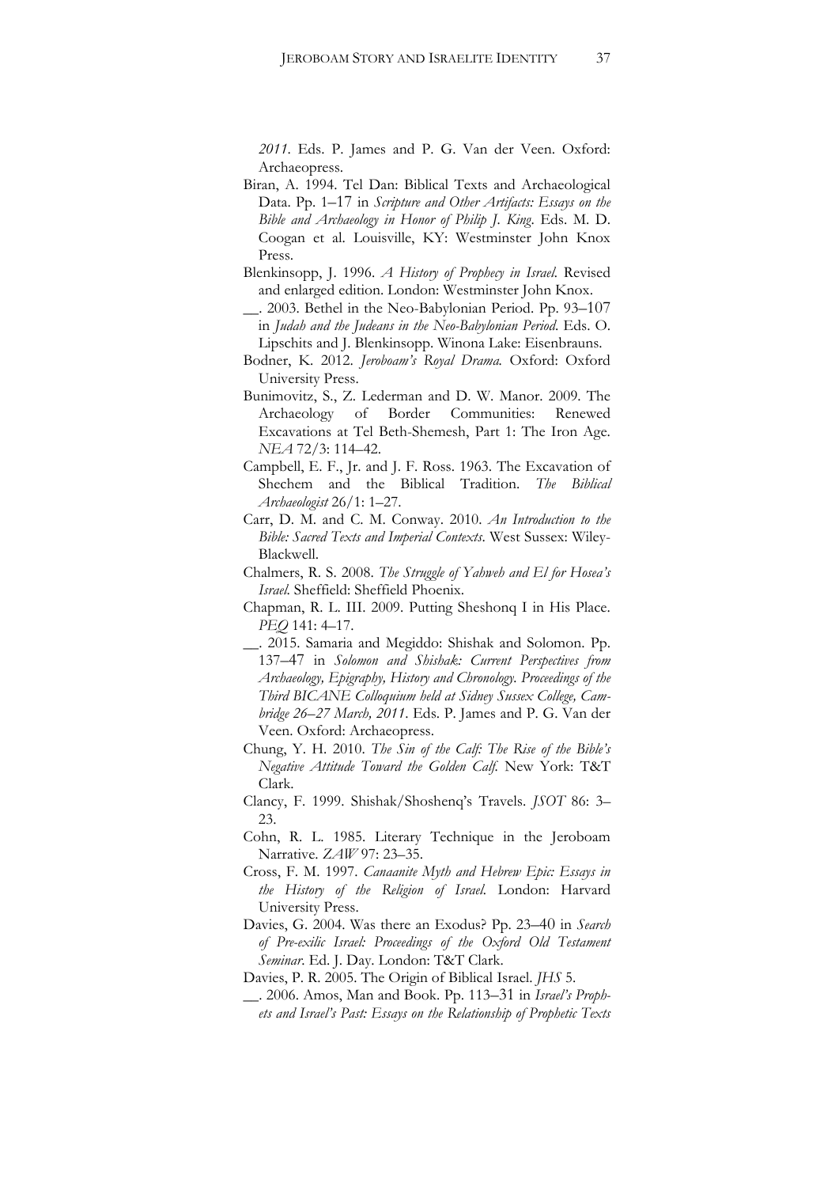*2011*. Eds. P. James and P. G. Van der Veen. Oxford: Archaeopress.

Biran, A. 1994. Tel Dan: Biblical Texts and Archaeological Data. Pp. 1–17 in *Scripture and Other Artifacts: Essays on the Bible and Archaeology in Honor of Philip J. King*. Eds. M. D. Coogan et al. Louisville, KY: Westminster John Knox Press.

Blenkinsopp, J. 1996. *A History of Prophecy in Israel.* Revised and enlarged edition. London: Westminster John Knox.

__. 2003. Bethel in the Neo-Babylonian Period. Pp. 93–107 in *Judah and the Judeans in the Neo-Babylonian Period.* Eds. O. Lipschits and J. Blenkinsopp. Winona Lake: Eisenbrauns.

Bodner, K. 2012. *Jeroboam's Royal Drama.* Oxford: Oxford University Press.

Bunimovitz, S., Z. Lederman and D. W. Manor. 2009. The Archaeology of Border Communities: Renewed Excavations at Tel Beth-Shemesh, Part 1: The Iron Age. *NEA* 72/3: 114–42.

Campbell, E. F., Jr. and J. F. Ross. 1963. The Excavation of Shechem and the Biblical Tradition. *The Biblical Archaeologist* 26/1: 1–27.

Carr, D. M. and C. M. Conway. 2010. *An Introduction to the Bible: Sacred Texts and Imperial Contexts*. West Sussex: Wiley-Blackwell.

Chalmers, R. S. 2008. *The Struggle of Yahweh and El for Hosea's Israel.* Sheffield: Sheffield Phoenix.

Chapman, R. L. III. 2009. Putting Sheshonq I in His Place. *PEQ* 141: 4–17.

__. 2015. Samaria and Megiddo: Shishak and Solomon. Pp. 137–47 in *Solomon and Shishak: Current Perspectives from Archaeology, Epigraphy, History and Chronology. Proceedings of the Third BICANE Colloquium held at Sidney Sussex College, Cambridge 26–27 March, 2011*. Eds. P. James and P. G. Van der Veen. Oxford: Archaeopress.

Chung, Y. H. 2010. *The Sin of the Calf: The Rise of the Bible's Negative Attitude Toward the Golden Calf.* New York: T&T Clark.

Clancy, F. 1999. Shishak/Shoshenq's Travels. *JSOT* 86: 3–23.

Cohn, R. L. 1985. Literary Technique in the Jeroboam Narrative. *ZAW* 97: 23–35.

Cross, F. M. 1997. *Canaanite Myth and Hebrew Epic: Essays in the History of the Religion of Israel.* London: Harvard University Press.

Davies, G. 2004. Was there an Exodus? Pp. 23–40 in *Search of Pre-exilic Israel: Proceedings of the Oxford Old Testament Seminar*. Ed. J. Day. London: T&T Clark.

Davies, P. R. 2005. The Origin of Biblical Israel. *JHS* 5.

__. 2006. Amos, Man and Book. Pp. 113–31 in *Israel's Prophets and Israel's Past: Essays on the Relationship of Prophetic Texts*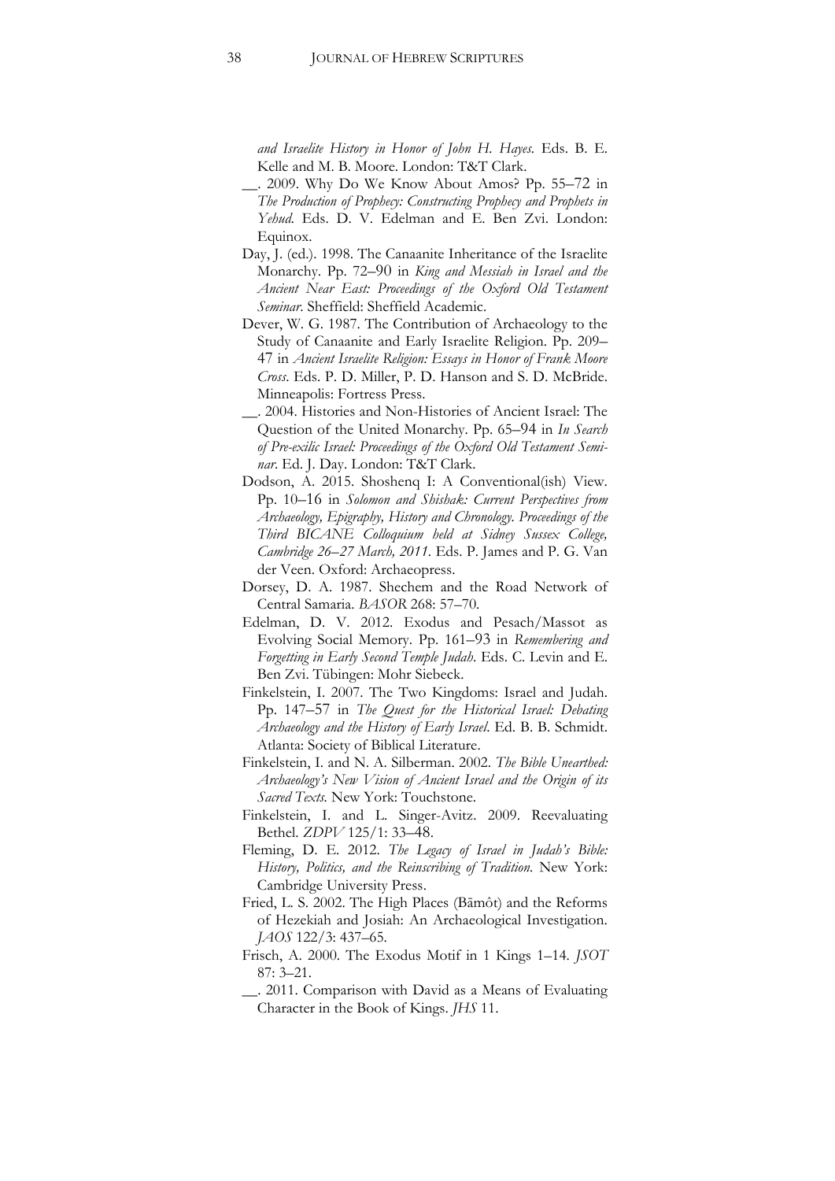*and Israelite History in Honor of John H. Hayes*. Eds. B. E. Kelle and M. B. Moore. London: T&T Clark.

__. 2009. Why Do We Know About Amos? Pp. 55–72 in *The Production of Prophecy: Constructing Prophecy and Prophets in Yehud*. Eds. D. V. Edelman and E. Ben Zvi. London: Equinox.

Day, J. (ed.). 1998. The Canaanite Inheritance of the Israelite Monarchy. Pp. 72–90 in *King and Messiah in Israel and the Ancient Near East: Proceedings of the Oxford Old Testament Seminar*. Sheffield: Sheffield Academic.

Dever, W. G. 1987. The Contribution of Archaeology to the Study of Canaanite and Early Israelite Religion. Pp. 209–47 in *Ancient Israelite Religion: Essays in Honor of Frank Moore Cross*. Eds. P. D. Miller, P. D. Hanson and S. D. McBride. Minneapolis: Fortress Press.

__. 2004. Histories and Non-Histories of Ancient Israel: The Question of the United Monarchy. Pp. 65–94 in *In Search of Pre-exilic Israel: Proceedings of the Oxford Old Testament Seminar*. Ed. J. Day. London: T&T Clark.

Dodson, A. 2015. Shoshenq I: A Conventional(ish) View. Pp. 10–16 in *Solomon and Shishak: Current Perspectives from Archaeology, Epigraphy, History and Chronology. Proceedings of the Third BICANE Colloquium held at Sidney Sussex College, Cambridge 26–27 March, 2011*. Eds. P. James and P. G. Van der Veen. Oxford: Archaeopress.

Dorsey, D. A. 1987. Shechem and the Road Network of Central Samaria. *BASOR* 268: 57–70.

Edelman, D. V. 2012. Exodus and Pesach/Massot as Evolving Social Memory. Pp. 161–93 in *Remembering and Forgetting in Early Second Temple Judah*. Eds. C. Levin and E. Ben Zvi. Tübingen: Mohr Siebeck.

Finkelstein, I. 2007. The Two Kingdoms: Israel and Judah. Pp. 147–57 in *The Quest for the Historical Israel: Debating Archaeology and the History of Early Israel*. Ed. B. B. Schmidt. Atlanta: Society of Biblical Literature.

Finkelstein, I. and N. A. Silberman. 2002. *The Bible Unearthed: Archaeology's New Vision of Ancient Israel and the Origin of its Sacred Texts*. New York: Touchstone.

Finkelstein, I. and L. Singer-Avitz. 2009. Reevaluating Bethel. *ZDPV* 125/1: 33–48.

Fleming, D. E. 2012. *The Legacy of Israel in Judah's Bible: History, Politics, and the Reinscribing of Tradition*. New York: Cambridge University Press.

Fried, L. S. 2002. The High Places (Bāmôt) and the Reforms of Hezekiah and Josiah: An Archaeological Investigation. *JAOS* 122/3: 437–65.

Frisch, A. 2000. The Exodus Motif in 1 Kings 1–14. *JSOT* 87: 3–21.

__. 2011. Comparison with David as a Means of Evaluating Character in the Book of Kings. *JHS* 11.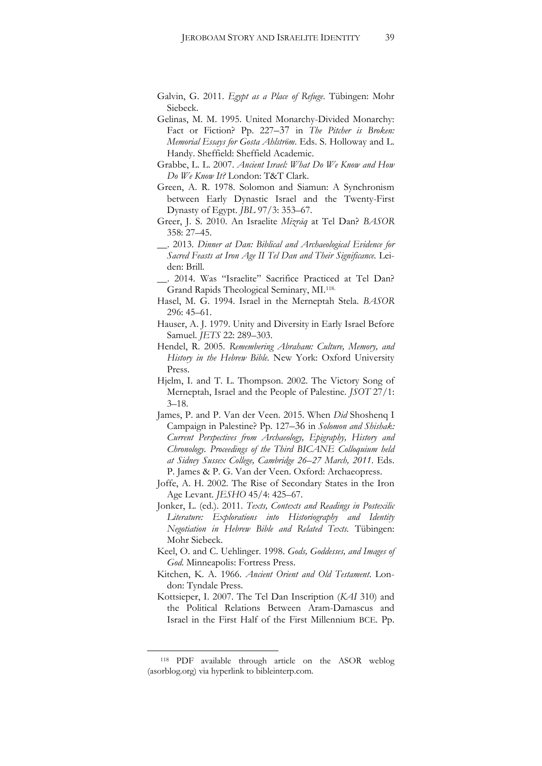Galvin, G. 2011. *Egypt as a Place of Refuge*. Tübingen: Mohr Siebeck.

Gelinas, M. M. 1995. United Monarchy-Divided Monarchy: Fact or Fiction? Pp. 227–37 in *The Pitcher is Broken: Memorial Essays for Gosta Ahlström*. Eds. S. Holloway and L. Handy. Sheffield: Sheffield Academic.

Grabbe, L. L. 2007. *Ancient Israel: What Do We Know and How Do We Know It?* London: T&T Clark.

Green, A. R. 1978. Solomon and Siamun: A Synchronism between Early Dynastic Israel and the Twenty-First Dynasty of Egypt. *JBL* 97/3: 353–67.

Greer, J. S. 2010. An Israelite *Mizrāq* at Tel Dan? *BASOR* 358: 27–45.

__. 2013. *Dinner at Dan: Biblical and Archaeological Evidence for Sacred Feasts at Iron Age II Tel Dan and Their Significance*. Leiden: Brill.

__. 2014. Was "Israelite" Sacrifice Practiced at Tel Dan? Grand Rapids Theological Seminary, MI.[118]

Hasel, M. G. 1994. Israel in the Merneptah Stela. *BASOR* 296: 45–61.

Hauser, A. J. 1979. Unity and Diversity in Early Israel Before Samuel. *JETS* 22: 289–303.

Hendel, R. 2005. *Remembering Abraham: Culture, Memory, and History in the Hebrew Bible*. New York: Oxford University Press.

Hjelm, I. and T. L. Thompson. 2002. The Victory Song of Merneptah, Israel and the People of Palestine. *JSOT* 27/1: 3–18.

James, P. and P. Van der Veen. 2015. When *Did* Shoshenq I Campaign in Palestine? Pp. 127–36 in *Solomon and Shishak: Current Perspectives from Archaeology, Epigraphy, History and Chronology. Proceedings of the Third BICANE Colloquium held at Sidney Sussex College, Cambridge 26–27 March, 2011*. Eds. P. James & P. G. Van der Veen. Oxford: Archaeopress.

Joffe, A. H. 2002. The Rise of Secondary States in the Iron Age Levant. *JESHO* 45/4: 425–67.

Jonker, L. (ed.). 2011. *Texts, Contexts and Readings in Postexilic Literature: Explorations into Historiography and Identity Negotiation in Hebrew Bible and Related Texts*. Tübingen: Mohr Siebeck.

Keel, O. and C. Uehlinger. 1998. *Gods, Goddesses, and Images of God*. Minneapolis: Fortress Press.

Kitchen, K. A. 1966. *Ancient Orient and Old Testament*. London: Tyndale Press.

Kottsieper, I. 2007. The Tel Dan Inscription (*KAI* 310) and the Political Relations Between Aram-Damascus and Israel in the First Half of the First Millennium BCE. Pp.

---

[118] PDF available through article on the ASOR weblog (asorblog.org) via hyperlink to bibleinterp.com.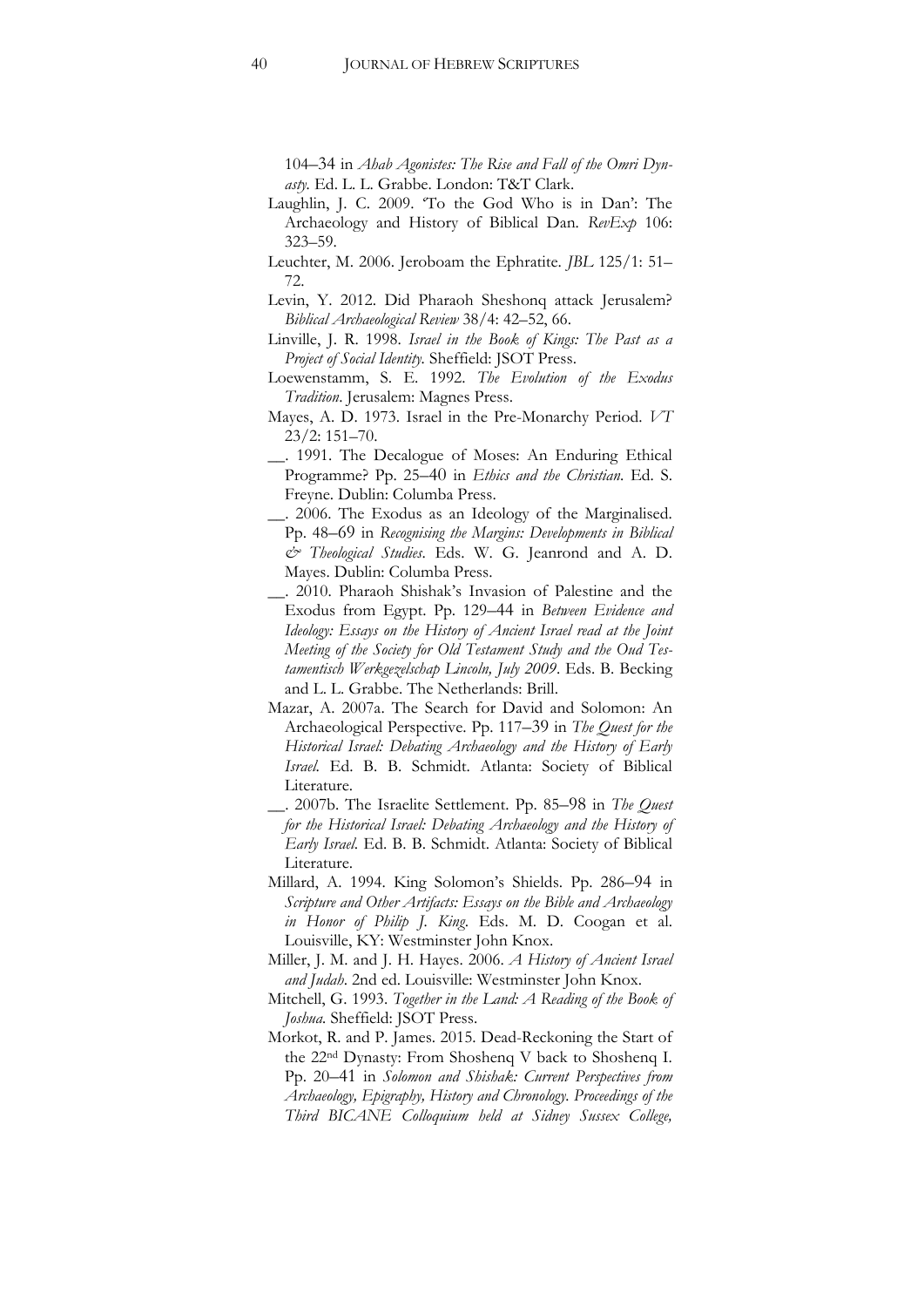104–34 in *Ahab Agonistes: The Rise and Fall of the Omri Dynasty*. Ed. L. L. Grabbe. London: T&T Clark.

Laughlin, J. C. 2009. 'To the God Who is in Dan': The Archaeology and History of Biblical Dan. *RevExp* 106: 323–59.

Leuchter, M. 2006. Jeroboam the Ephratite. *JBL* 125/1: 51–72.

Levin, Y. 2012. Did Pharaoh Sheshonq attack Jerusalem? *Biblical Archaeological Review* 38/4: 42–52, 66.

Linville, J. R. 1998. *Israel in the Book of Kings: The Past as a Project of Social Identity.* Sheffield: JSOT Press.

Loewenstamm, S. E. 1992. *The Evolution of the Exodus Tradition*. Jerusalem: Magnes Press.

Mayes, A. D. 1973. Israel in the Pre-Monarchy Period. *VT* 23/2: 151–70.

__. 1991. The Decalogue of Moses: An Enduring Ethical Programme? Pp. 25–40 in *Ethics and the Christian*. Ed. S. Freyne. Dublin: Columba Press.

__. 2006. The Exodus as an Ideology of the Marginalised. Pp. 48–69 in *Recognising the Margins: Developments in Biblical & Theological Studies*. Eds. W. G. Jeanrond and A. D. Mayes. Dublin: Columba Press.

__. 2010. Pharaoh Shishak's Invasion of Palestine and the Exodus from Egypt. Pp. 129–44 in *Between Evidence and Ideology: Essays on the History of Ancient Israel read at the Joint Meeting of the Society for Old Testament Study and the Oud Testamentisch Werkgezelschap Lincoln, July 2009*. Eds. B. Becking and L. L. Grabbe. The Netherlands: Brill.

Mazar, A. 2007a. The Search for David and Solomon: An Archaeological Perspective. Pp. 117–39 in *The Quest for the Historical Israel: Debating Archaeology and the History of Early Israel.* Ed. B. B. Schmidt. Atlanta: Society of Biblical Literature.

__. 2007b. The Israelite Settlement. Pp. 85–98 in *The Quest for the Historical Israel: Debating Archaeology and the History of Early Israel.* Ed. B. B. Schmidt. Atlanta: Society of Biblical Literature.

Millard, A. 1994. King Solomon's Shields. Pp. 286–94 in *Scripture and Other Artifacts: Essays on the Bible and Archaeology in Honor of Philip J. King.* Eds. M. D. Coogan et al. Louisville, KY: Westminster John Knox.

Miller, J. M. and J. H. Hayes. 2006. *A History of Ancient Israel and Judah*. 2nd ed. Louisville: Westminster John Knox.

Mitchell, G. 1993. *Together in the Land: A Reading of the Book of Joshua.* Sheffield: JSOT Press.

Morkot, R. and P. James. 2015. Dead-Reckoning the Start of the 22nd Dynasty: From Shoshenq V back to Shoshenq I. Pp. 20–41 in *Solomon and Shishak: Current Perspectives from Archaeology, Epigraphy, History and Chronology. Proceedings of the Third BICANE Colloquium held at Sidney Sussex College,*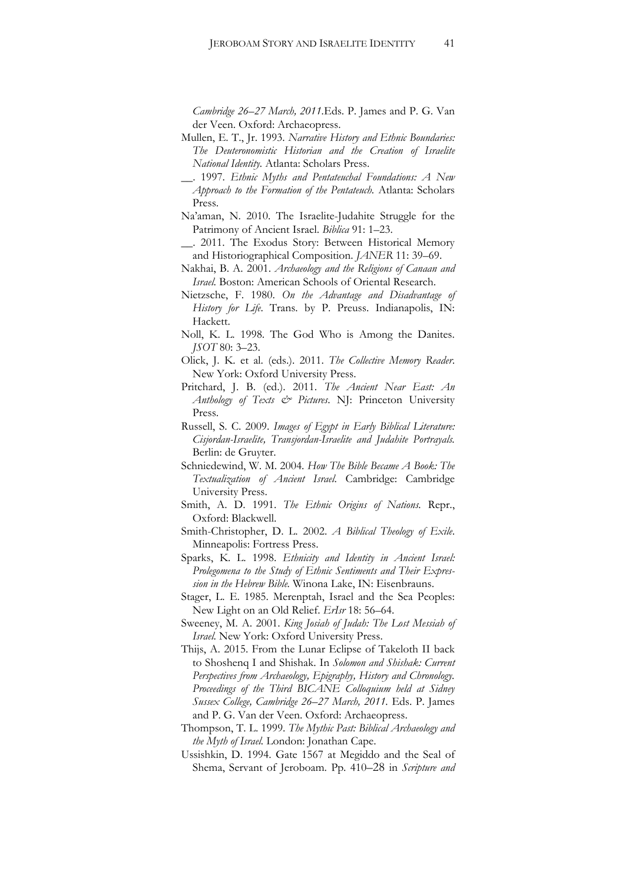*Cambridge 26–27 March, 2011*.Eds. P. James and P. G. Van der Veen. Oxford: Archaeopress.

Mullen, E. T., Jr. 1993. *Narrative History and Ethnic Boundaries: The Deuteronomistic Historian and the Creation of Israelite National Identity*. Atlanta: Scholars Press.

__. 1997. *Ethnic Myths and Pentateuchal Foundations: A New Approach to the Formation of the Pentateuch*. Atlanta: Scholars Press.

Na'aman, N. 2010. The Israelite-Judahite Struggle for the Patrimony of Ancient Israel. *Biblica* 91: 1–23.

__. 2011. The Exodus Story: Between Historical Memory and Historiographical Composition. *JANER* 11: 39–69.

Nakhai, B. A. 2001. *Archaeology and the Religions of Canaan and Israel*. Boston: American Schools of Oriental Research.

Nietzsche, F. 1980. *On the Advantage and Disadvantage of History for Life*. Trans. by P. Preuss. Indianapolis, IN: Hackett.

Noll, K. L. 1998. The God Who is Among the Danites. *JSOT* 80: 3–23.

Olick, J. K. et al. (eds.). 2011. *The Collective Memory Reader*. New York: Oxford University Press.

Pritchard, J. B. (ed.). 2011. *The Ancient Near East: An Anthology of Texts & Pictures*. NJ: Princeton University Press.

Russell, S. C. 2009. *Images of Egypt in Early Biblical Literature: Cisjordan-Israelite, Transjordan-Israelite and Judahite Portrayals*. Berlin: de Gruyter.

Schniedewind, W. M. 2004. *How The Bible Became A Book: The Textualization of Ancient Israel*. Cambridge: Cambridge University Press.

Smith, A. D. 1991. *The Ethnic Origins of Nations*. Repr., Oxford: Blackwell.

Smith-Christopher, D. L. 2002. *A Biblical Theology of Exile*. Minneapolis: Fortress Press.

Sparks, K. L. 1998. *Ethnicity and Identity in Ancient Israel: Prolegomena to the Study of Ethnic Sentiments and Their Expression in the Hebrew Bible*. Winona Lake, IN: Eisenbrauns.

Stager, L. E. 1985. Merenptah, Israel and the Sea Peoples: New Light on an Old Relief. *ErIsr* 18: 56–64.

Sweeney, M. A. 2001. *King Josiah of Judah: The Lost Messiah of Israel*. New York: Oxford University Press.

Thijs, A. 2015. From the Lunar Eclipse of Takeloth II back to Shoshenq I and Shishak. In *Solomon and Shishak: Current Perspectives from Archaeology, Epigraphy, History and Chronology. Proceedings of the Third BICANE Colloquium held at Sidney Sussex College, Cambridge 26–27 March, 2011*. Eds. P. James and P. G. Van der Veen. Oxford: Archaeopress.

Thompson, T. L. 1999. *The Mythic Past: Biblical Archaeology and the Myth of Israel*. London: Jonathan Cape.

Ussishkin, D. 1994. Gate 1567 at Megiddo and the Seal of Shema, Servant of Jeroboam. Pp. 410–28 in *Scripture and*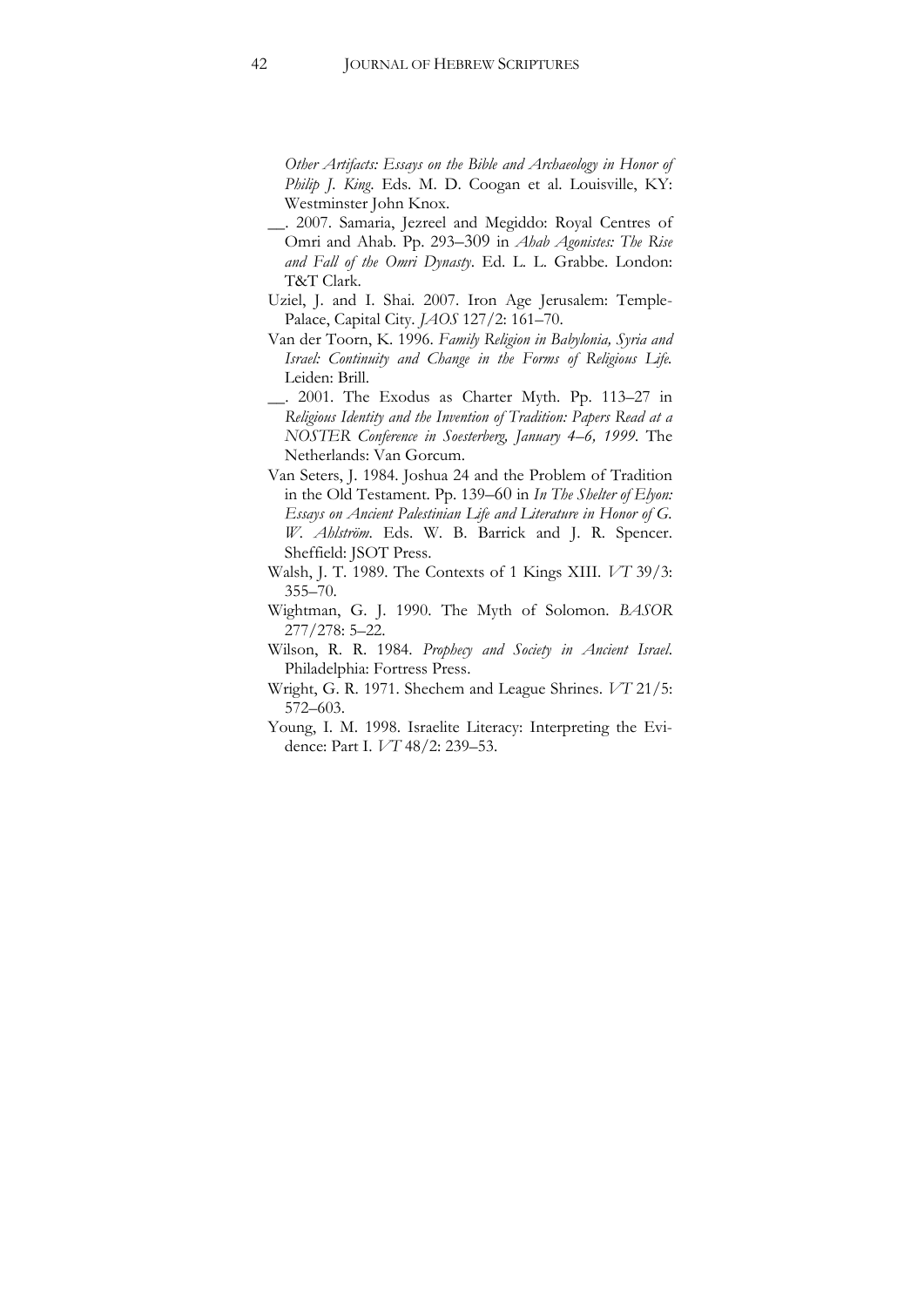*Other Artifacts: Essays on the Bible and Archaeology in Honor of Philip J. King*. Eds. M. D. Coogan et al. Louisville, KY: Westminster John Knox.

__. 2007. Samaria, Jezreel and Megiddo: Royal Centres of Omri and Ahab. Pp. 293–309 in *Ahab Agonistes: The Rise and Fall of the Omri Dynasty*. Ed. L. L. Grabbe. London: T&T Clark.

Uziel, J. and I. Shai. 2007. Iron Age Jerusalem: Temple-Palace, Capital City. *JAOS* 127/2: 161–70.

Van der Toorn, K. 1996. *Family Religion in Babylonia, Syria and Israel: Continuity and Change in the Forms of Religious Life.* Leiden: Brill.

__. 2001. The Exodus as Charter Myth. Pp. 113–27 in *Religious Identity and the Invention of Tradition: Papers Read at a NOSTER Conference in Soesterberg, January 4–6, 1999*. The Netherlands: Van Gorcum.

Van Seters, J. 1984. Joshua 24 and the Problem of Tradition in the Old Testament. Pp. 139–60 in *In The Shelter of Elyon: Essays on Ancient Palestinian Life and Literature in Honor of G. W. Ahlström*. Eds. W. B. Barrick and J. R. Spencer. Sheffield: JSOT Press.

Walsh, J. T. 1989. The Contexts of 1 Kings XIII. *VT* 39/3: 355–70.

Wightman, G. J. 1990. The Myth of Solomon. *BASOR* 277/278: 5–22.

Wilson, R. R. 1984. *Prophecy and Society in Ancient Israel*. Philadelphia: Fortress Press.

Wright, G. R. 1971. Shechem and League Shrines. *VT* 21/5: 572–603.

Young, I. M. 1998. Israelite Literacy: Interpreting the Evidence: Part I. *VT* 48/2: 239–53.